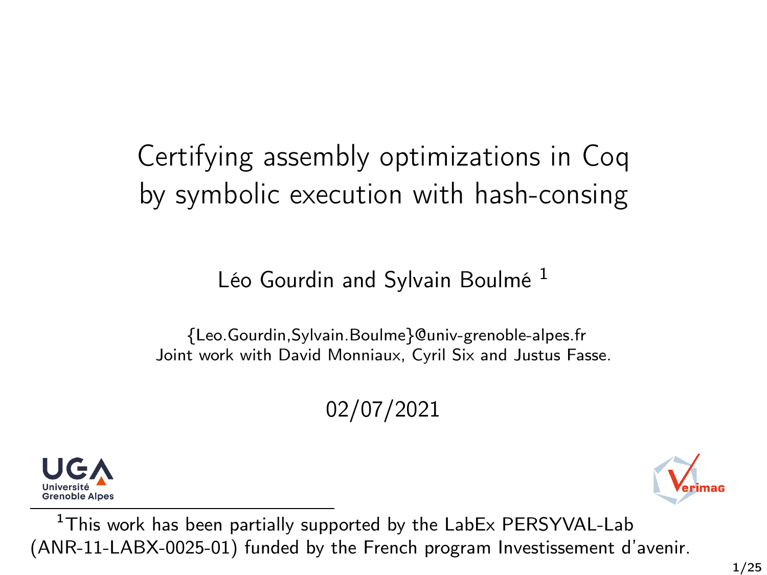# Certifying assembly optimizations in Coq by symbolic execution with hash-consing

Léo Gourdin and Sylvain Boulmé [1]

{Leo.Gourdin,Sylvain.Boulme}@univ-grenoble-alpes.fr
Joint work with David Monniaux, Cyril Six and Justus Fasse.

02/07/2021

Université Grenoble Alpes

Verimag

[1] This work has been partially supported by the LabEx PERSYVAL-Lab (ANR-11-LABX-0025-01) funded by the French program Investissement d'avenir.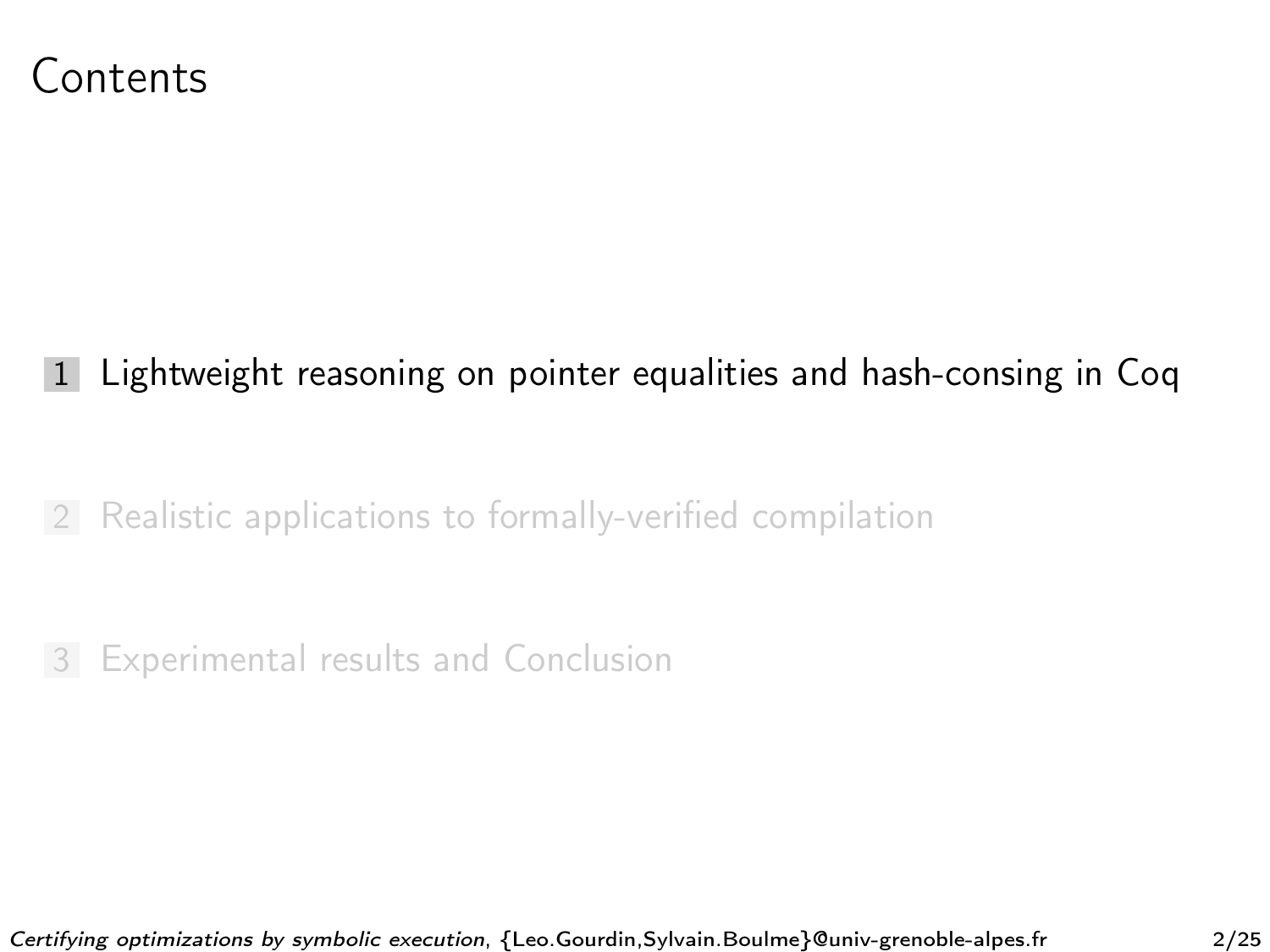# Contents

1. Lightweight reasoning on pointer equalities and hash-consing in Coq
2. Realistic applications to formally-verified compilation
3. Experimental results and Conclusion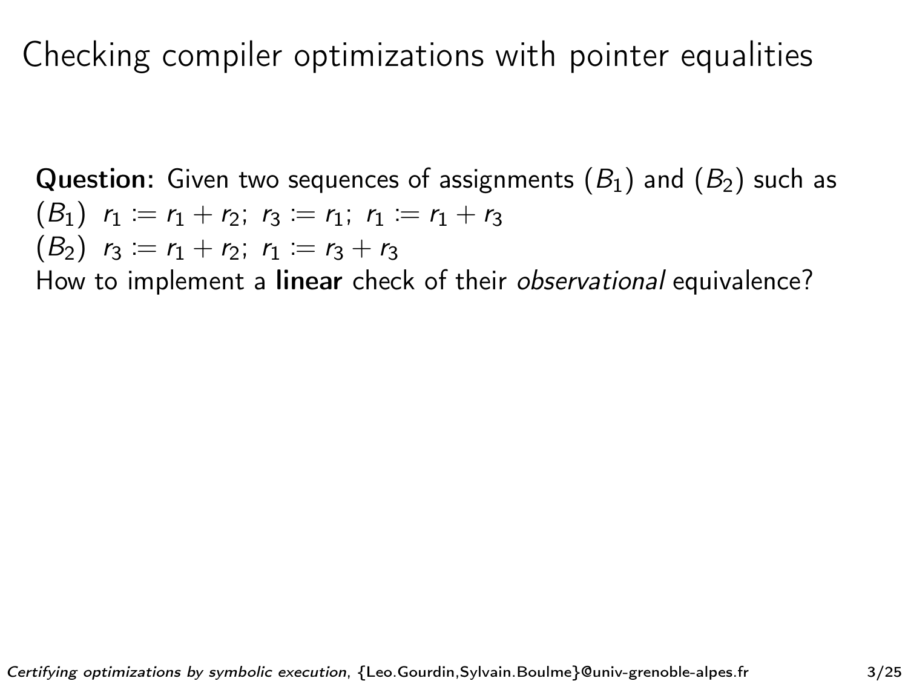# Checking compiler optimizations with pointer equalities

**Question:** Given two sequences of assignments $(B_1)$ and $(B_2)$ such as

$(B_1)$ $r_1 \coloneqq r_1 + r_2;\ r_3 \coloneqq r_1;\ r_1 \coloneqq r_1 + r_3$

$(B_2)$ $r_3 \coloneqq r_1 + r_2;\ r_1 \coloneqq r_3 + r_3$

How to implement a **linear** check of their *observational* equivalence?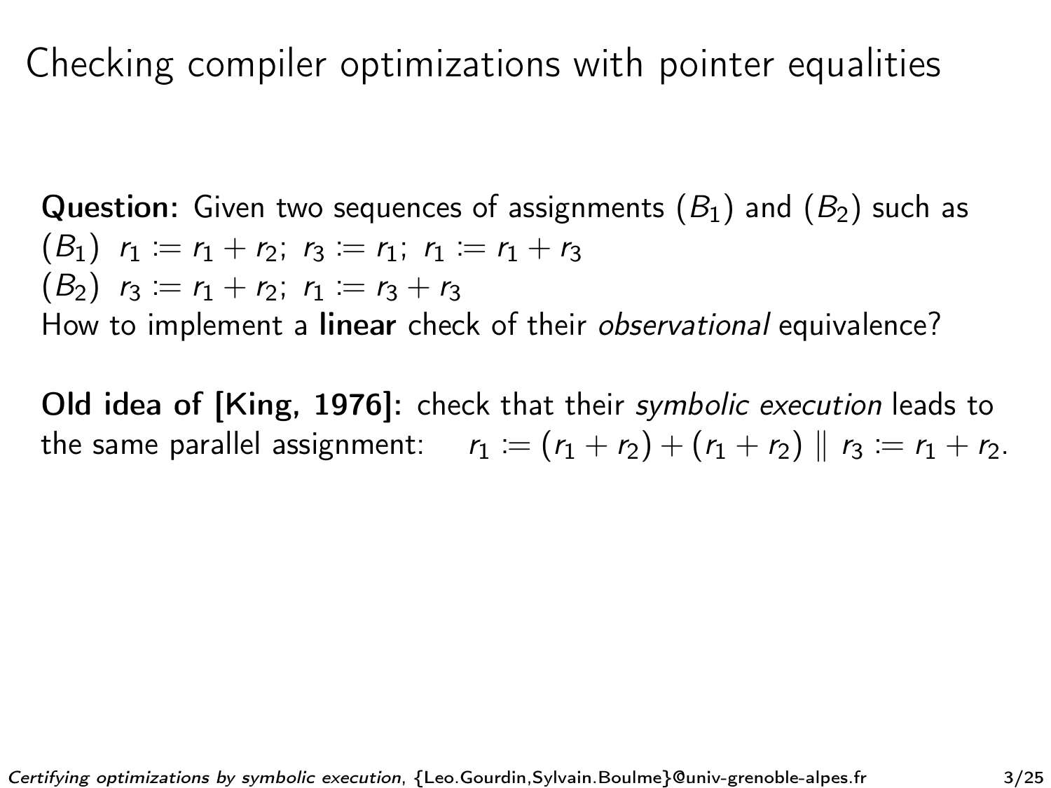# Checking compiler optimizations with pointer equalities

**Question:** Given two sequences of assignments ($B_1$) and ($B_2$) such as
($B_1$) $r_1 := r_1 + r_2;\ r_3 := r_1;\ r_1 := r_1 + r_3$
($B_2$) $r_3 := r_1 + r_2;\ r_1 := r_3 + r_3$
How to implement a **linear** check of their *observational* equivalence?

**Old idea of [King, 1976]:** check that their *symbolic execution* leads to the same parallel assignment: $r_1 := (r_1 + r_2) + (r_1 + r_2) \parallel r_3 := r_1 + r_2$.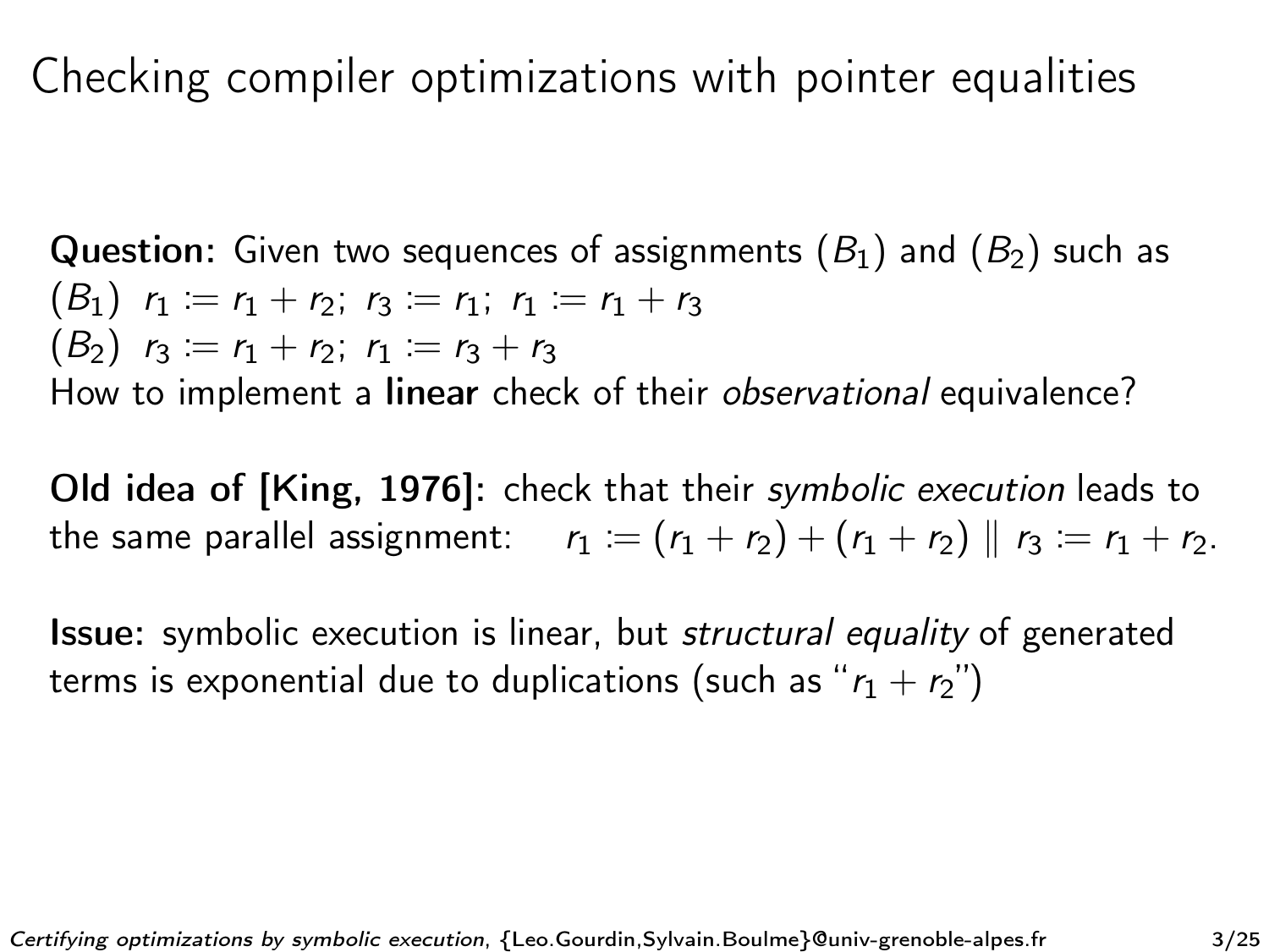# Checking compiler optimizations with pointer equalities

**Question:** Given two sequences of assignments ($B_1$) and ($B_2$) such as
($B_1$) $r_1 := r_1 + r_2;\ r_3 := r_1;\ r_1 := r_1 + r_3$
($B_2$) $r_3 := r_1 + r_2;\ r_1 := r_3 + r_3$
How to implement a **linear** check of their *observational* equivalence?

**Old idea of [King, 1976]:** check that their *symbolic execution* leads to the same parallel assignment: $r_1 := (r_1 + r_2) + (r_1 + r_2) \parallel r_3 := r_1 + r_2$.

**Issue:** symbolic execution is linear, but *structural equality* of generated terms is exponential due to duplications (such as "$r_1 + r_2$")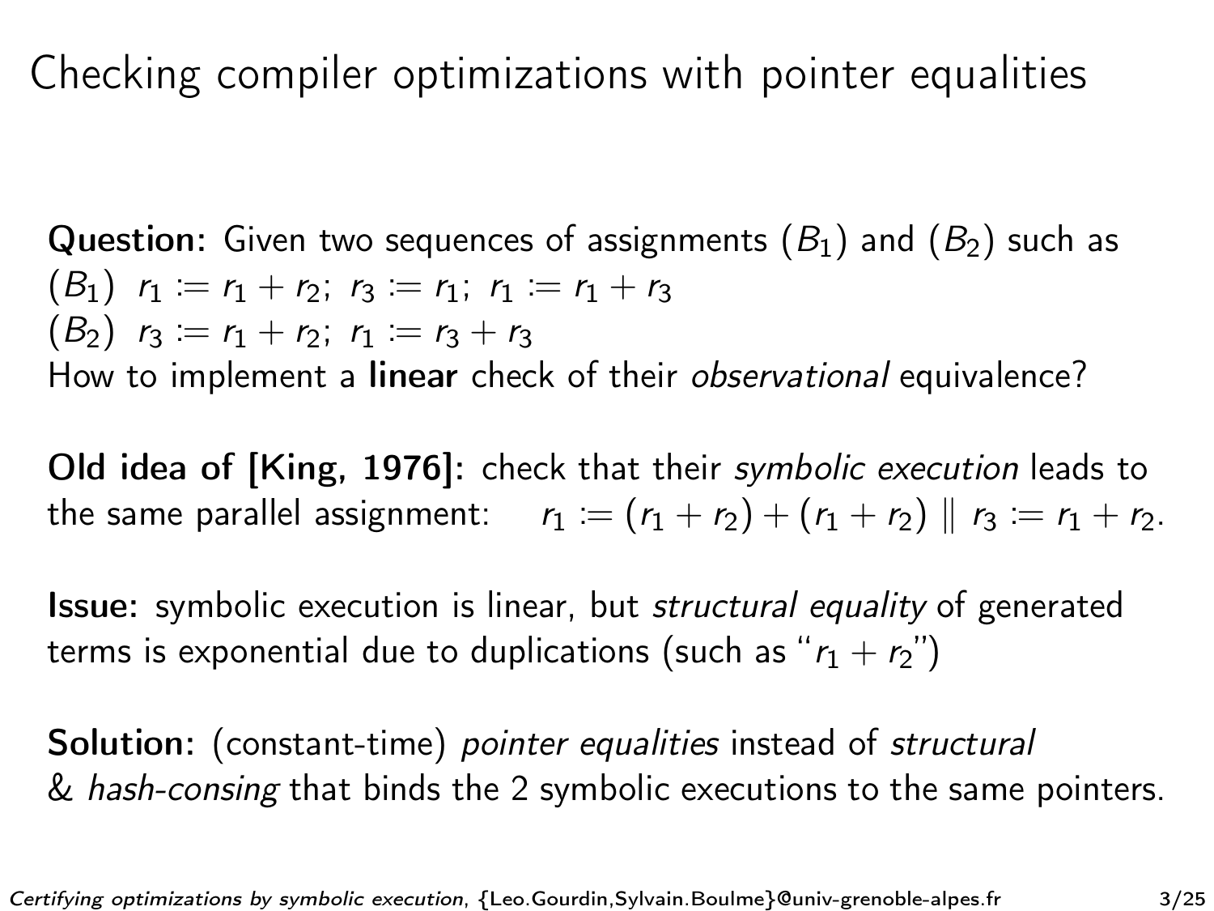# Checking compiler optimizations with pointer equalities

**Question:** Given two sequences of assignments ($B_1$) and ($B_2$) such as
($B_1$) $r_1 := r_1 + r_2;\ r_3 := r_1;\ r_1 := r_1 + r_3$
($B_2$) $r_3 := r_1 + r_2;\ r_1 := r_3 + r_3$
How to implement a **linear** check of their *observational* equivalence?

**Old idea of [King, 1976]:** check that their *symbolic execution* leads to the same parallel assignment: $r_1 := (r_1 + r_2) + (r_1 + r_2) \parallel r_3 := r_1 + r_2$.

**Issue:** symbolic execution is linear, but *structural equality* of generated terms is exponential due to duplications (such as "$r_1 + r_2$")

**Solution:** (constant-time) *pointer equalities* instead of *structural* & *hash-consing* that binds the 2 symbolic executions to the same pointers.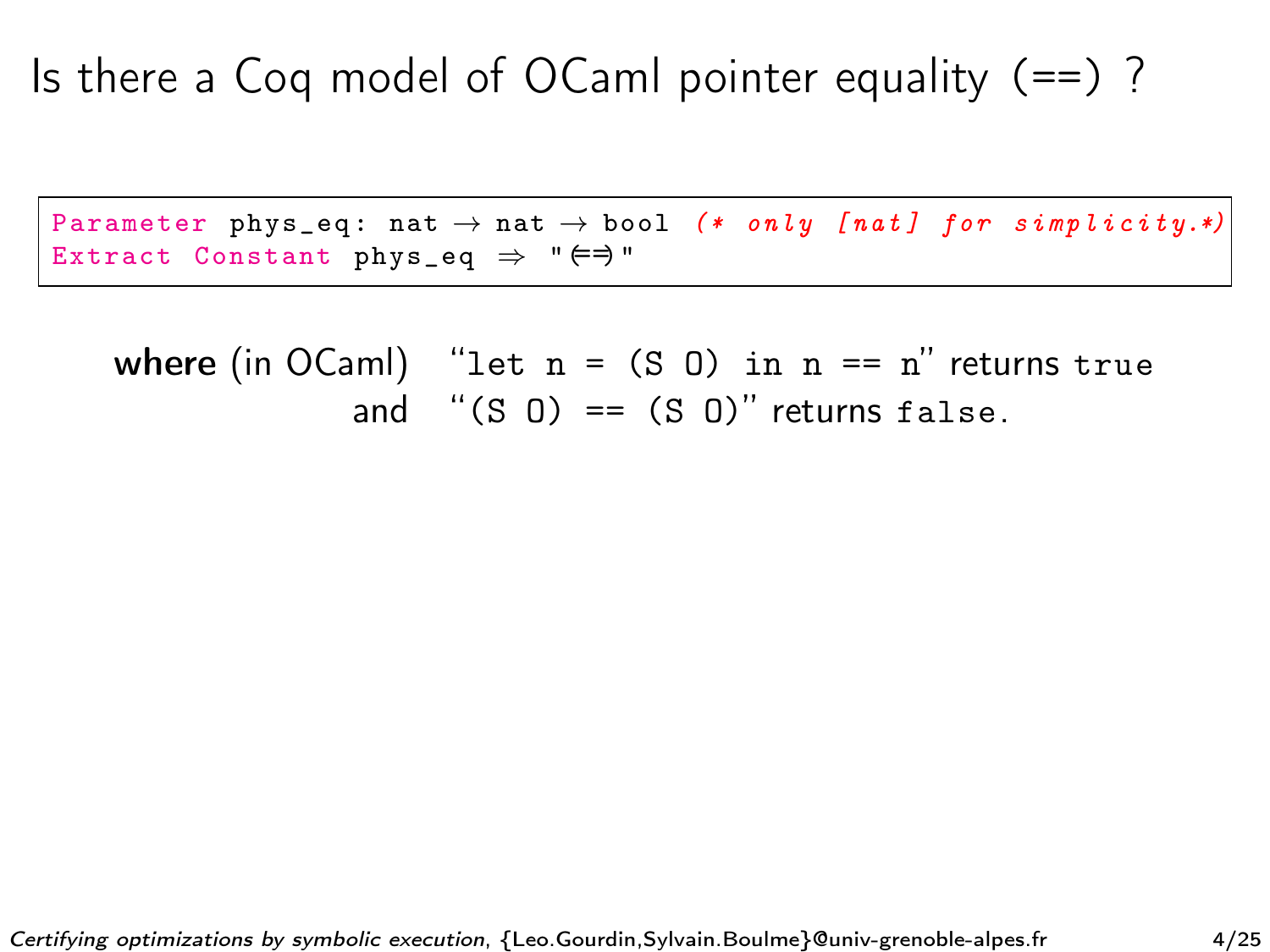# Is there a Coq model of OCaml pointer equality (==) ?

```
Parameter phys_eq: nat → nat → bool (* only [nat] for simplicity.*)
Extract Constant phys_eq ⇒ "(==)"
```

**where** (in OCaml) "`let n = (S O) in n == n`" returns `true`
and "`(S O) == (S O)`" returns `false`.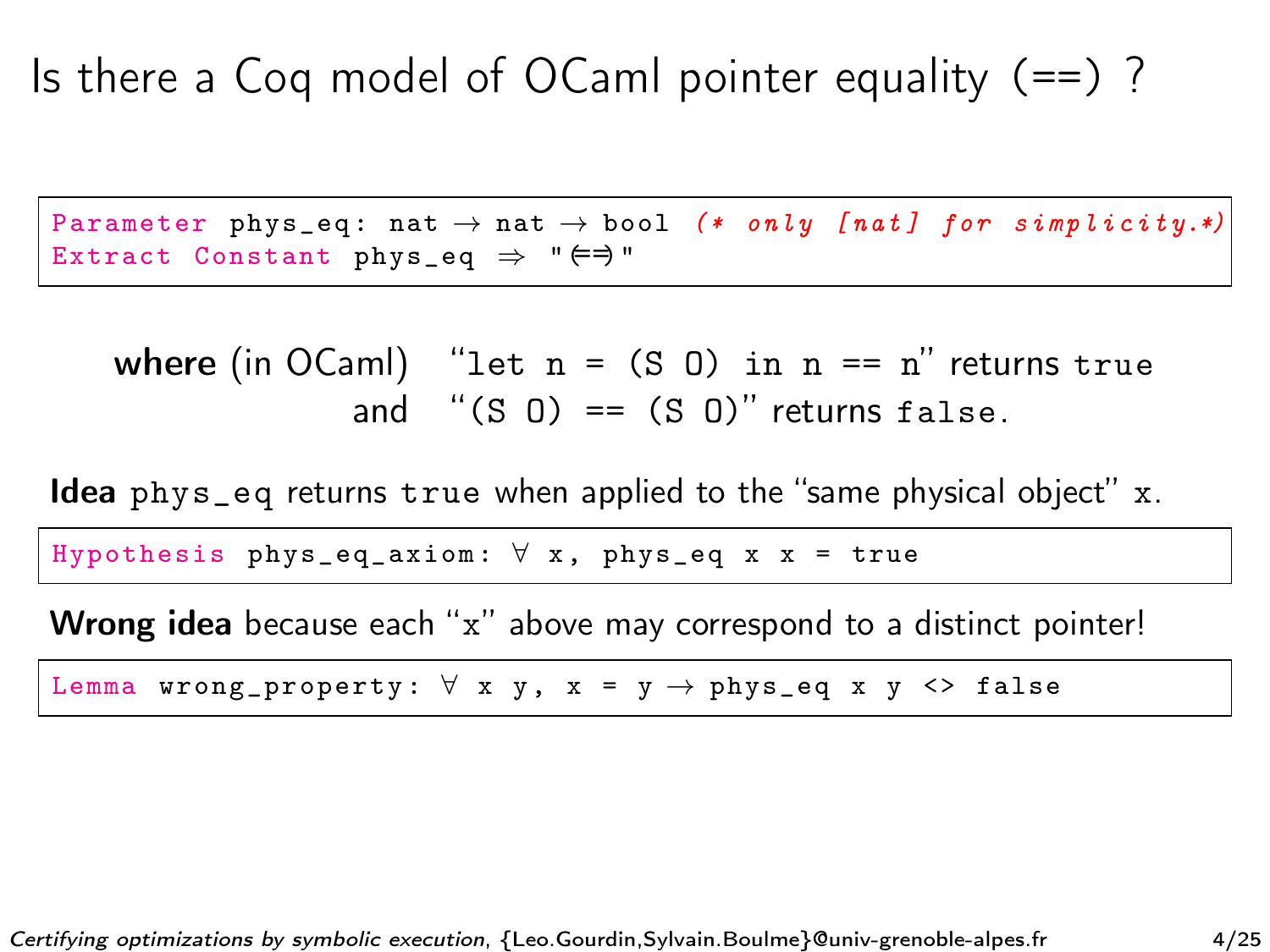# Is there a Coq model of OCaml pointer equality (==) ?

```
Parameter phys_eq: nat → nat → bool (* only [nat] for simplicity.*)
Extract Constant phys_eq ⇒ "(==)"
```

**where** (in OCaml) "`let n = (S O) in n == n`" returns `true`
and "`(S O) == (S O)`" returns `false`.

**Idea** `phys_eq` returns `true` when applied to the "same physical object" `x`.

```
Hypothesis phys_eq_axiom: ∀ x, phys_eq x x = true
```

**Wrong idea** because each "`x`" above may correspond to a distinct pointer!

```
Lemma wrong_property: ∀ x y, x = y → phys_eq x y <> false
```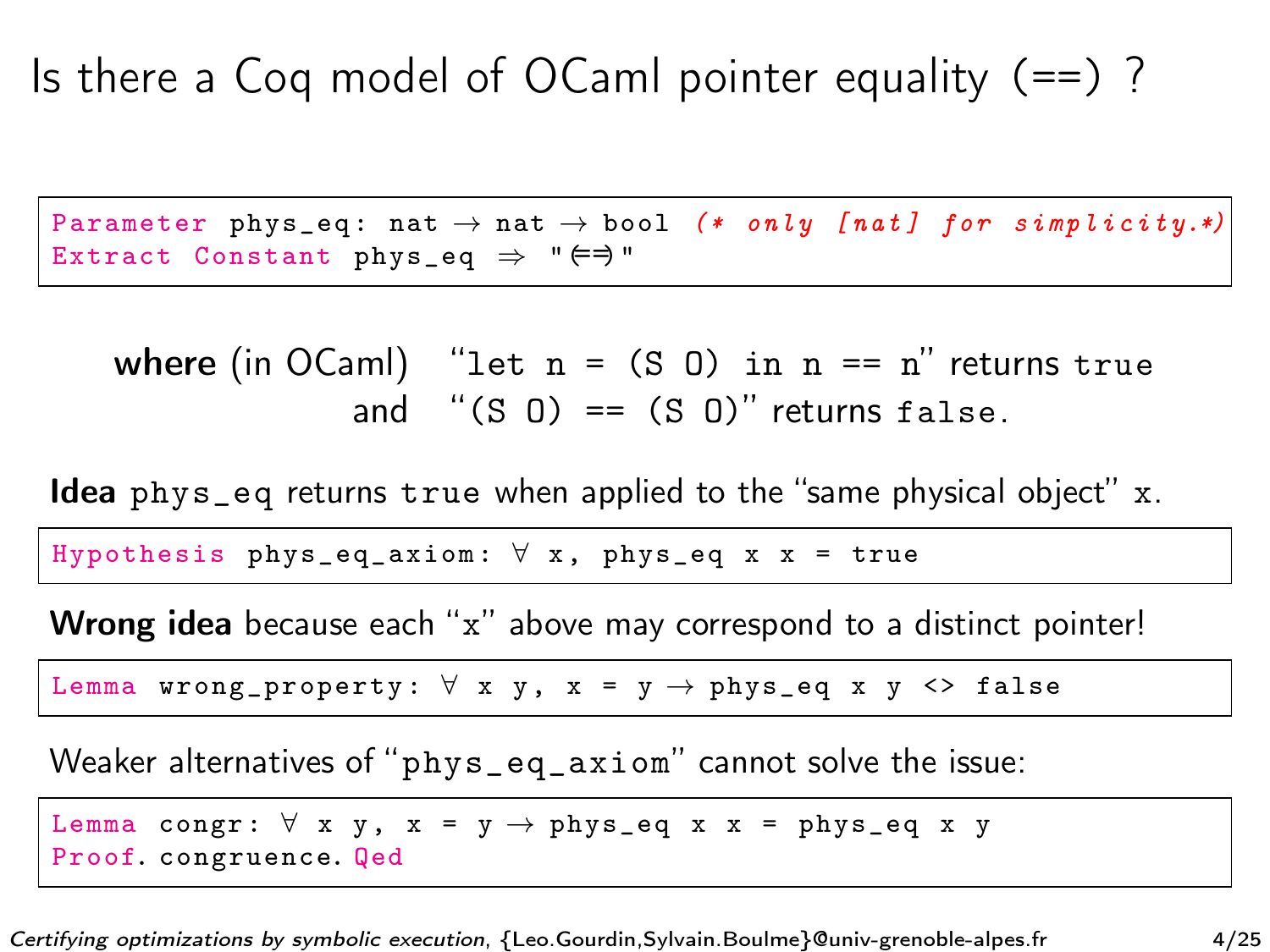# Is there a Coq model of OCaml pointer equality (==) ?

```
Parameter phys_eq: nat → nat → bool (* only [nat] for simplicity.*)
Extract Constant phys_eq ⇒ "(==)"
```

**where** (in OCaml) "`let n = (S O) in n == n`" returns `true`
and "`(S O) == (S O)`" returns `false`.

**Idea** `phys_eq` returns `true` when applied to the "same physical object" `x`.

```
Hypothesis phys_eq_axiom: ∀ x, phys_eq x x = true
```

**Wrong idea** because each "`x`" above may correspond to a distinct pointer!

```
Lemma wrong_property: ∀ x y, x = y → phys_eq x y <> false
```

Weaker alternatives of "`phys_eq_axiom`" cannot solve the issue:

```
Lemma congr: ∀ x y, x = y → phys_eq x x = phys_eq x y
Proof. congruence. Qed
```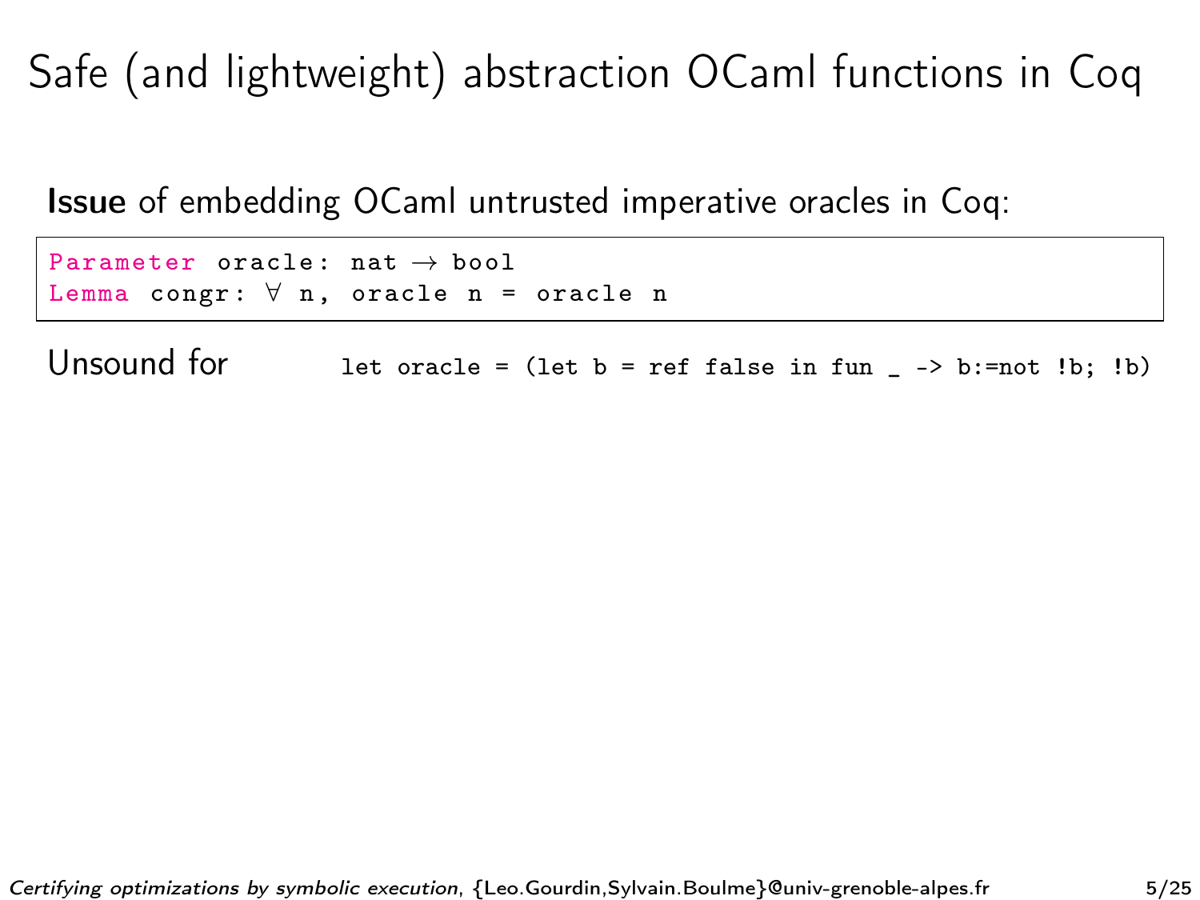# Safe (and lightweight) abstraction OCaml functions in Coq

**Issue** of embedding OCaml untrusted imperative oracles in Coq:

```
Parameter oracle: nat → bool
Lemma congr: ∀ n, oracle n = oracle n
```

Unsound for `let oracle = (let b = ref false in fun _ -> b:=not !b; !b)`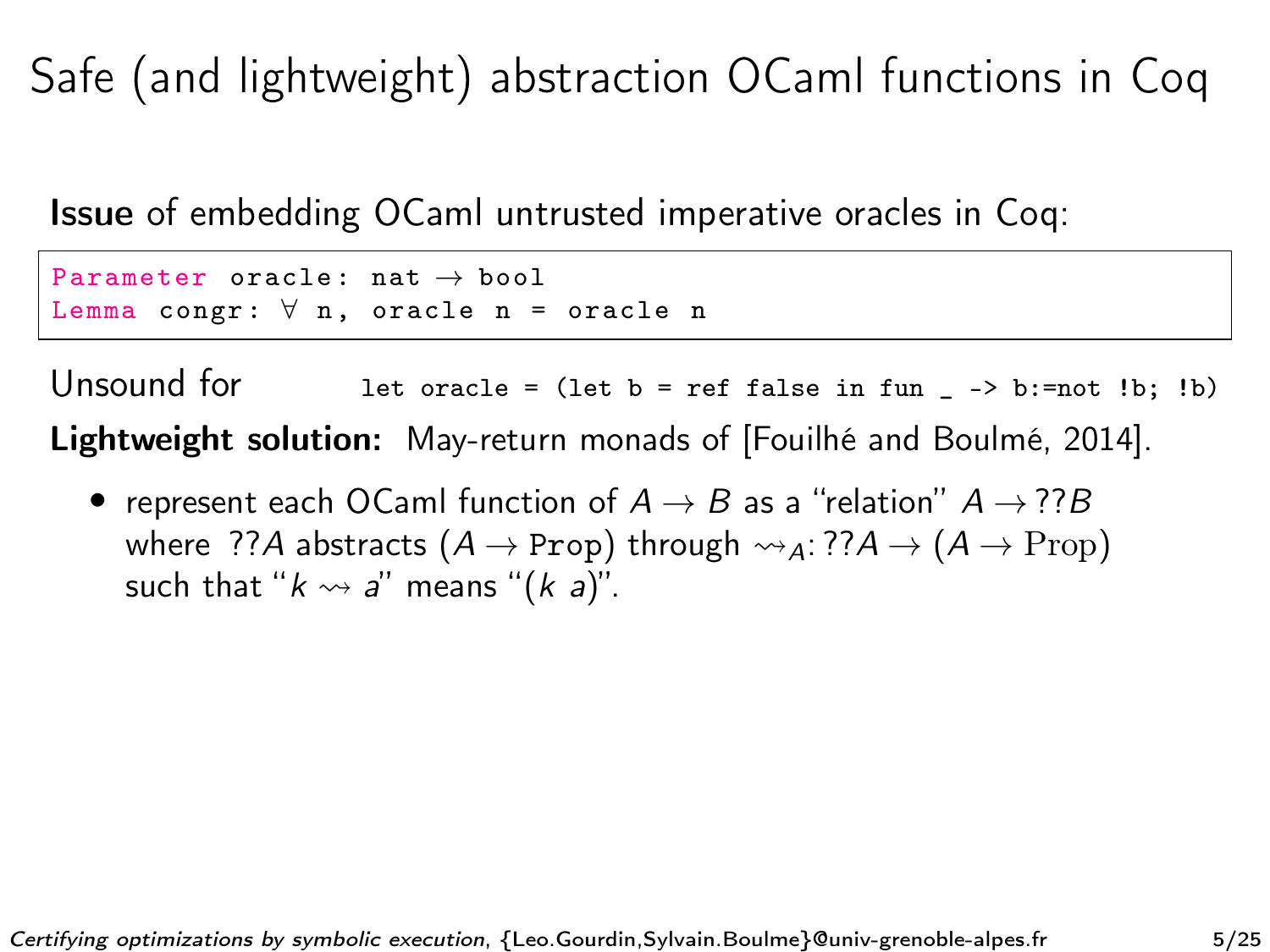# Safe (and lightweight) abstraction OCaml functions in Coq

**Issue** of embedding OCaml untrusted imperative oracles in Coq:

```
Parameter oracle: nat → bool
Lemma congr: ∀ n, oracle n = oracle n
```

Unsound for `let oracle = (let b = ref false in fun _ -> b:=not !b; !b)`

**Lightweight solution:** May-return monads of [Fouilhé and Boulmé, 2014].

- represent each OCaml function of $A \rightarrow B$ as a "relation" $A \rightarrow ??B$ where $??A$ abstracts ($A \rightarrow$ `Prop`) through $\rightsquigarrow_A$: $??A \rightarrow (A \rightarrow \mathrm{Prop})$ such that "$k \rightsquigarrow a$" means "$(k\ a)$".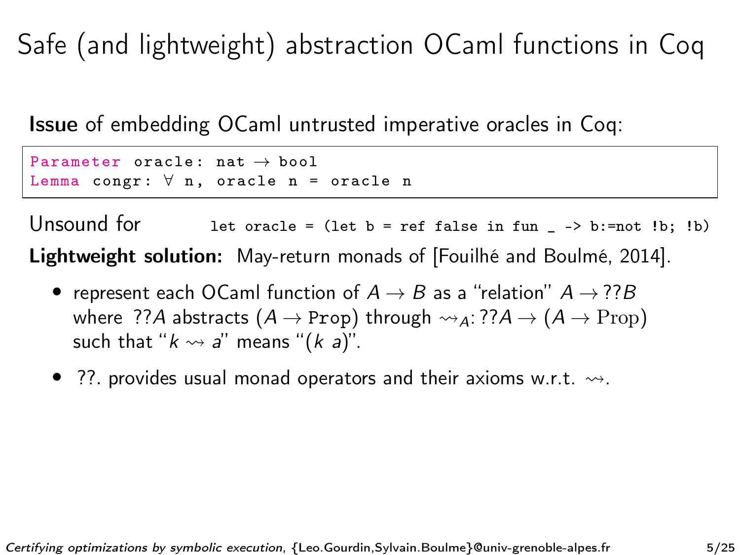# Safe (and lightweight) abstraction OCaml functions in Coq

**Issue** of embedding OCaml untrusted imperative oracles in Coq:

```
Parameter oracle: nat → bool
Lemma congr: ∀ n, oracle n = oracle n
```

Unsound for `let oracle = (let b = ref false in fun _ -> b:=not !b; !b)`

**Lightweight solution:** May-return monads of [Fouilhé and Boulmé, 2014].

- represent each OCaml function of $A \to B$ as a "relation" $A \to ??B$ where $??A$ abstracts $(A \to \texttt{Prop})$ through $\leadsto_A : ??A \to (A \to \mathrm{Prop})$ such that "$k \leadsto a$" means "$(k\ a)$".
- ??. provides usual monad operators and their axioms w.r.t. $\leadsto$.

*Certifying optimizations by symbolic execution*, {Leo.Gourdin,Sylvain.Boulme}@univ-grenoble-alpes.fr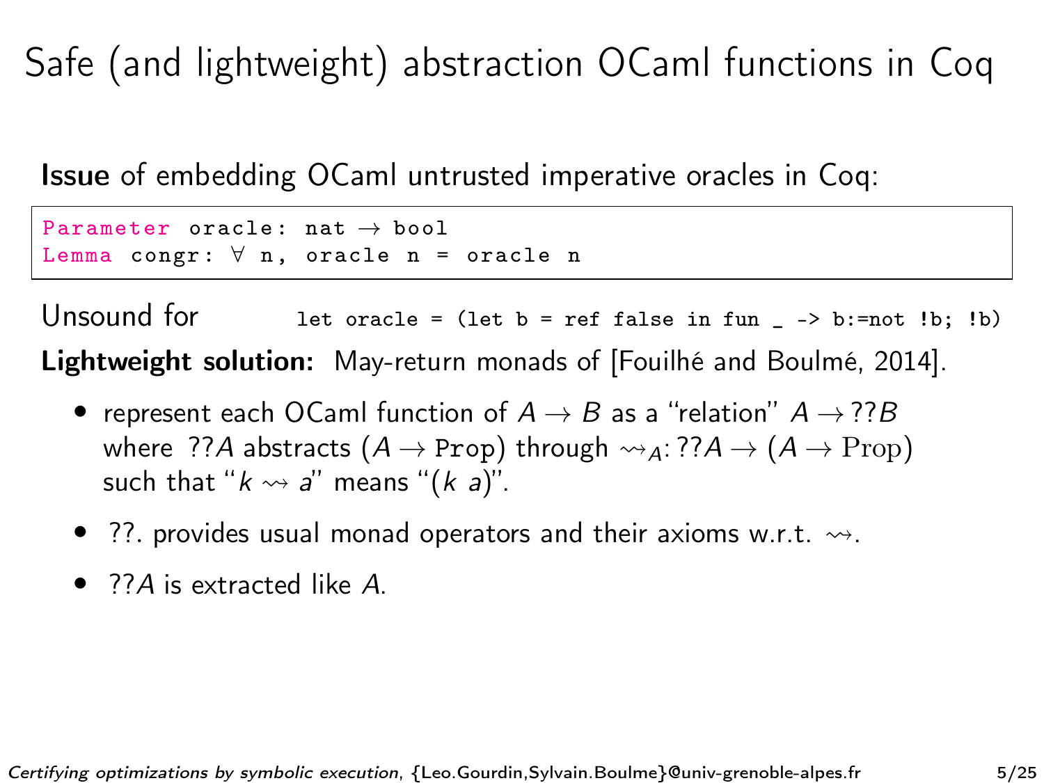# Safe (and lightweight) abstraction OCaml functions in Coq

**Issue** of embedding OCaml untrusted imperative oracles in Coq:

```
Parameter oracle: nat → bool
Lemma congr: ∀ n, oracle n = oracle n
```

Unsound for `let oracle = (let b = ref false in fun _ -> b:=not !b; !b)`

**Lightweight solution:** May-return monads of [Fouilhé and Boulmé, 2014].

- represent each OCaml function of $A \rightarrow B$ as a "relation" $A \rightarrow ??B$ where $??A$ abstracts $(A \rightarrow \texttt{Prop})$ through $\rightsquigarrow_A : ??A \rightarrow (A \rightarrow \mathrm{Prop})$ such that "$k \rightsquigarrow a$" means "$(k\ a)$".
- $??.$ provides usual monad operators and their axioms w.r.t. $\rightsquigarrow$.
- $??A$ is extracted like $A$.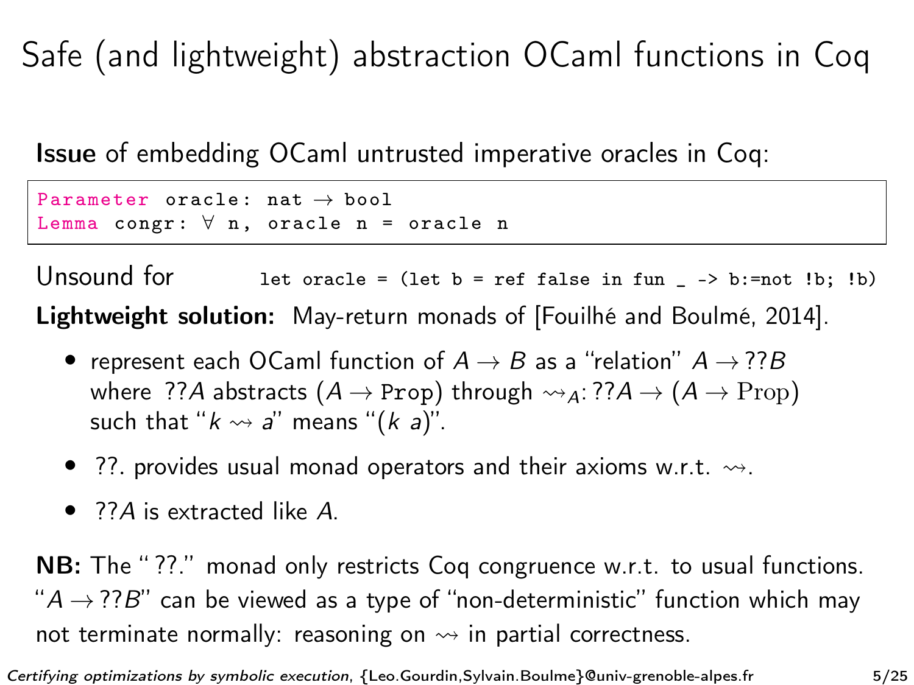# Safe (and lightweight) abstraction OCaml functions in Coq

**Issue** of embedding OCaml untrusted imperative oracles in Coq:

```
Parameter oracle: nat → bool
Lemma congr: ∀ n, oracle n = oracle n
```

Unsound for `let oracle = (let b = ref false in fun _ -> b:=not !b; !b)`

**Lightweight solution:** May-return monads of [Fouilhé and Boulmé, 2014].

- represent each OCaml function of $A \to B$ as a "relation" $A \to ??B$ where $??A$ abstracts $(A \to \texttt{Prop})$ through $\leadsto_A : ??A \to (A \to \mathrm{Prop})$ such that "$k \leadsto a$" means "$(k\ a)$".
- ??. provides usual monad operators and their axioms w.r.t. $\leadsto$.
- $??A$ is extracted like $A$.

**NB:** The "??." monad only restricts Coq congruence w.r.t. to usual functions. "$A \to ??B$" can be viewed as a type of "non-deterministic" function which may not terminate normally: reasoning on $\leadsto$ in partial correctness.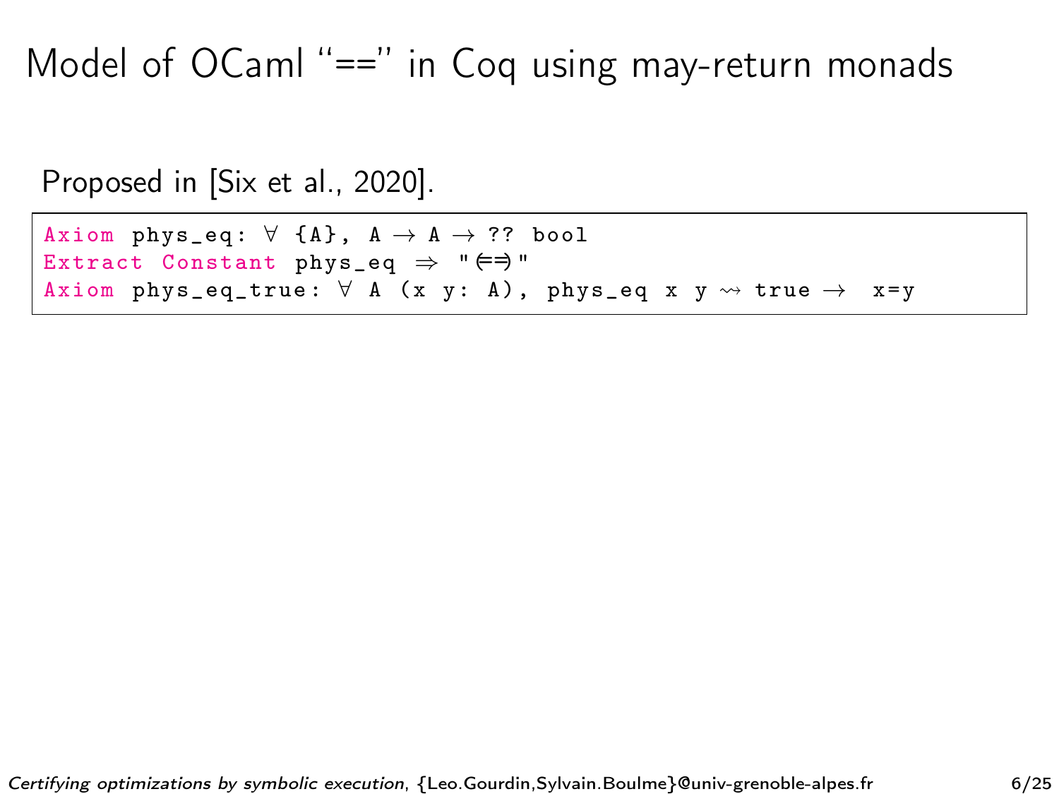# Model of OCaml "==" in Coq using may-return monads

Proposed in [Six et al., 2020].

```
Axiom phys_eq: ∀ {A}, A → A → ?? bool
Extract Constant phys_eq ⇒ "(==)"
Axiom phys_eq_true: ∀ A (x y: A), phys_eq x y ⇝ true →  x=y
```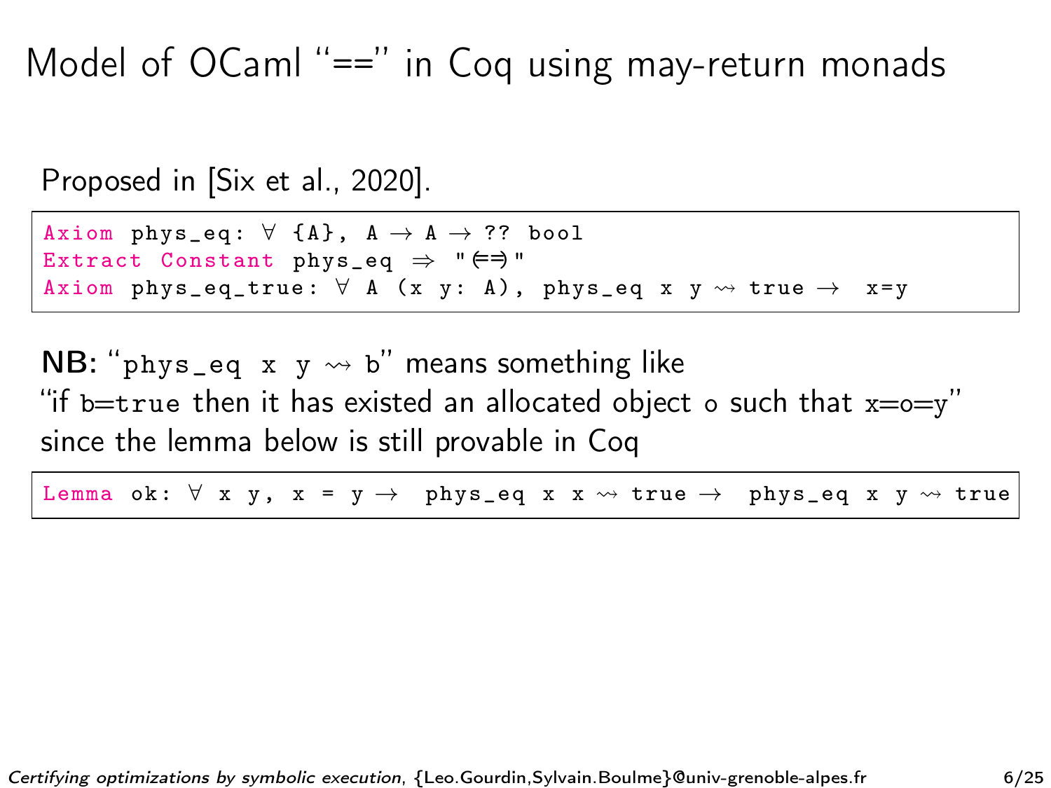# Model of OCaml "==" in Coq using may-return monads

Proposed in [Six et al., 2020].

```
Axiom phys_eq: ∀ {A}, A → A → ?? bool
Extract Constant phys_eq ⇒ "(==)"
Axiom phys_eq_true: ∀ A (x y: A), phys_eq x y ⇝ true →  x=y
```

**NB**: "`phys_eq x y ⇝ b`" means something like
"if `b=true` then it has existed an allocated object `o` such that `x=o=y`"
since the lemma below is still provable in Coq

```
Lemma ok: ∀ x y, x = y →  phys_eq x x ⇝ true →  phys_eq x y ⇝ true
```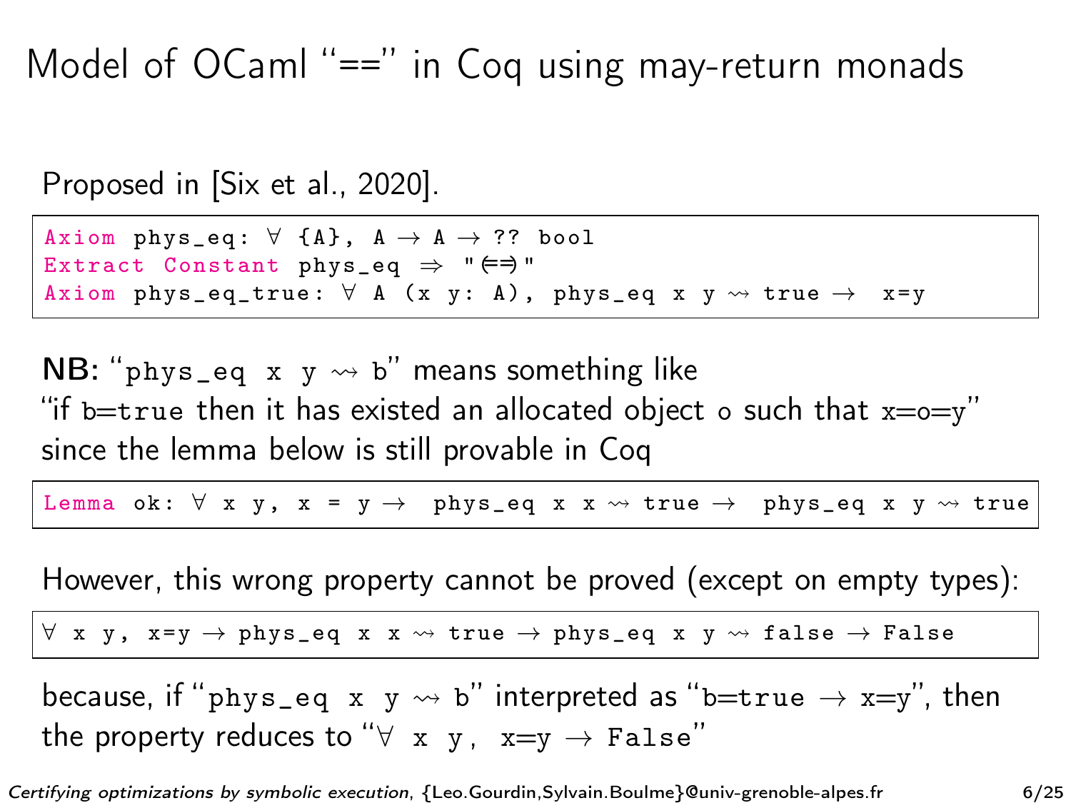# Model of OCaml "==" in Coq using may-return monads

Proposed in [Six et al., 2020].

```
Axiom phys_eq: ∀ {A}, A → A → ?? bool
Extract Constant phys_eq ⇒ "(==)"
Axiom phys_eq_true: ∀ A (x y: A), phys_eq x y ⇝ true →  x=y
```

**NB**: "`phys_eq x y ⇝ b`" means something like
"if `b=true` then it has existed an allocated object `o` such that `x=o=y`"
since the lemma below is still provable in Coq

```
Lemma ok: ∀ x y, x = y →  phys_eq x x ⇝ true →  phys_eq x y ⇝ true
```

However, this wrong property cannot be proved (except on empty types):

```
∀ x y, x=y → phys_eq x x ⇝ true → phys_eq x y ⇝ false → False
```

because, if "`phys_eq x y ⇝ b`" interpreted as "`b=true → x=y`", then the property reduces to "`∀ x y, x=y → False`"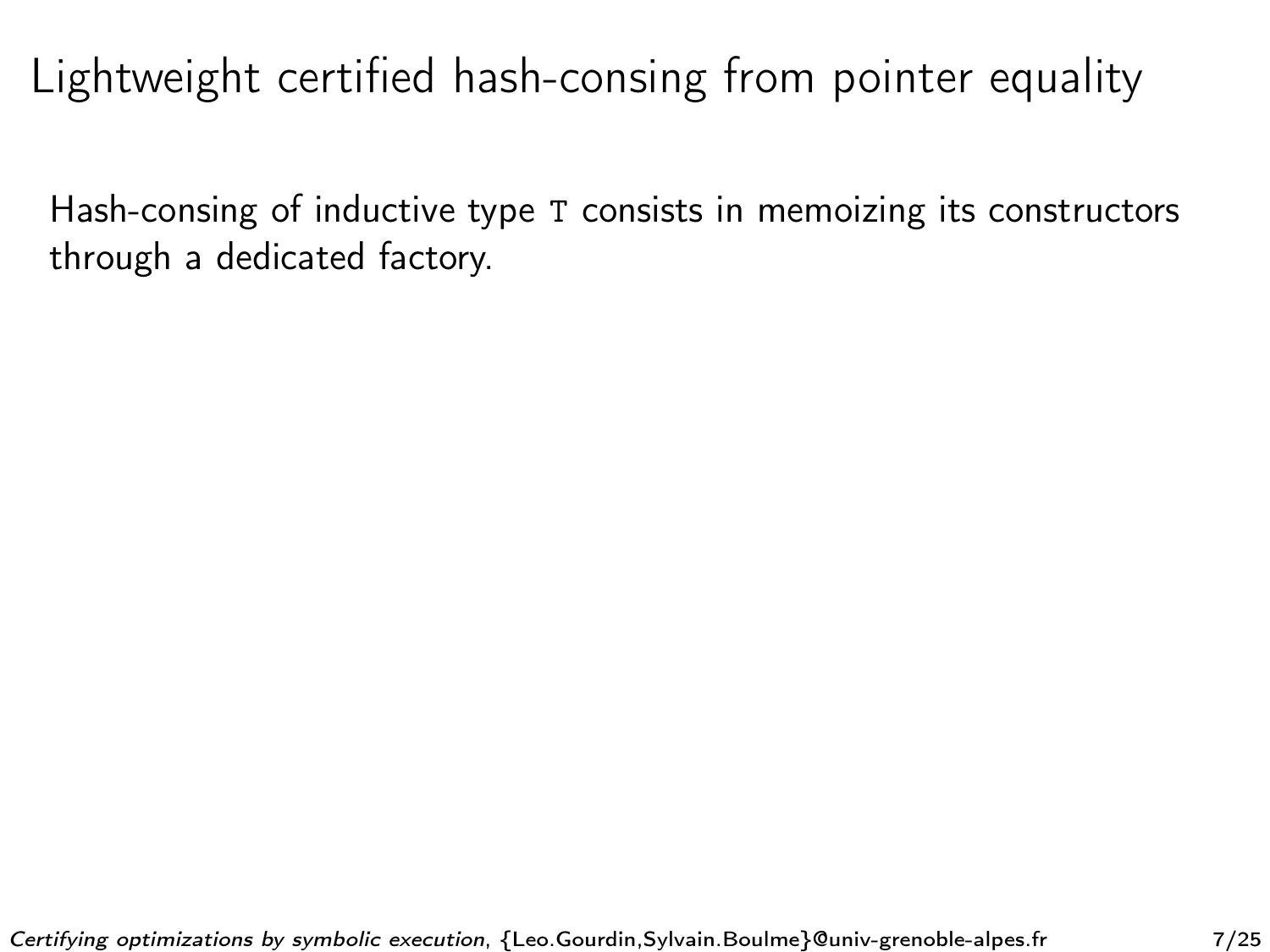# Lightweight certified hash-consing from pointer equality

Hash-consing of inductive type `T` consists in memoizing its constructors through a dedicated factory.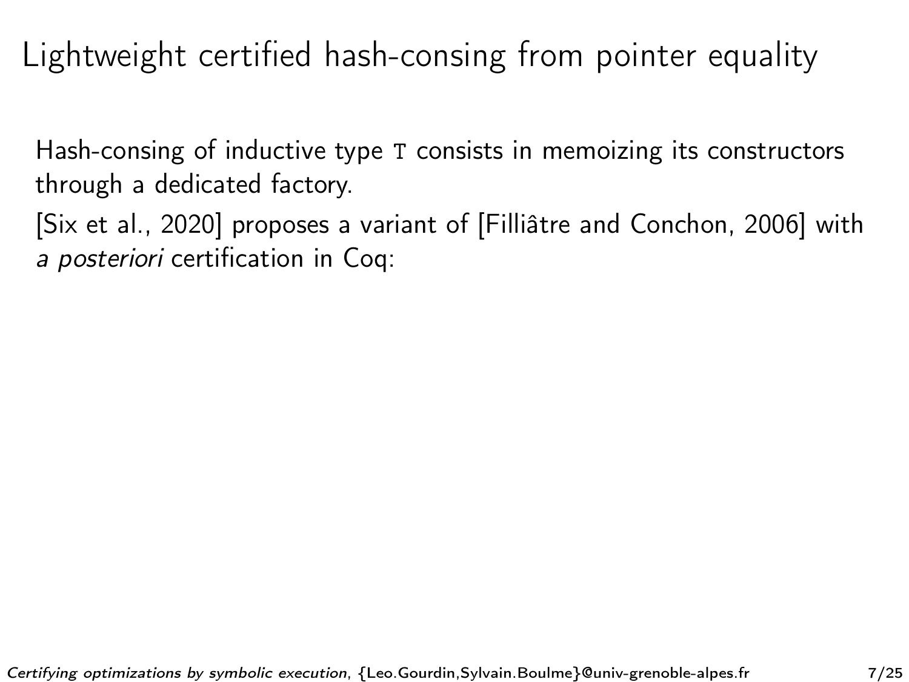# Lightweight certified hash-consing from pointer equality

Hash-consing of inductive type `T` consists in memoizing its constructors through a dedicated factory.

[Six et al., 2020] proposes a variant of [Filliâtre and Conchon, 2006] with *a posteriori* certification in Coq: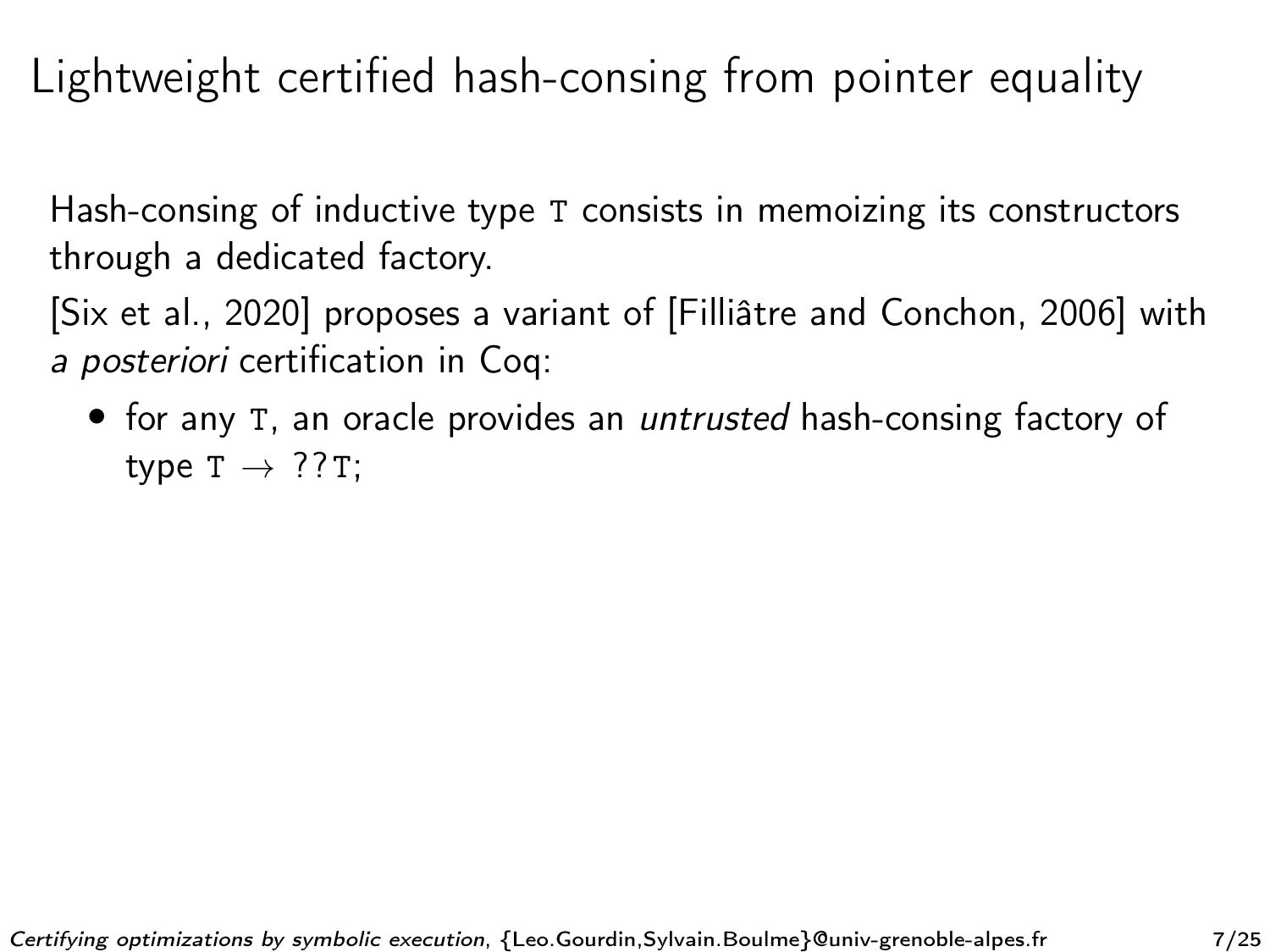# Lightweight certified hash-consing from pointer equality

Hash-consing of inductive type `T` consists in memoizing its constructors through a dedicated factory.

[Six et al., 2020] proposes a variant of [Filliâtre and Conchon, 2006] with *a posteriori* certification in Coq:

- for any `T`, an oracle provides an *untrusted* hash-consing factory of type `T` $\rightarrow$ `??T`;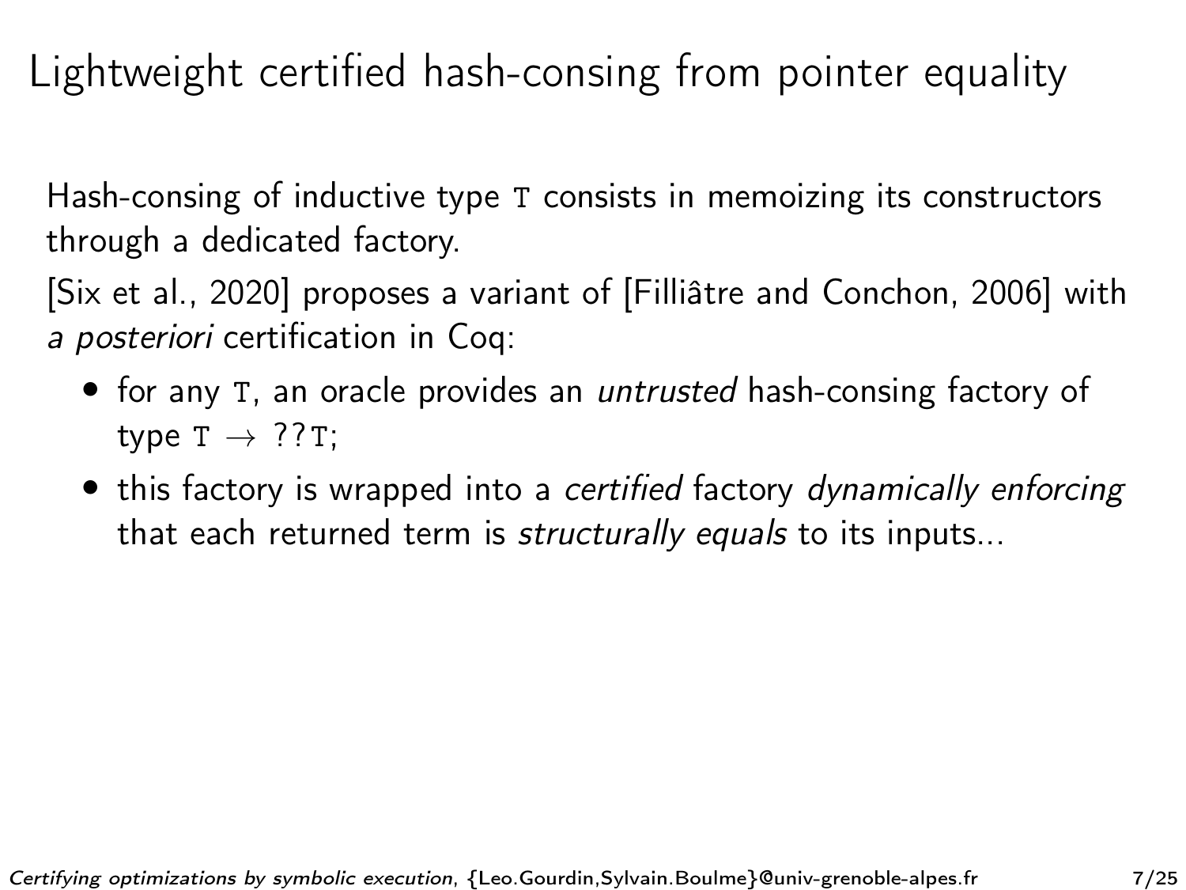# Lightweight certified hash-consing from pointer equality

Hash-consing of inductive type `T` consists in memoizing its constructors through a dedicated factory.

[Six et al., 2020] proposes a variant of [Filliâtre and Conchon, 2006] with *a posteriori* certification in Coq:

- for any `T`, an oracle provides an *untrusted* hash-consing factory of type `T` $\rightarrow$ `??T`;
- this factory is wrapped into a *certified* factory *dynamically enforcing* that each returned term is *structurally equals* to its inputs...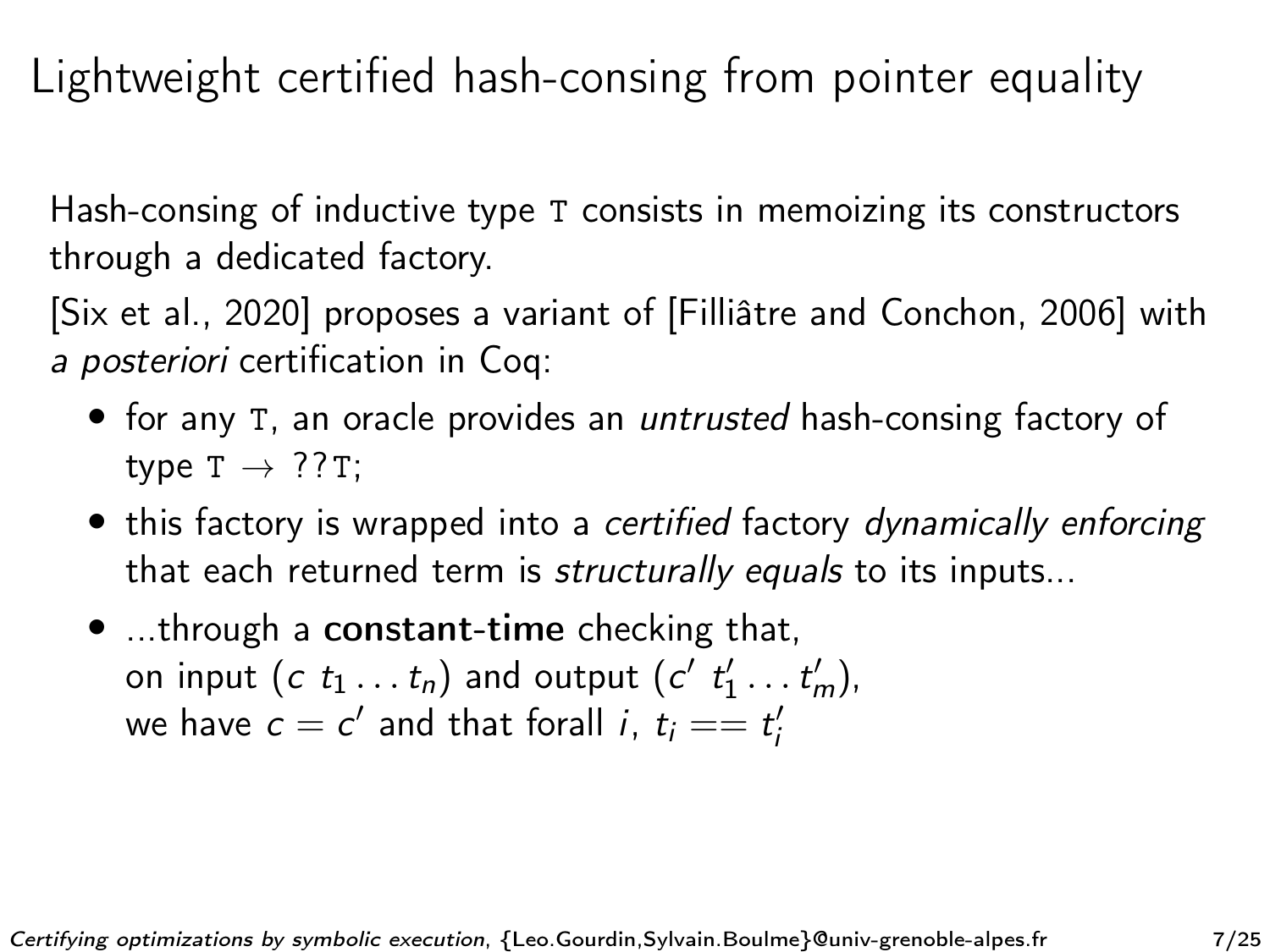# Lightweight certified hash-consing from pointer equality

Hash-consing of inductive type `T` consists in memoizing its constructors through a dedicated factory.

[Six et al., 2020] proposes a variant of [Filliâtre and Conchon, 2006] with *a posteriori* certification in Coq:

- for any `T`, an oracle provides an *untrusted* hash-consing factory of type `T` $\rightarrow$ `??T`;
- this factory is wrapped into a *certified* factory *dynamically enforcing* that each returned term is *structurally equals* to its inputs...
- ...through a **constant-time** checking that, on input $(c\ t_1 \ldots t_n)$ and output $(c'\ t'_1 \ldots t'_m)$, we have $c = c'$ and that forall $i$, $t_i == t'_i$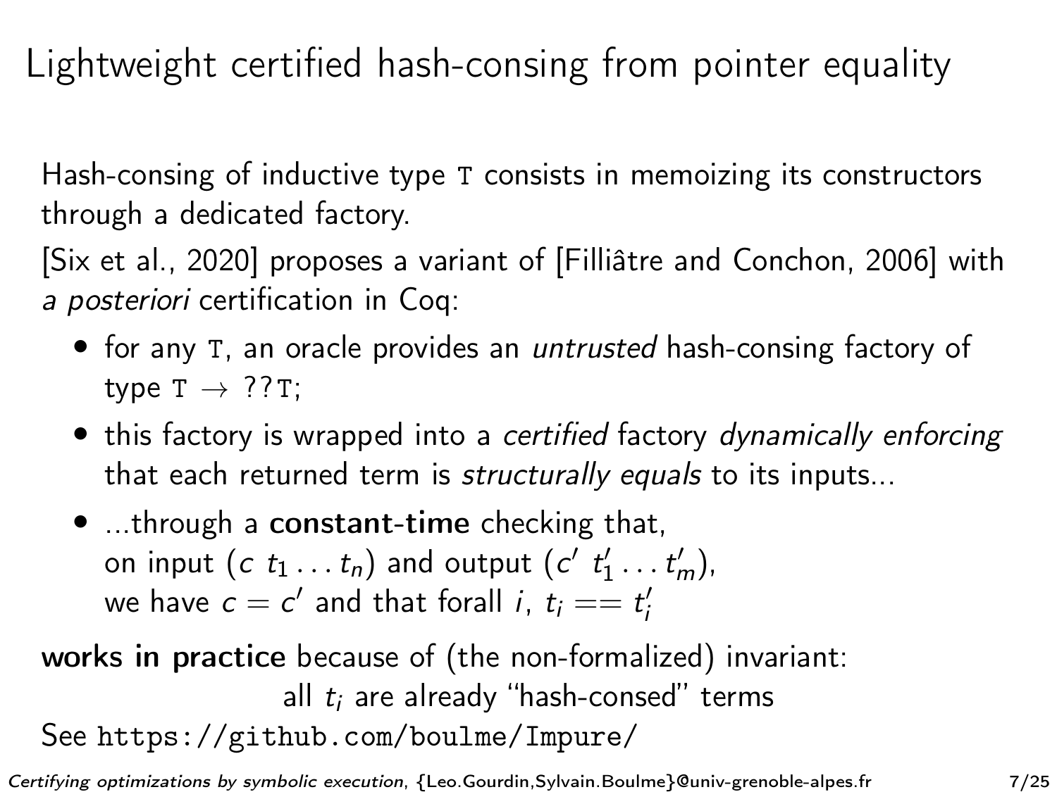# Lightweight certified hash-consing from pointer equality

Hash-consing of inductive type `T` consists in memoizing its constructors through a dedicated factory.

[Six et al., 2020] proposes a variant of [Filliâtre and Conchon, 2006] with *a posteriori* certification in Coq:

- for any `T`, an oracle provides an *untrusted* hash-consing factory of type `T` $\rightarrow$ `??T`;
- this factory is wrapped into a *certified* factory *dynamically enforcing* that each returned term is *structurally equals* to its inputs...
- ...through a **constant-time** checking that, on input $(c\ t_1 \ldots t_n)$ and output $(c'\ t'_1 \ldots t'_m)$, we have $c = c'$ and that forall $i$, $t_i == t'_i$

**works in practice** because of (the non-formalized) invariant:

all $t_i$ are already "hash-consed" terms

See `https://github.com/boulme/Impure/`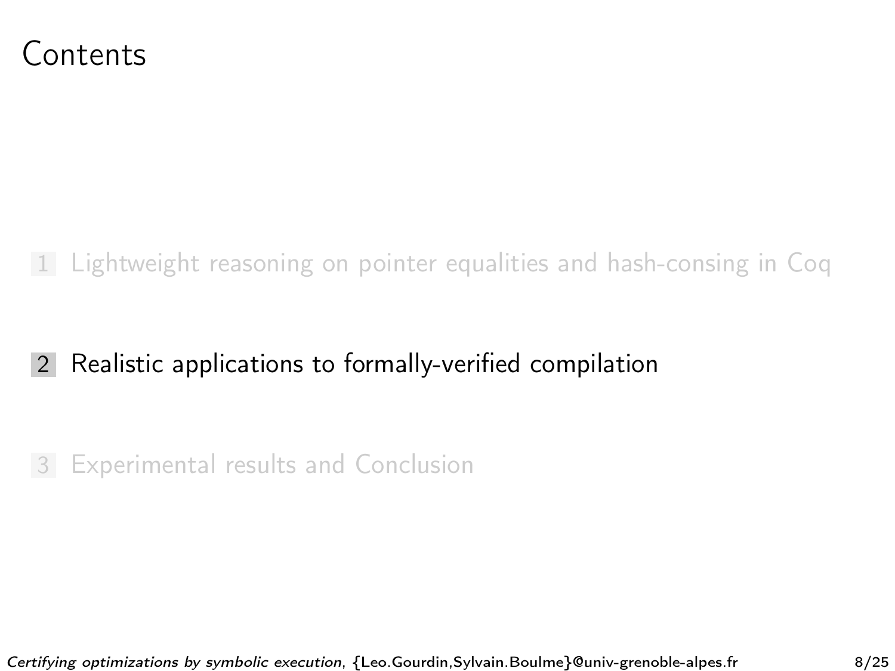# Contents

1. Lightweight reasoning on pointer equalities and hash-consing in Coq
2. Realistic applications to formally-verified compilation
3. Experimental results and Conclusion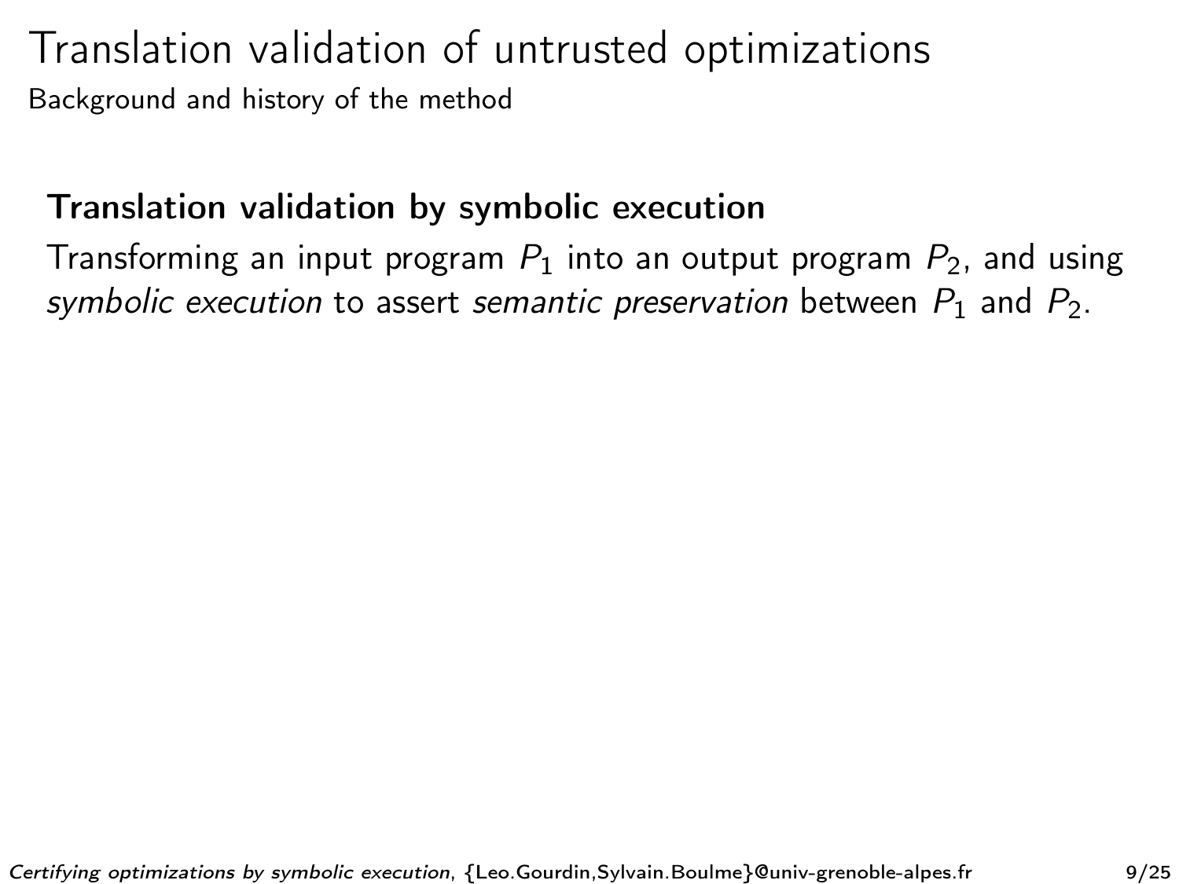# Translation validation of untrusted optimizations

Background and history of the method

### Translation validation by symbolic execution

Transforming an input program $P_1$ into an output program $P_2$, and using *symbolic execution* to assert *semantic preservation* between $P_1$ and $P_2$.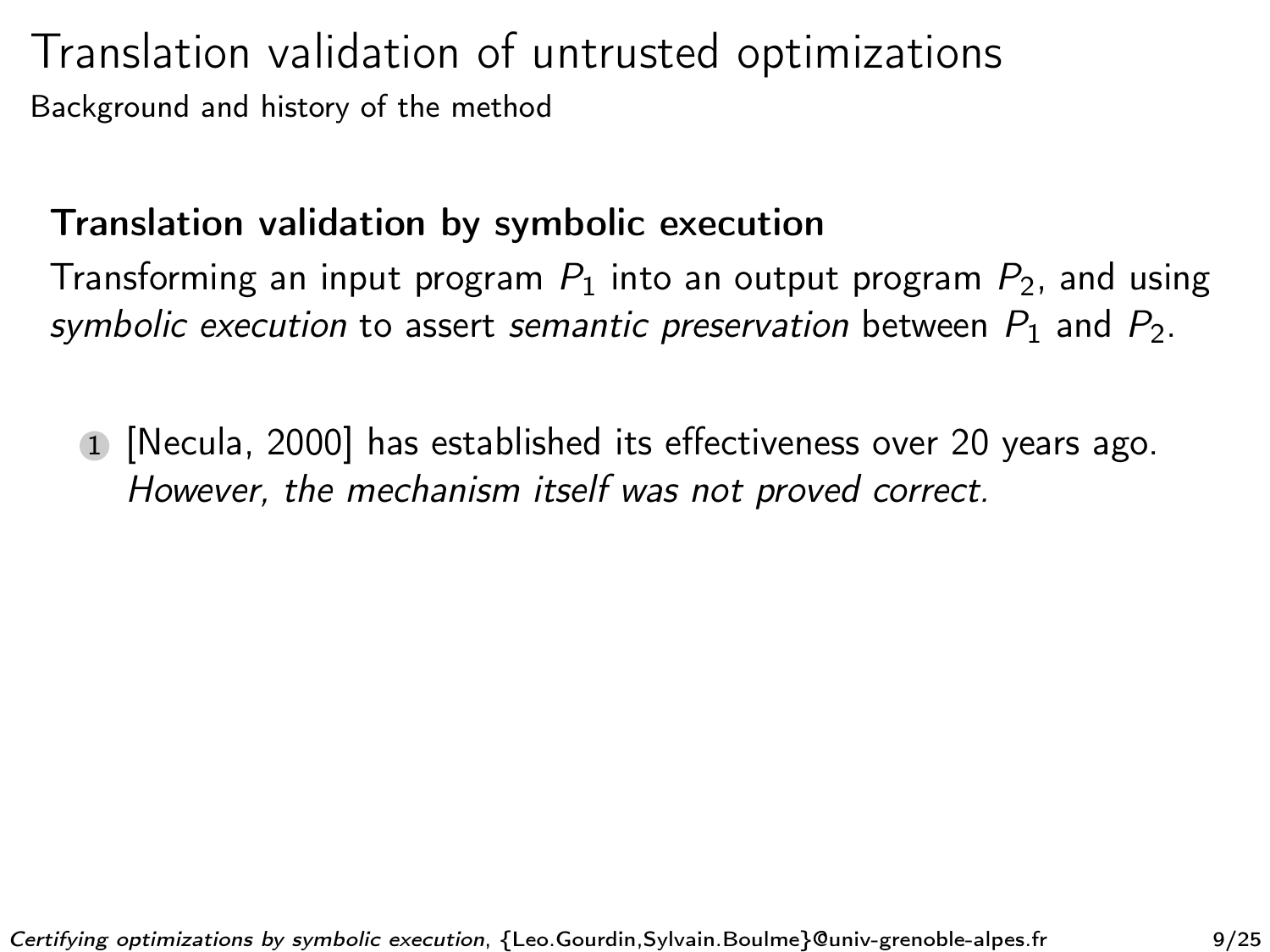# Translation validation of untrusted optimizations

Background and history of the method

**Translation validation by symbolic execution**

Transforming an input program $P_1$ into an output program $P_2$, and using *symbolic execution* to assert *semantic preservation* between $P_1$ and $P_2$.

1. [Necula, 2000] has established its effectiveness over 20 years ago. *However, the mechanism itself was not proved correct.*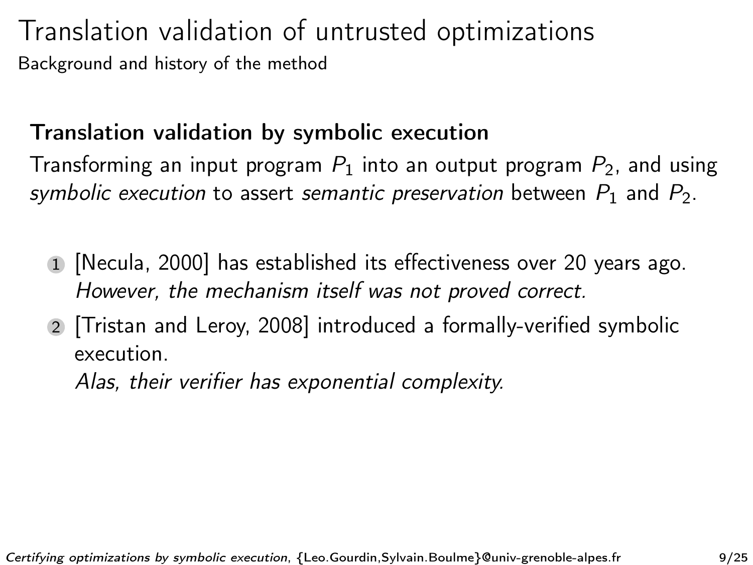# Translation validation of untrusted optimizations

Background and history of the method

### Translation validation by symbolic execution

Transforming an input program $P_1$ into an output program $P_2$, and using *symbolic execution* to assert *semantic preservation* between $P_1$ and $P_2$.

1. [Necula, 2000] has established its effectiveness over 20 years ago.
   *However, the mechanism itself was not proved correct.*
2. [Tristan and Leroy, 2008] introduced a formally-verified symbolic execution.
   *Alas, their verifier has exponential complexity.*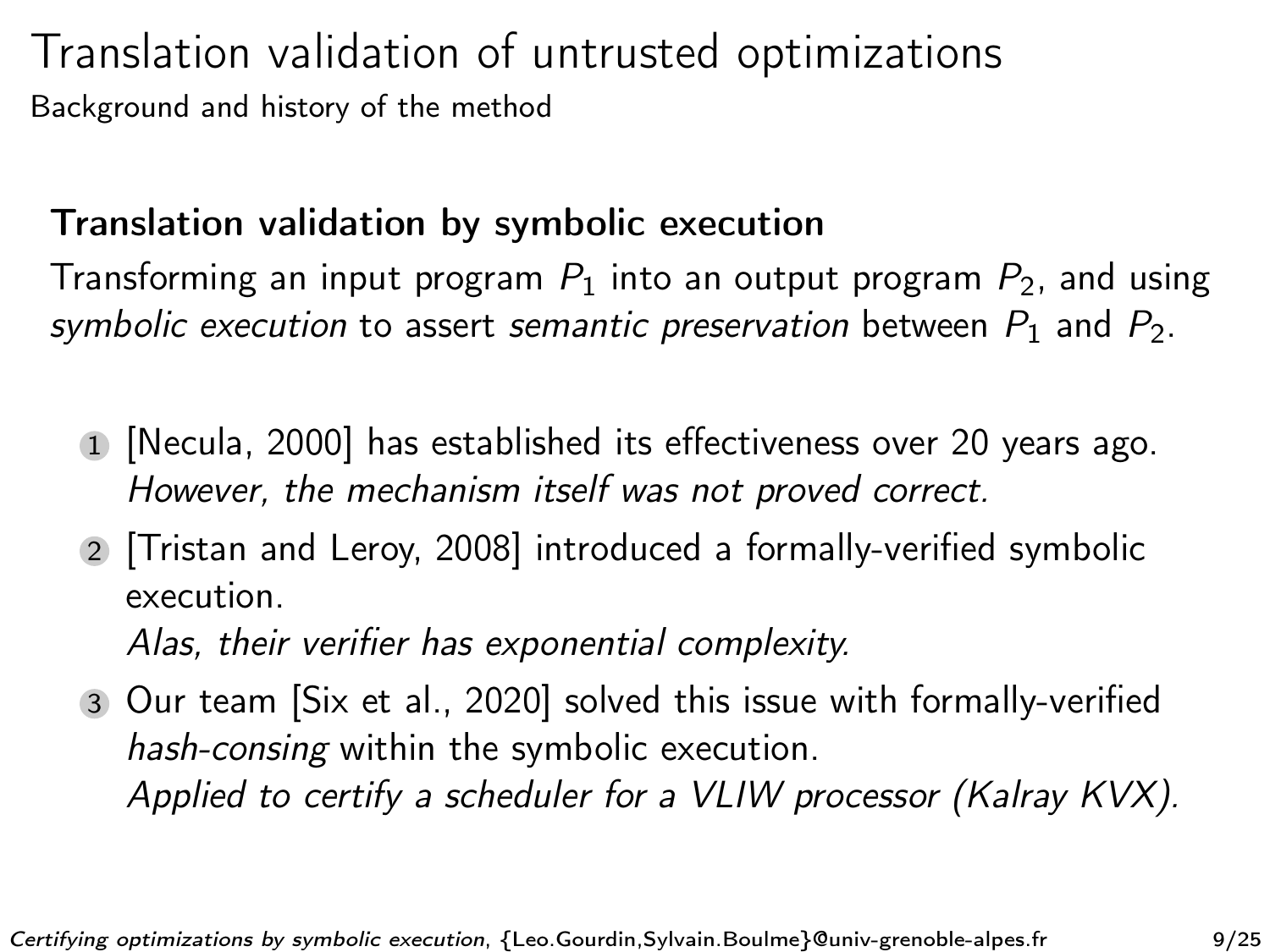# Translation validation of untrusted optimizations

Background and history of the method

**Translation validation by symbolic execution**

Transforming an input program $P_1$ into an output program $P_2$, and using *symbolic execution* to assert *semantic preservation* between $P_1$ and $P_2$.

1. [Necula, 2000] has established its effectiveness over 20 years ago. *However, the mechanism itself was not proved correct.*
2. [Tristan and Leroy, 2008] introduced a formally-verified symbolic execution. *Alas, their verifier has exponential complexity.*
3. Our team [Six et al., 2020] solved this issue with formally-verified *hash-consing* within the symbolic execution. *Applied to certify a scheduler for a VLIW processor (Kalray KVX).*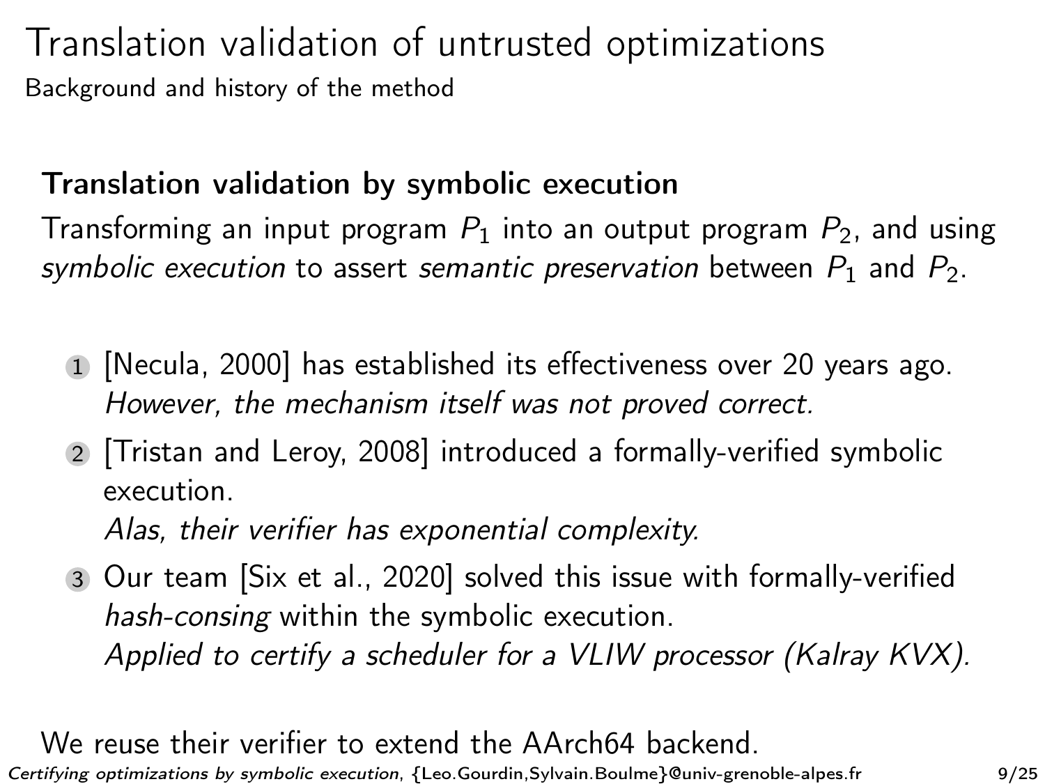# Translation validation of untrusted optimizations

Background and history of the method

**Translation validation by symbolic execution**

Transforming an input program $P_1$ into an output program $P_2$, and using *symbolic execution* to assert *semantic preservation* between $P_1$ and $P_2$.

1. [Necula, 2000] has established its effectiveness over 20 years ago.
   *However, the mechanism itself was not proved correct.*
2. [Tristan and Leroy, 2008] introduced a formally-verified symbolic execution.
   *Alas, their verifier has exponential complexity.*
3. Our team [Six et al., 2020] solved this issue with formally-verified *hash-consing* within the symbolic execution.
   *Applied to certify a scheduler for a VLIW processor (Kalray KVX).*

We reuse their verifier to extend the AArch64 backend.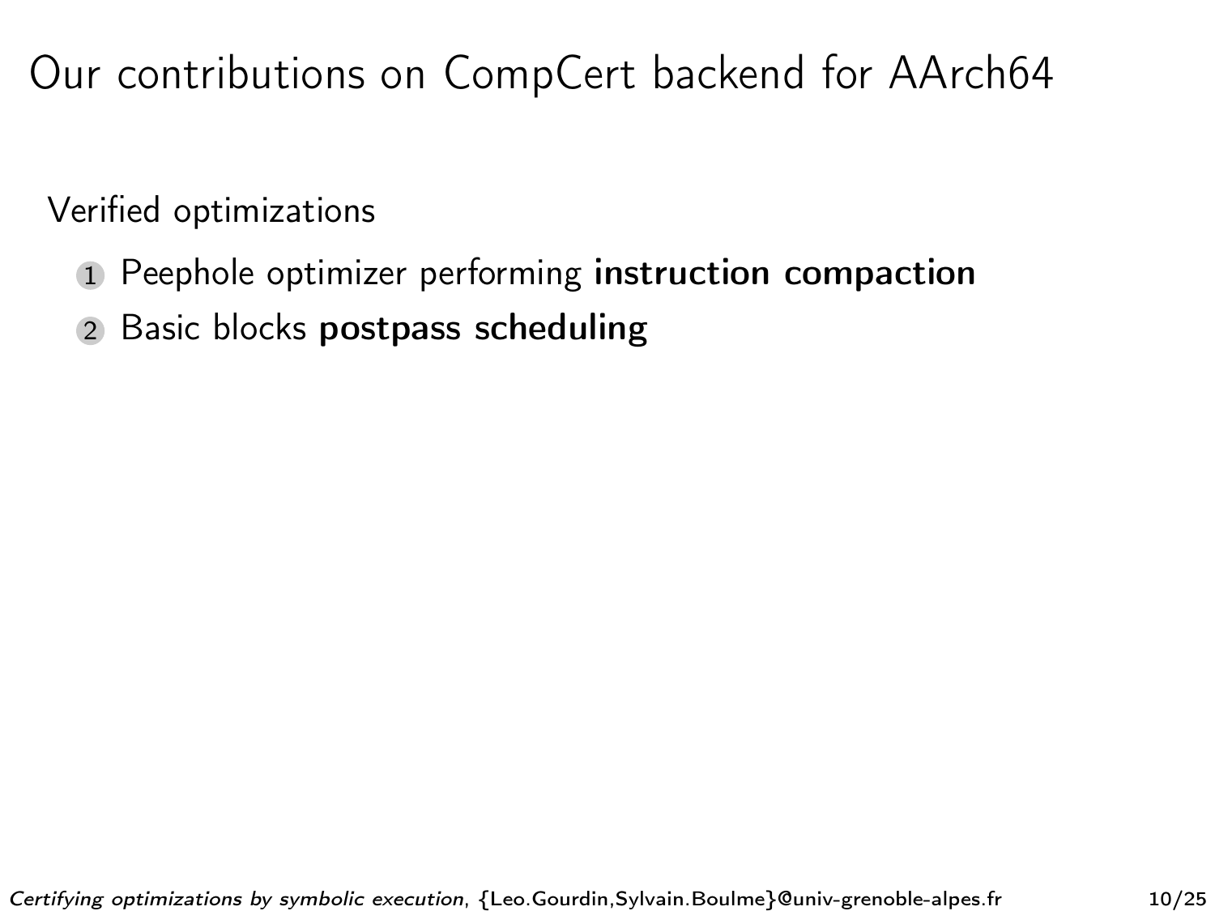# Our contributions on CompCert backend for AArch64

Verified optimizations

1. Peephole optimizer performing **instruction compaction**
2. Basic blocks **postpass scheduling**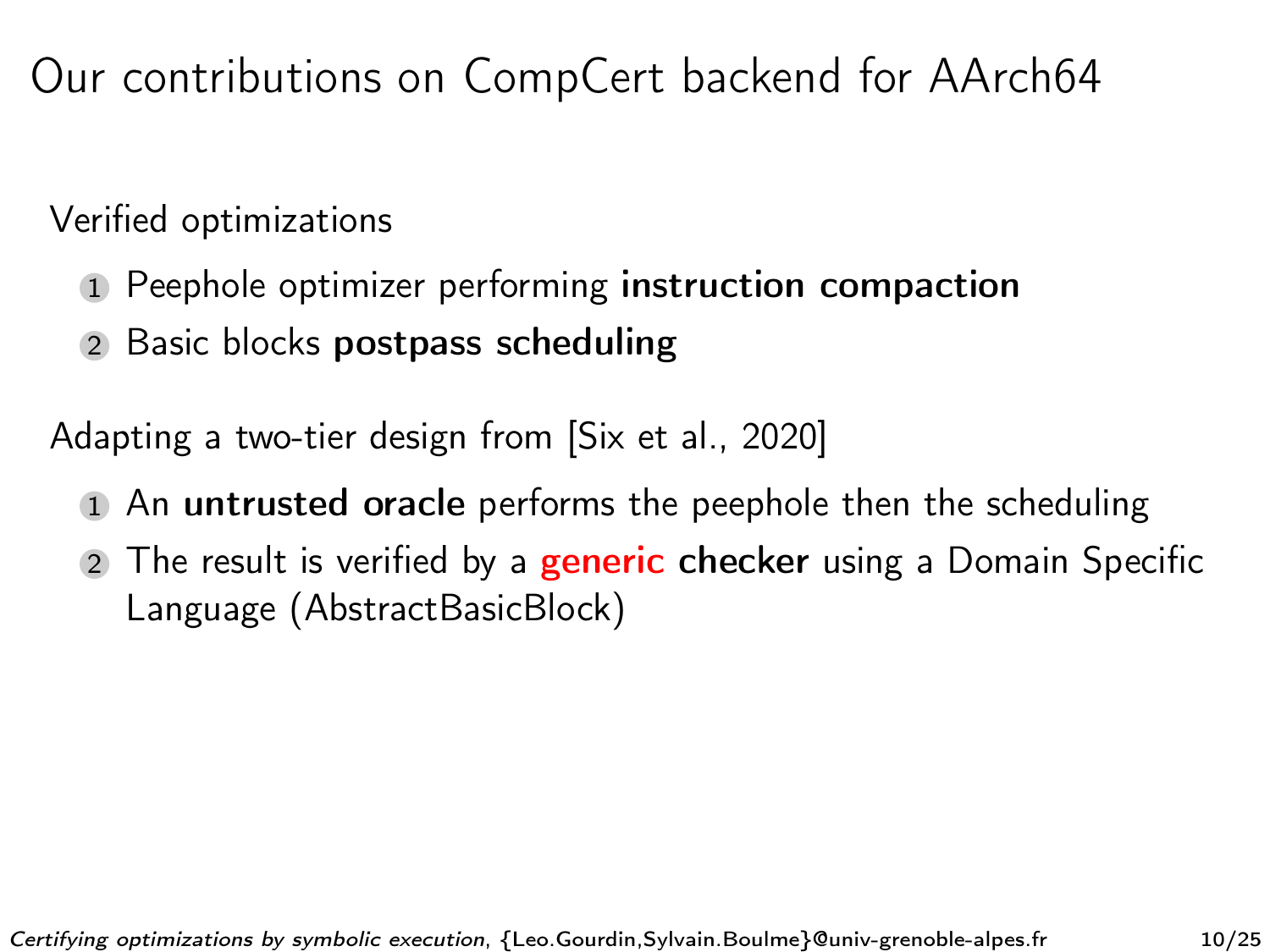# Our contributions on CompCert backend for AArch64

Verified optimizations

1. Peephole optimizer performing **instruction compaction**
2. Basic blocks **postpass scheduling**

Adapting a two-tier design from [Six et al., 2020]

1. An **untrusted oracle** performs the peephole then the scheduling
2. The result is verified by a **generic** **checker** using a Domain Specific Language (AbstractBasicBlock)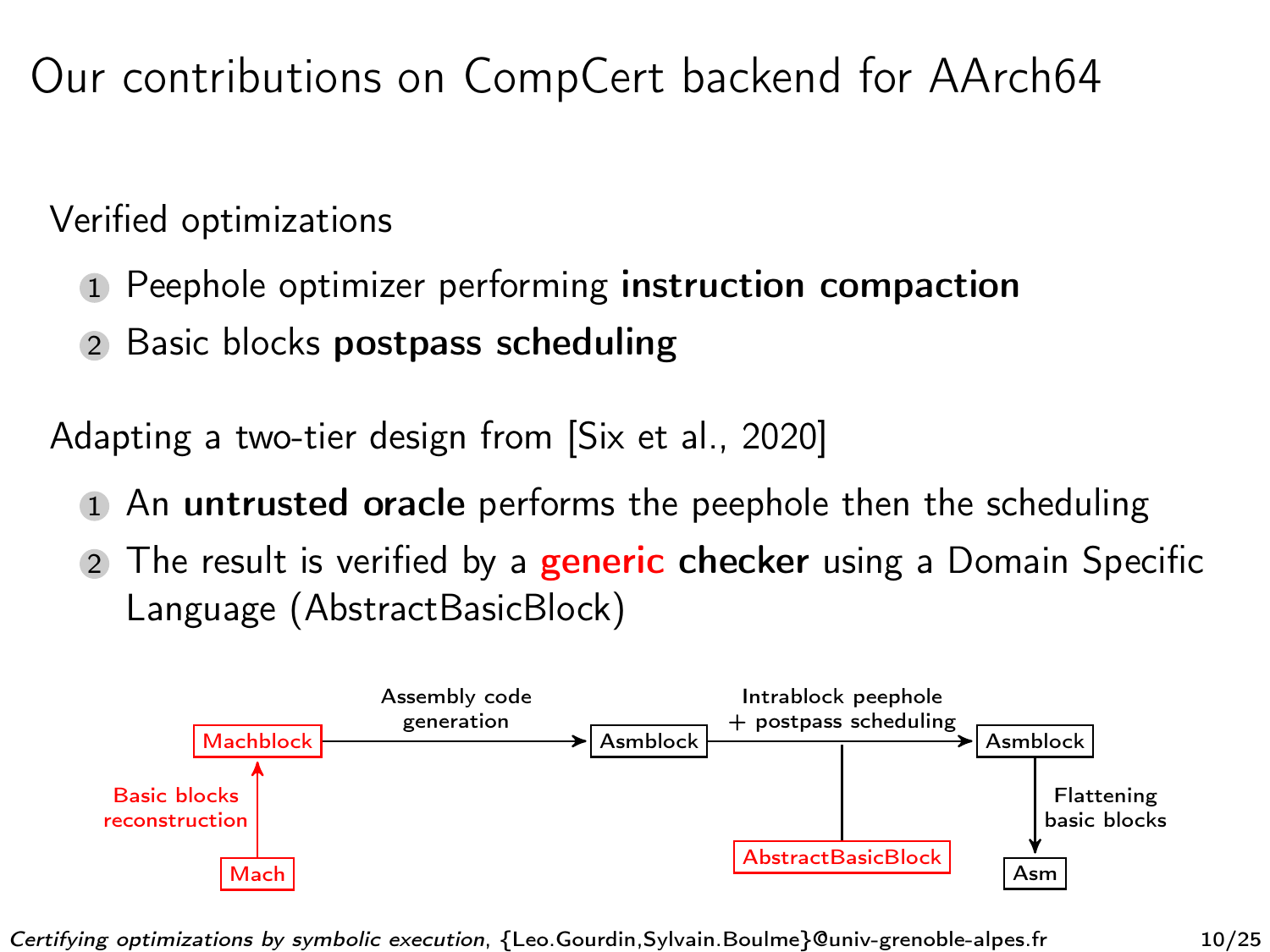# Our contributions on CompCert backend for AArch64

Verified optimizations

1. Peephole optimizer performing **instruction compaction**
2. Basic blocks **postpass scheduling**

Adapting a two-tier design from [Six et al., 2020]

1. An **untrusted oracle** performs the peephole then the scheduling
2. The result is verified by a **generic checker** using a Domain Specific Language (AbstractBasicBlock)

Mach → (Basic blocks reconstruction) → Machblock → (Assembly code generation) → Asmblock → (Intrablock peephole + postpass scheduling; AbstractBasicBlock) → Asmblock → (Flattening basic blocks) → Asm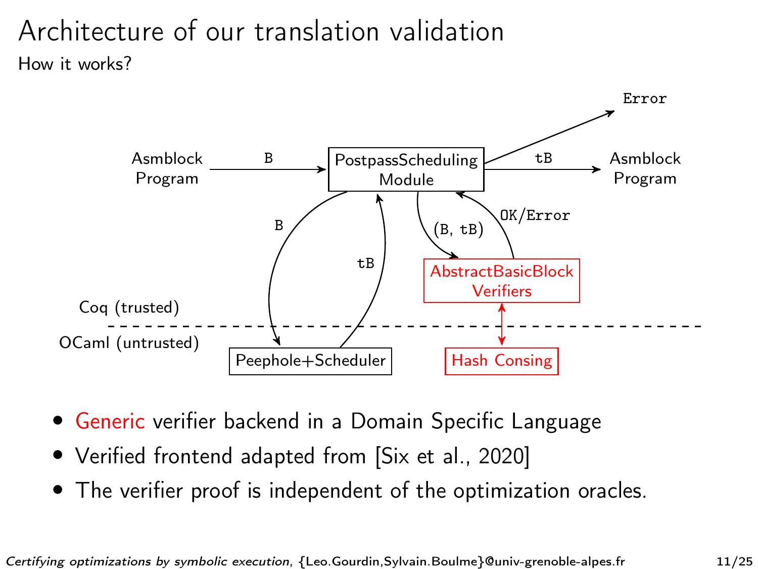# Architecture of our translation validation

How it works?

Asmblock Program → B → PostpassScheduling Module → tB → Asmblock Program

PostpassScheduling Module → Error

PostpassScheduling Module → B → Peephole+Scheduler → tB → PostpassScheduling Module

PostpassScheduling Module → (B, tB) → AbstractBasicBlock Verifiers → OK/Error → PostpassScheduling Module

AbstractBasicBlock Verifiers ↔ Hash Consing

Coq (trusted)

OCaml (untrusted)

- Generic verifier backend in a Domain Specific Language
- Verified frontend adapted from [Six et al., 2020]
- The verifier proof is independent of the optimization oracles.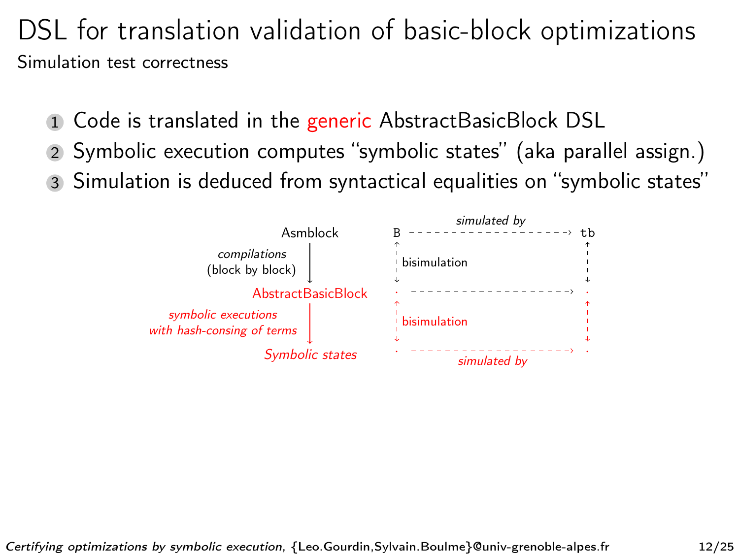# DSL for translation validation of basic-block optimizations

## Simulation test correctness

1. Code is translated in the generic AbstractBasicBlock DSL
2. Symbolic execution computes "symbolic states" (aka parallel assign.)
3. Simulation is deduced from syntactical equalities on "symbolic states"

Asmblock

*compilations* (block by block)

AbstractBasicBlock

*symbolic executions with hash-consing of terms*

*Symbolic states*

`B` — *simulated by* → `tb`

bisimulation

bisimulation

*simulated by*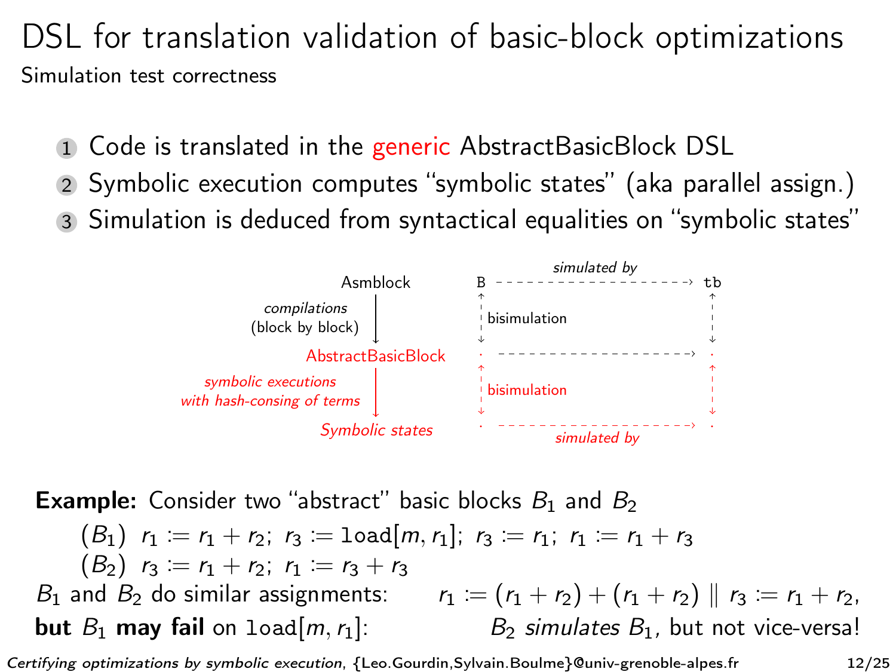# DSL for translation validation of basic-block optimizations

## Simulation test correctness

1. Code is translated in the generic AbstractBasicBlock DSL
2. Symbolic execution computes "symbolic states" (aka parallel assign.)
3. Simulation is deduced from syntactical equalities on "symbolic states"

Asmblock — *compilations* (block by block) → AbstractBasicBlock — *symbolic executions with hash-consing of terms* → *Symbolic states*

B --- *simulated by* ---> tb

bisimulation

· ----------> ·

bisimulation

· --- *simulated by* ---> ·

**Example:** Consider two "abstract" basic blocks $B_1$ and $B_2$

$(B_1)$ $r_1 := r_1 + r_2;\ r_3 := \texttt{load}[m, r_1];\ r_3 := r_1;\ r_1 := r_1 + r_3$

$(B_2)$ $r_3 := r_1 + r_2;\ r_1 := r_3 + r_3$

$B_1$ and $B_2$ do similar assignments: $r_1 := (r_1 + r_2) + (r_1 + r_2) \parallel r_3 := r_1 + r_2$,

**but** $B_1$ **may fail** on $\texttt{load}[m, r_1]$: $B_2$ *simulates* $B_1$, but not vice-versa!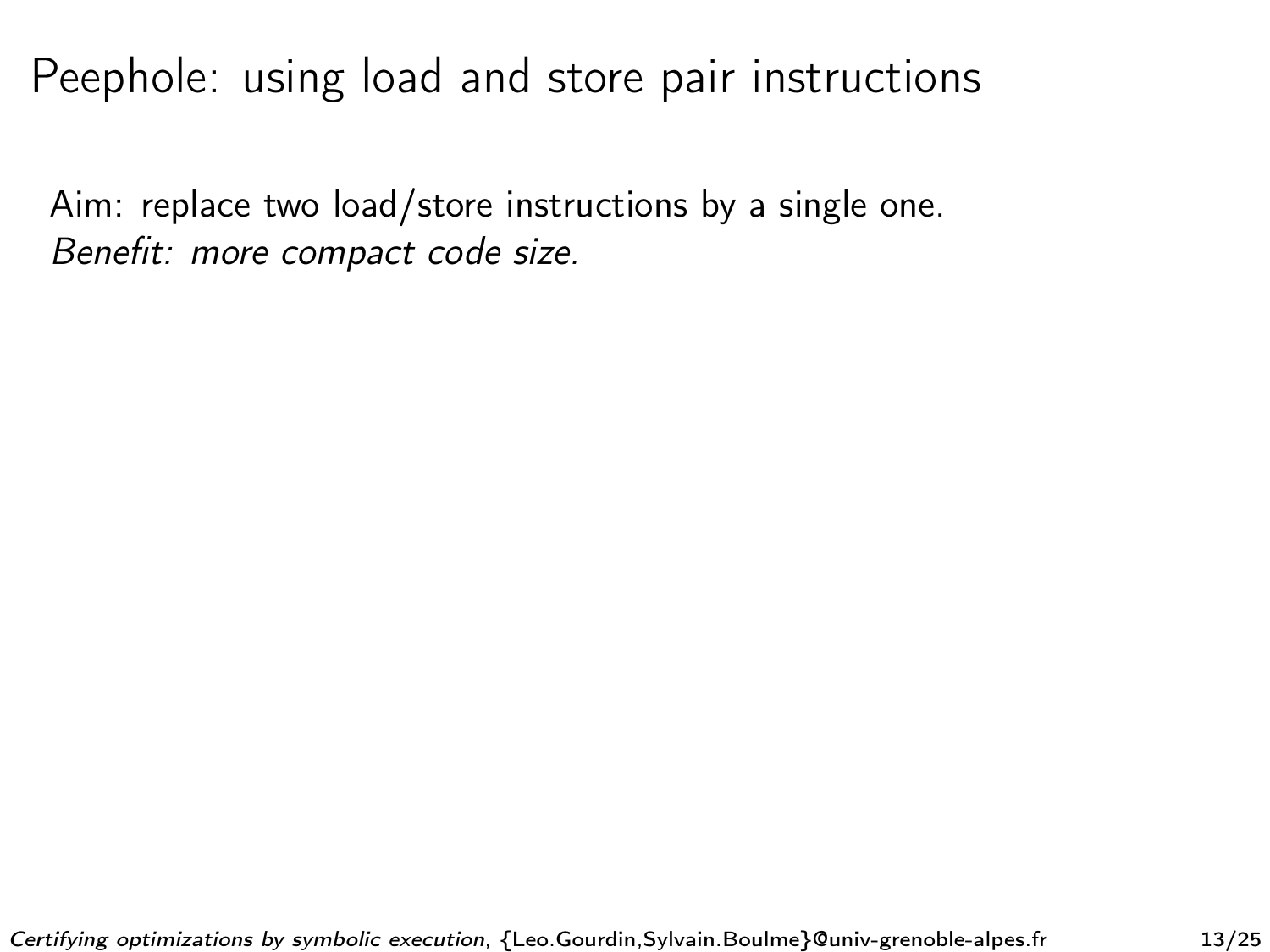# Peephole: using load and store pair instructions

Aim: replace two load/store instructions by a single one.
*Benefit: more compact code size.*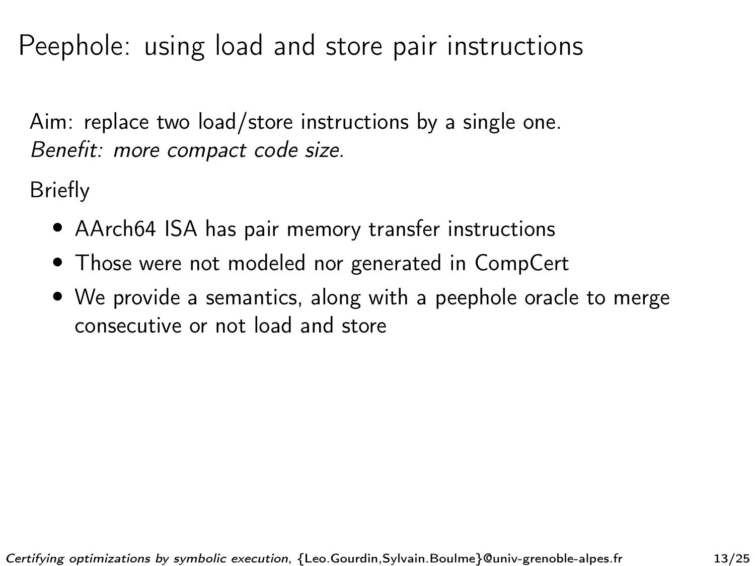# Peephole: using load and store pair instructions

Aim: replace two load/store instructions by a single one.
*Benefit: more compact code size.*

Briefly

- AArch64 ISA has pair memory transfer instructions
- Those were not modeled nor generated in CompCert
- We provide a semantics, along with a peephole oracle to merge consecutive or not load and store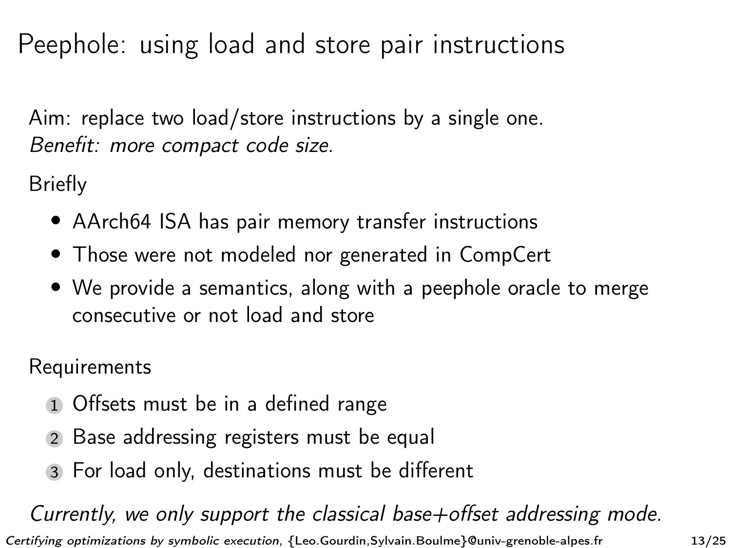# Peephole: using load and store pair instructions

Aim: replace two load/store instructions by a single one.
*Benefit: more compact code size.*

Briefly

- AArch64 ISA has pair memory transfer instructions
- Those were not modeled nor generated in CompCert
- We provide a semantics, along with a peephole oracle to merge consecutive or not load and store

Requirements

1. Offsets must be in a defined range
2. Base addressing registers must be equal
3. For load only, destinations must be different

*Currently, we only support the classical base+offset addressing mode.*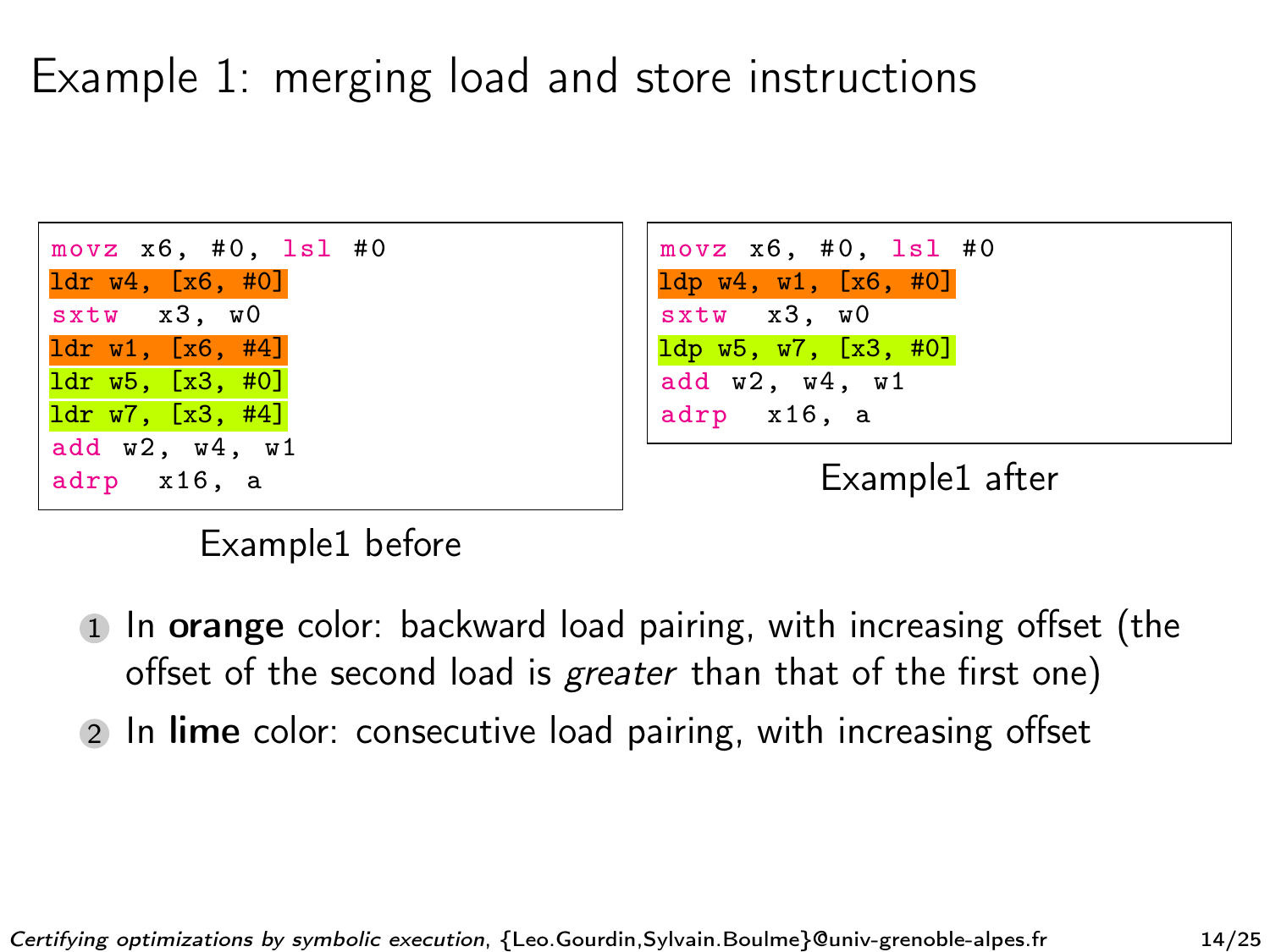# Example 1: merging load and store instructions

```
movz x6, #0, lsl #0
ldr w4, [x6, #0]
sxtw  x3, w0
ldr w1, [x6, #4]
ldr w5, [x3, #0]
ldr w7, [x3, #4]
add w2, w4, w1
adrp  x16, a
```

Example1 before

```
movz x6, #0, lsl #0
ldp w4, w1, [x6, #0]
sxtw  x3, w0
ldp w5, w7, [x3, #0]
add w2, w4, w1
adrp  x16, a
```

Example1 after

1. In **orange** color: backward load pairing, with increasing offset (the offset of the second load is *greater* than that of the first one)
2. In **lime** color: consecutive load pairing, with increasing offset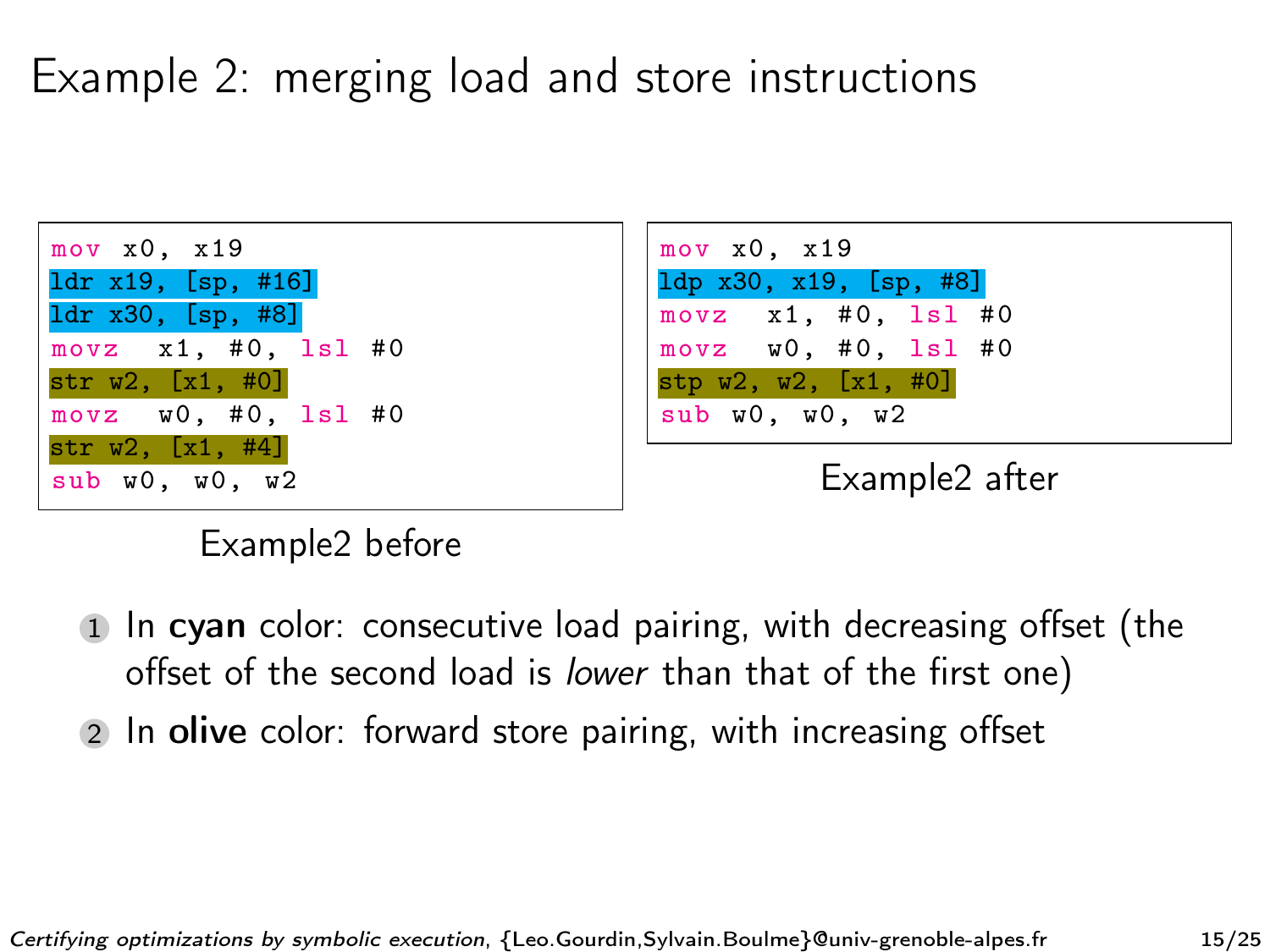# Example 2: merging load and store instructions

```
mov x0, x19
ldr x19, [sp, #16]
ldr x30, [sp, #8]
movz  x1, #0, lsl #0
str w2, [x1, #0]
movz  w0, #0, lsl #0
str w2, [x1, #4]
sub w0, w0, w2
```

Example2 before

```
mov x0, x19
ldp x30, x19, [sp, #8]
movz  x1, #0, lsl #0
movz  w0, #0, lsl #0
stp w2, w2, [x1, #0]
sub w0, w0, w2
```

Example2 after

1. In **cyan** color: consecutive load pairing, with decreasing offset (the offset of the second load is *lower* than that of the first one)
2. In **olive** color: forward store pairing, with increasing offset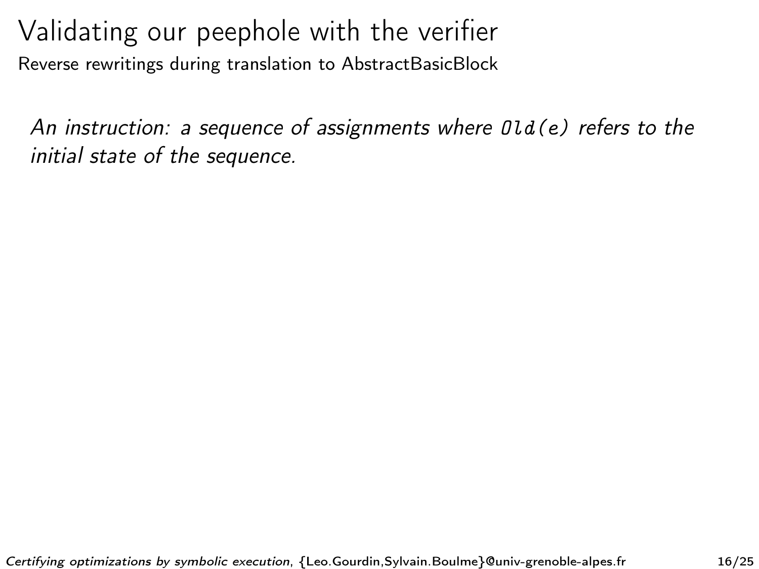# Validating our peephole with the verifier

## Reverse rewritings during translation to AbstractBasicBlock

*An instruction: a sequence of assignments where `Old(e)` refers to the initial state of the sequence.*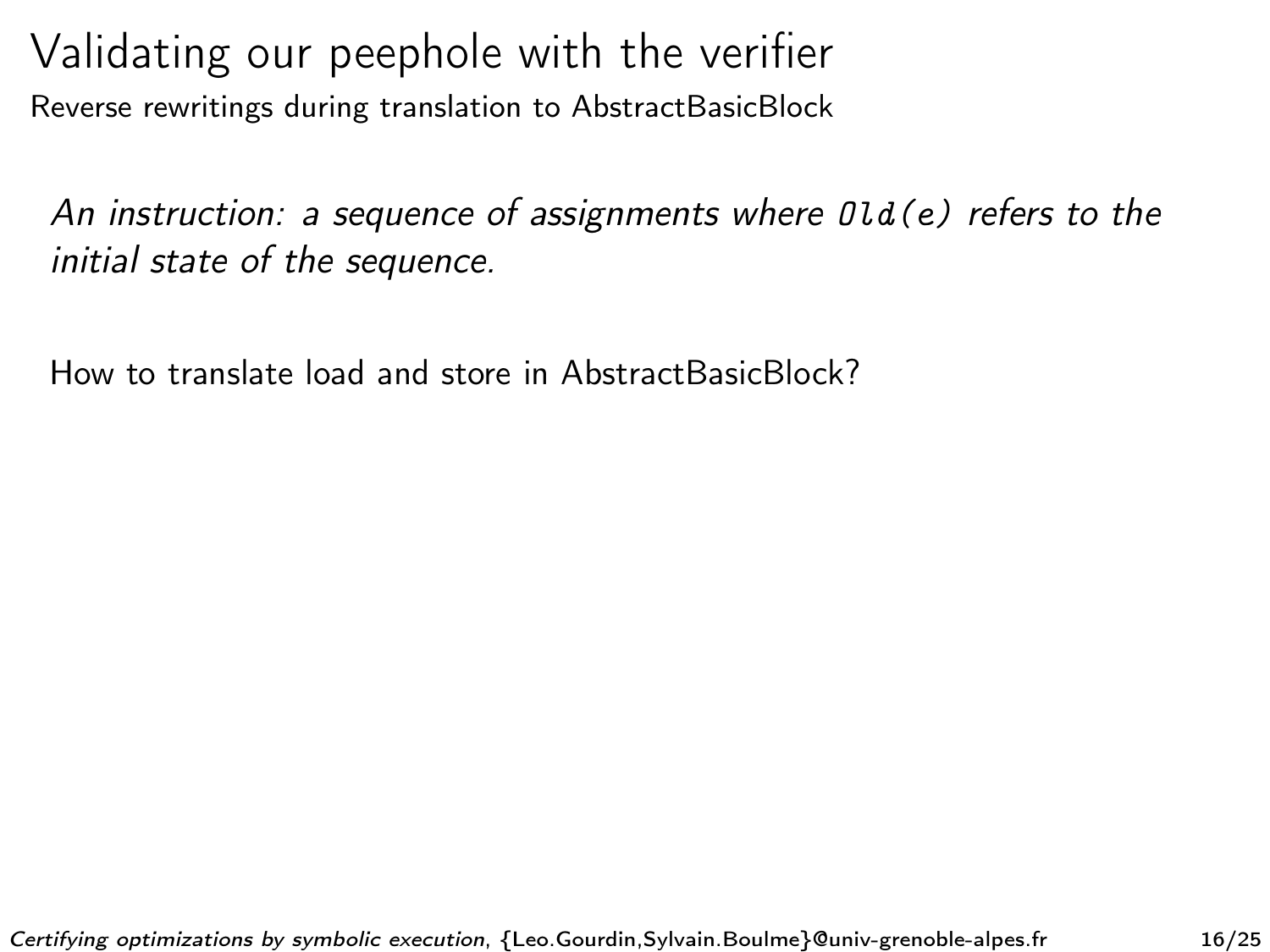# Validating our peephole with the verifier

## Reverse rewritings during translation to AbstractBasicBlock

*An instruction: a sequence of assignments where `Old(e)` refers to the initial state of the sequence.*

How to translate load and store in AbstractBasicBlock?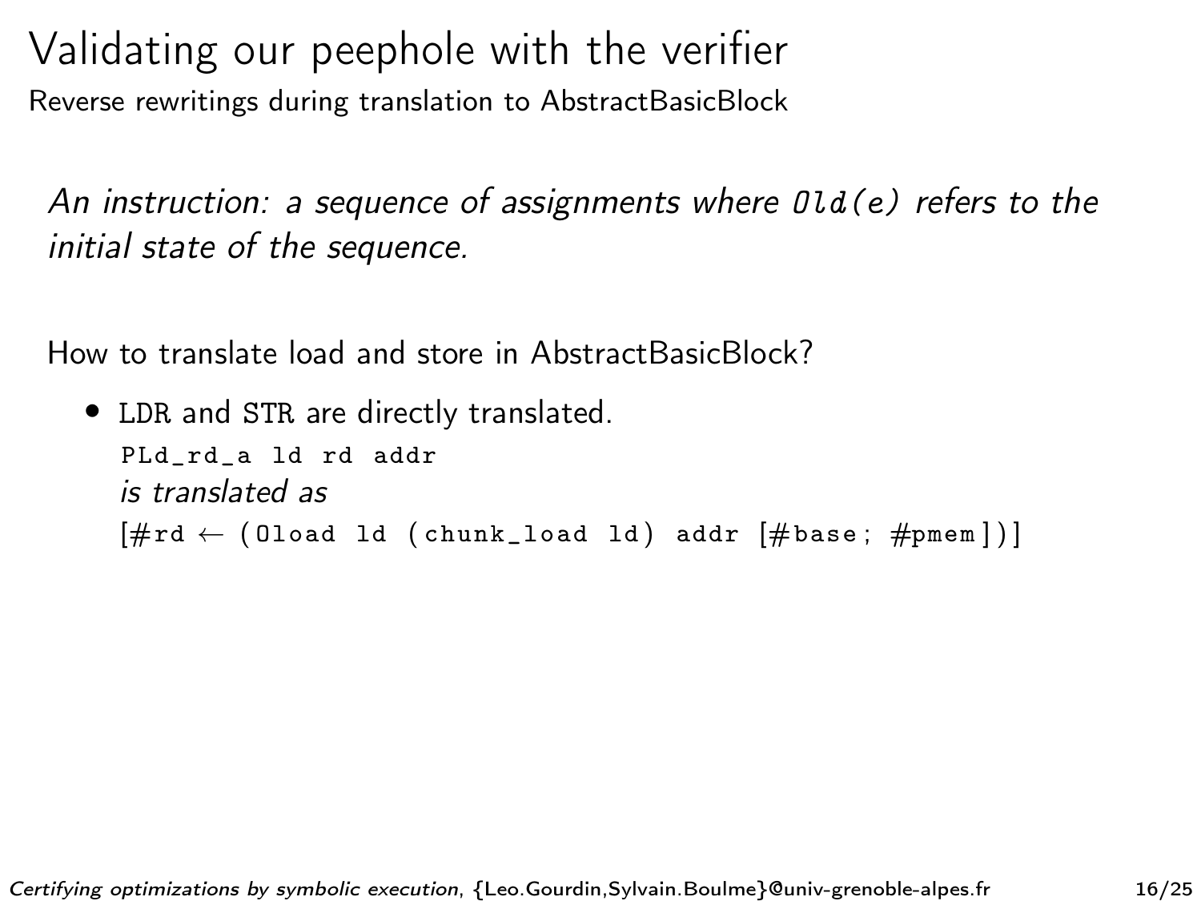# Validating our peephole with the verifier

## Reverse rewritings during translation to AbstractBasicBlock

*An instruction: a sequence of assignments where `Old(e)` refers to the initial state of the sequence.*

How to translate load and store in AbstractBasicBlock?

- LDR and STR are directly translated.

  ```
  PLd_rd_a ld rd addr
  ```

  *is translated as*

  ```
  [#rd ← (Oload ld (chunk_load ld) addr [#base; #pmem])]
  ```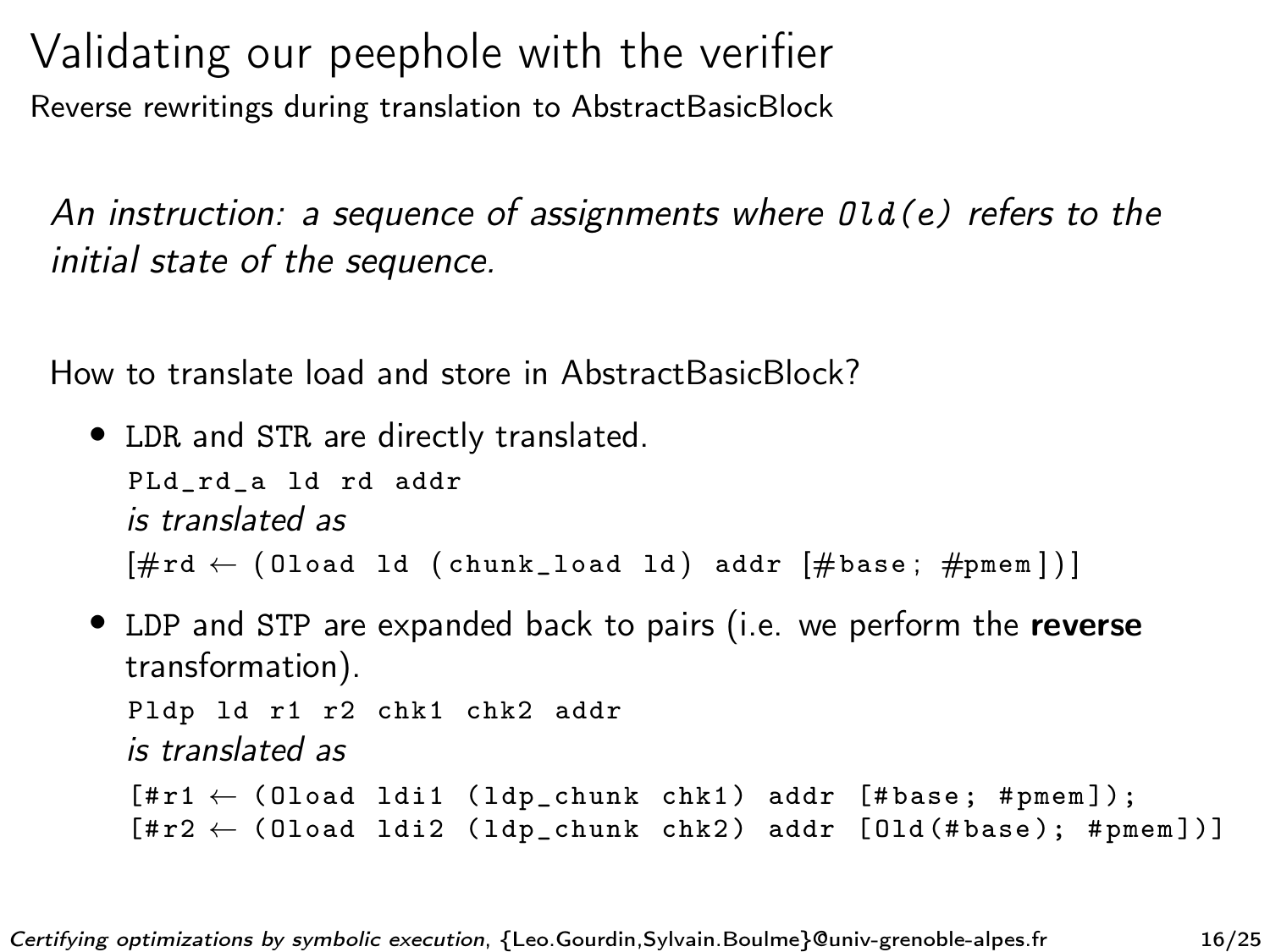# Validating our peephole with the verifier

Reverse rewritings during translation to AbstractBasicBlock

*An instruction: a sequence of assignments where `Old(e)` refers to the initial state of the sequence.*

How to translate load and store in AbstractBasicBlock?

- LDR and STR are directly translated.

  ```
  PLd_rd_a ld rd addr
  ```

  *is translated as*

  ```
  [#rd ← (Oload ld (chunk_load ld) addr [#base; #pmem])]
  ```

- LDP and STP are expanded back to pairs (i.e. we perform the **reverse** transformation).

  ```
  Pldp ld r1 r2 chk1 chk2 addr
  ```

  *is translated as*

  ```
  [#r1 ← (Oload ldi1 (ldp_chunk chk1) addr [#base; #pmem]);
  [#r2 ← (Oload ldi2 (ldp_chunk chk2) addr [Old(#base); #pmem])]
  ```

*Certifying optimizations by symbolic execution*, {Leo.Gourdin,Sylvain.Boulme}@univ-grenoble-alpes.fr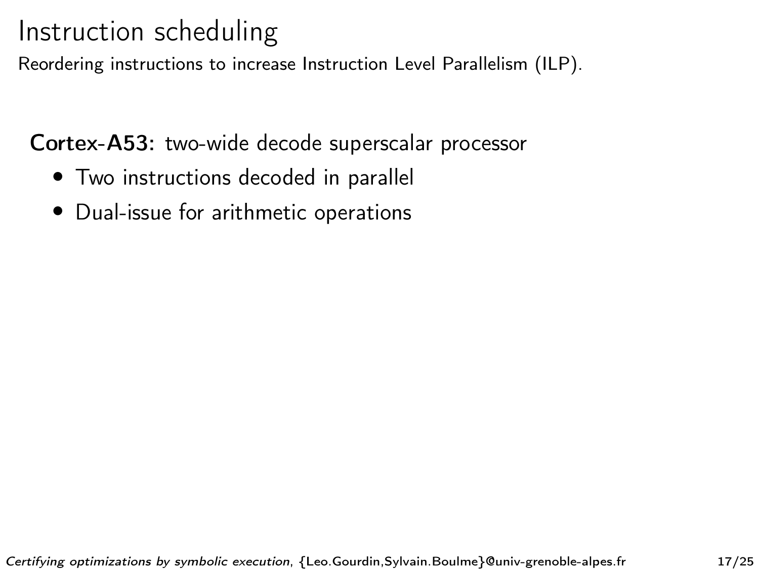# Instruction scheduling

Reordering instructions to increase Instruction Level Parallelism (ILP).

**Cortex-A53:** two-wide decode superscalar processor

- Two instructions decoded in parallel
- Dual-issue for arithmetic operations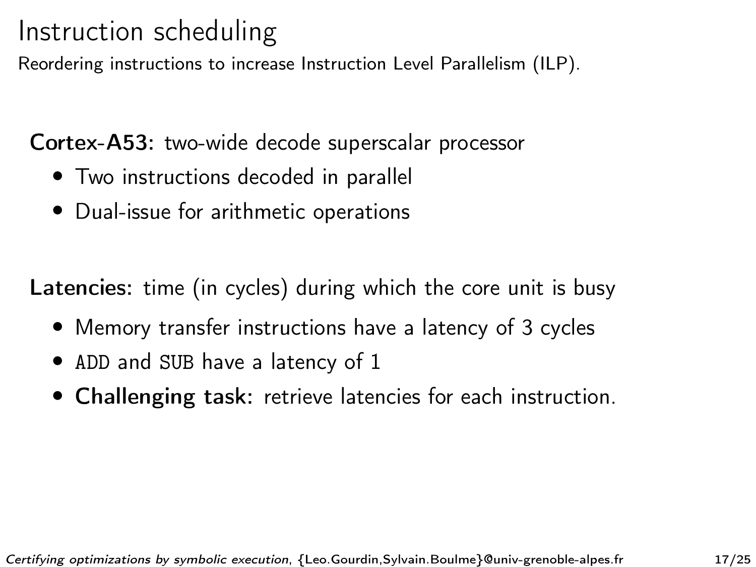# Instruction scheduling

Reordering instructions to increase Instruction Level Parallelism (ILP).

**Cortex-A53:** two-wide decode superscalar processor

- Two instructions decoded in parallel
- Dual-issue for arithmetic operations

**Latencies:** time (in cycles) during which the core unit is busy

- Memory transfer instructions have a latency of 3 cycles
- `ADD` and `SUB` have a latency of 1
- **Challenging task:** retrieve latencies for each instruction.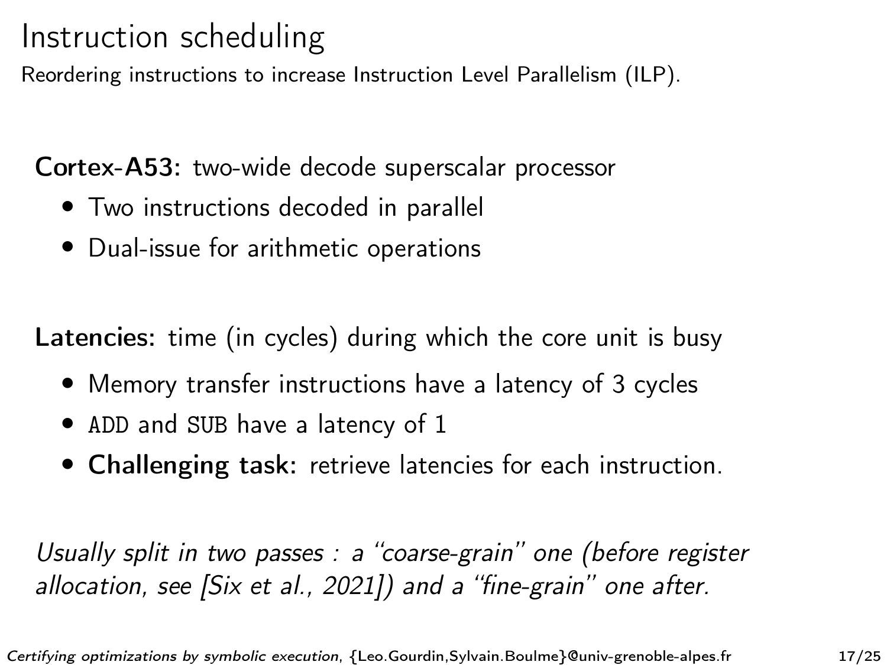# Instruction scheduling

Reordering instructions to increase Instruction Level Parallelism (ILP).

**Cortex-A53:** two-wide decode superscalar processor

- Two instructions decoded in parallel
- Dual-issue for arithmetic operations

**Latencies:** time (in cycles) during which the core unit is busy

- Memory transfer instructions have a latency of 3 cycles
- `ADD` and `SUB` have a latency of 1
- **Challenging task:** retrieve latencies for each instruction.

*Usually split in two passes : a "coarse-grain" one (before register allocation, see [Six et al., 2021]) and a "fine-grain" one after.*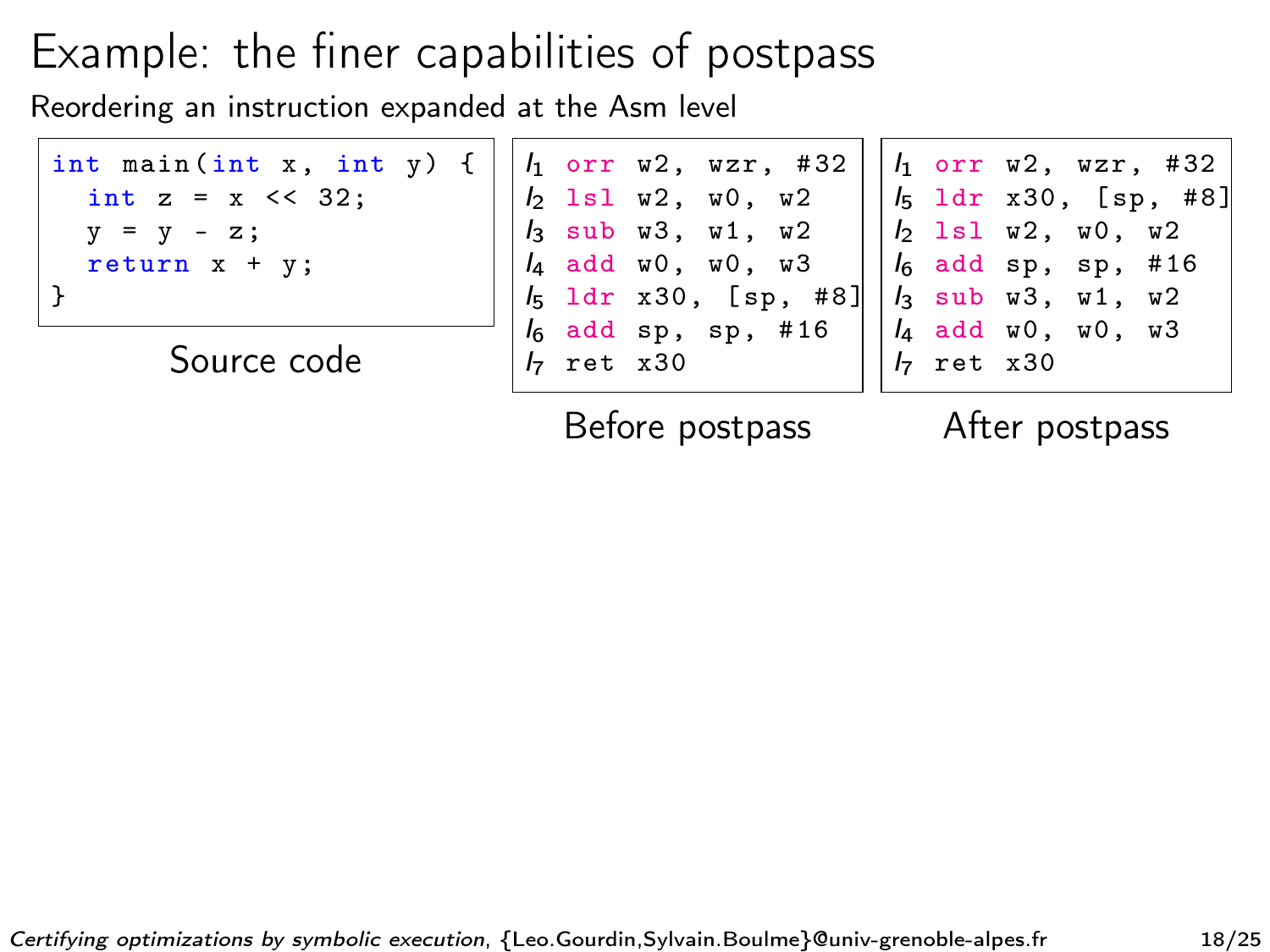# Example: the finer capabilities of postpass

Reordering an instruction expanded at the Asm level

```
int main(int x, int y) {
  int z = x << 32;
  y = y - z;
  return x + y;
}
```

Source code

```
I1 orr w2, wzr, #32
I2 lsl w2, w0, w2
I3 sub w3, w1, w2
I4 add w0, w0, w3
I5 ldr x30, [sp, #8]
I6 add sp, sp, #16
I7 ret x30
```

Before postpass

```
I1 orr w2, wzr, #32
I5 ldr x30, [sp, #8]
I2 lsl w2, w0, w2
I6 add sp, sp, #16
I3 sub w3, w1, w2
I4 add w0, w0, w3
I7 ret x30
```

After postpass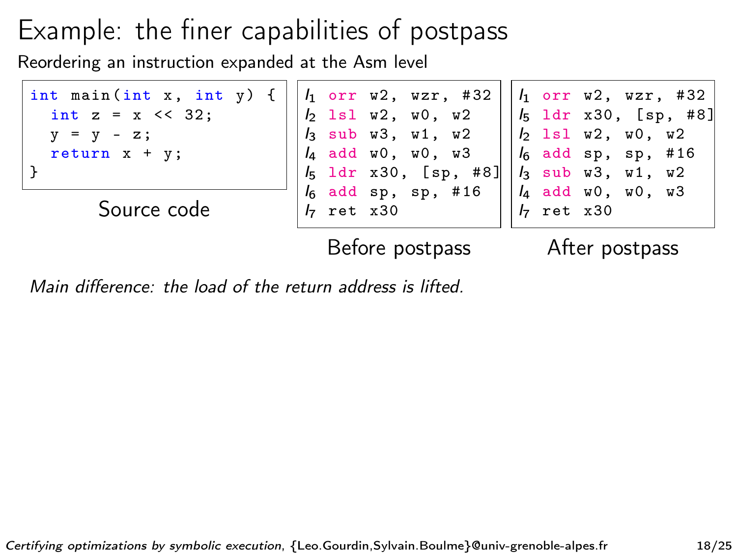# Example: the finer capabilities of postpass

Reordering an instruction expanded at the Asm level

```c
int main(int x, int y) {
  int z = x << 32;
  y = y - z;
  return x + y;
}
```

Source code

```
I1 orr w2, wzr, #32
I2 lsl w2, w0, w2
I3 sub w3, w1, w2
I4 add w0, w0, w3
I5 ldr x30, [sp, #8]
I6 add sp, sp, #16
I7 ret x30
```

Before postpass

```
I1 orr w2, wzr, #32
I5 ldr x30, [sp, #8]
I2 lsl w2, w0, w2
I6 add sp, sp, #16
I3 sub w3, w1, w2
I4 add w0, w0, w3
I7 ret x30
```

After postpass

*Main difference: the load of the return address is lifted.*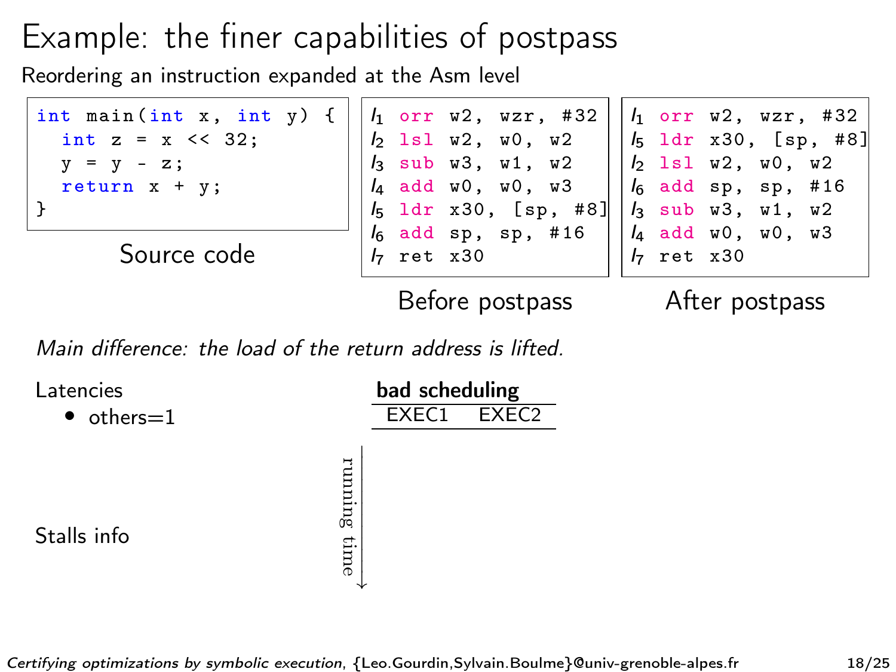# Example: the finer capabilities of postpass

Reordering an instruction expanded at the Asm level

```
int main(int x, int y) {
  int z = x << 32;
  y = y - z;
  return x + y;
}
```

Source code

```
I1 orr w2, wzr, #32
I2 lsl w2, w0, w2
I3 sub w3, w1, w2
I4 add w0, w0, w3
I5 ldr x30, [sp, #8]
I6 add sp, sp, #16
I7 ret x30
```

Before postpass

```
I1 orr w2, wzr, #32
I5 ldr x30, [sp, #8]
I2 lsl w2, w0, w2
I6 add sp, sp, #16
I3 sub w3, w1, w2
I4 add w0, w0, w3
I7 ret x30
```

After postpass

*Main difference: the load of the return address is lifted.*

Latencies

- others=1

Stalls info

**bad scheduling**

| EXEC1 | EXEC2 |
|---|---|

running time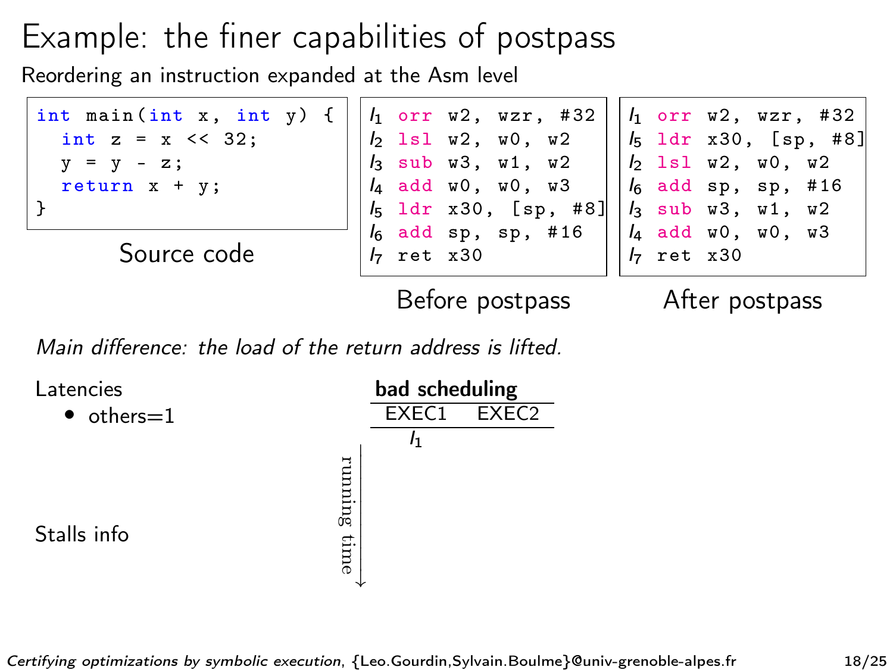# Example: the finer capabilities of postpass

Reordering an instruction expanded at the Asm level

```c
int main(int x, int y) {
  int z = x << 32;
  y = y - z;
  return x + y;
}
```

Source code

```
I1 orr w2, wzr, #32
I2 lsl w2, w0, w2
I3 sub w3, w1, w2
I4 add w0, w0, w3
I5 ldr x30, [sp, #8]
I6 add sp, sp, #16
I7 ret x30
```

Before postpass

```
I1 orr w2, wzr, #32
I5 ldr x30, [sp, #8]
I2 lsl w2, w0, w2
I6 add sp, sp, #16
I3 sub w3, w1, w2
I4 add w0, w0, w3
I7 ret x30
```

After postpass

*Main difference: the load of the return address is lifted.*

Latencies

- others=1

Stalls info

**bad scheduling**

| EXEC1 | EXEC2 |
|---|---|
| $I_1$ | |

running time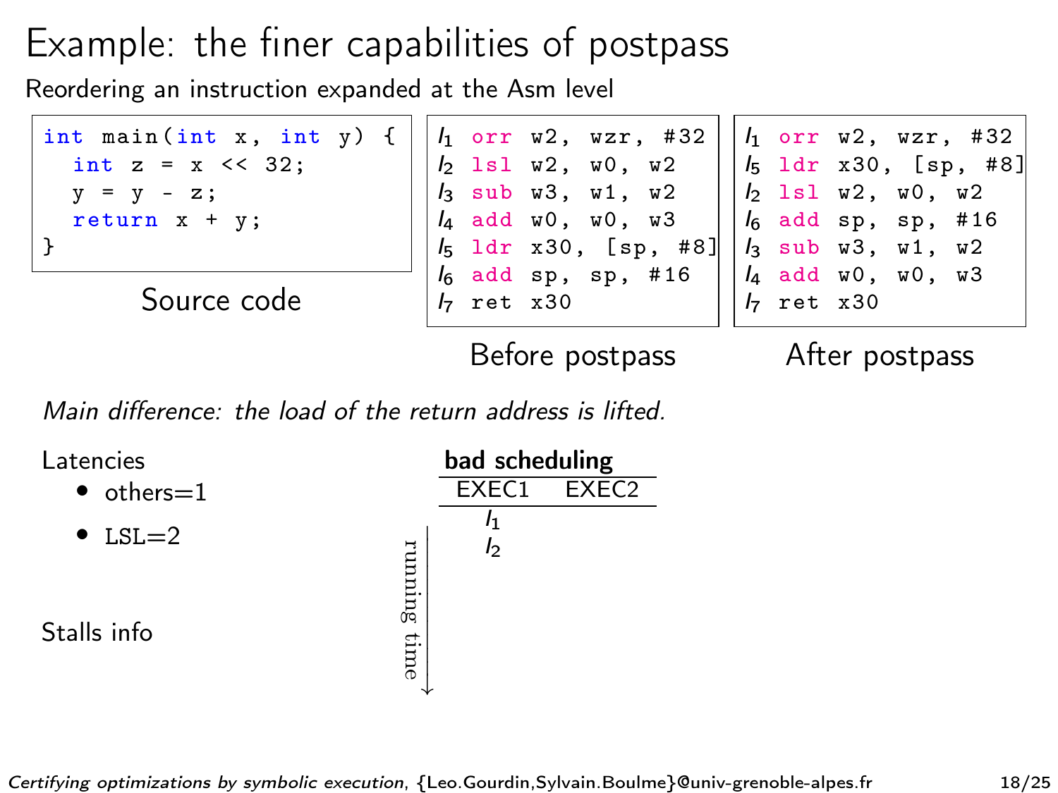# Example: the finer capabilities of postpass

Reordering an instruction expanded at the Asm level

```c
int main(int x, int y) {
  int z = x << 32;
  y = y - z;
  return x + y;
}
```

Source code

```
I1 orr w2, wzr, #32
I2 lsl w2, w0, w2
I3 sub w3, w1, w2
I4 add w0, w0, w3
I5 ldr x30, [sp, #8]
I6 add sp, sp, #16
I7 ret x30
```

Before postpass

```
I1 orr w2, wzr, #32
I5 ldr x30, [sp, #8]
I2 lsl w2, w0, w2
I6 add sp, sp, #16
I3 sub w3, w1, w2
I4 add w0, w0, w3
I7 ret x30
```

After postpass

*Main difference: the load of the return address is lifted.*

Latencies

- others=1
- LSL=2

Stalls info

**bad scheduling**

| EXEC1 | EXEC2 |
|---|---|
| $I_1$ | |
| $I_2$ | |

running time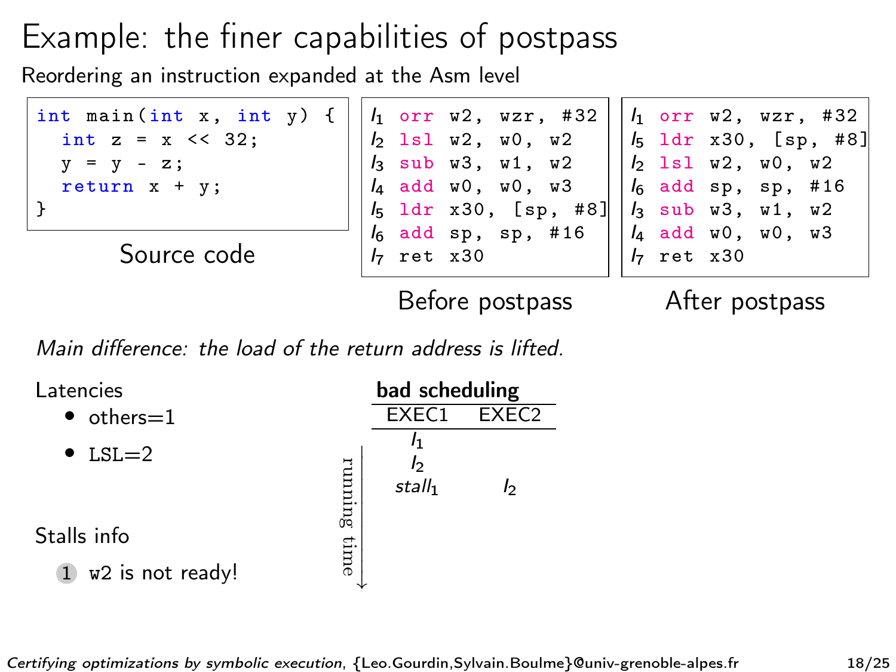# Example: the finer capabilities of postpass

Reordering an instruction expanded at the Asm level

```c
int main(int x, int y) {
  int z = x << 32;
  y = y - z;
  return x + y;
}
```

Source code

```
I1 orr w2, wzr, #32
I2 lsl w2, w0, w2
I3 sub w3, w1, w2
I4 add w0, w0, w3
I5 ldr x30, [sp, #8]
I6 add sp, sp, #16
I7 ret x30
```

Before postpass

```
I1 orr w2, wzr, #32
I5 ldr x30, [sp, #8]
I2 lsl w2, w0, w2
I6 add sp, sp, #16
I3 sub w3, w1, w2
I4 add w0, w0, w3
I7 ret x30
```

After postpass

*Main difference: the load of the return address is lifted.*

Latencies

- others=1
- LSL=2

Stalls info

1. w2 is not ready!

**bad scheduling**

| EXEC1 | EXEC2 |
|---|---|
| $I_1$ | |
| $I_2$ | |
| $stall_1$ | $I_2$ |

(running time ↓)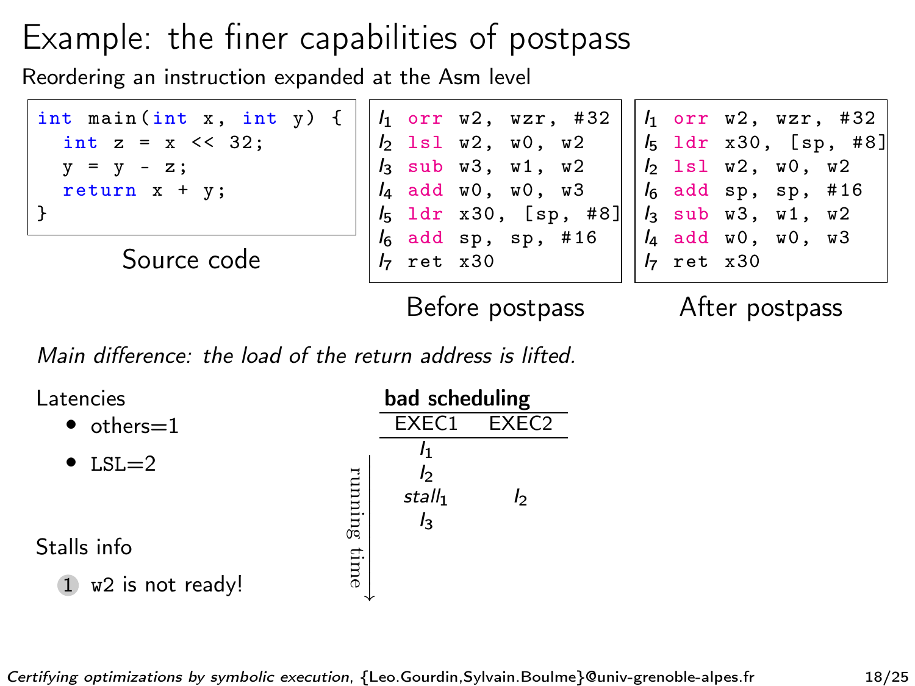# Example: the finer capabilities of postpass

Reordering an instruction expanded at the Asm level

```
int main(int x, int y) {
  int z = x << 32;
  y = y - z;
  return x + y;
}
```

Source code

```
I1 orr w2, wzr, #32
I2 lsl w2, w0, w2
I3 sub w3, w1, w2
I4 add w0, w0, w3
I5 ldr x30, [sp, #8]
I6 add sp, sp, #16
I7 ret x30
```

Before postpass

```
I1 orr w2, wzr, #32
I5 ldr x30, [sp, #8]
I2 lsl w2, w0, w2
I6 add sp, sp, #16
I3 sub w3, w1, w2
I4 add w0, w0, w3
I7 ret x30
```

After postpass

*Main difference: the load of the return address is lifted.*

Latencies

- others=1
- LSL=2

Stalls info

1. w2 is not ready!

**bad scheduling**

| EXEC1 | EXEC2 |
|---|---|
| $I_1$ | |
| $I_2$ | |
| $stall_1$ | $I_2$ |
| $I_3$ | |

running time ↓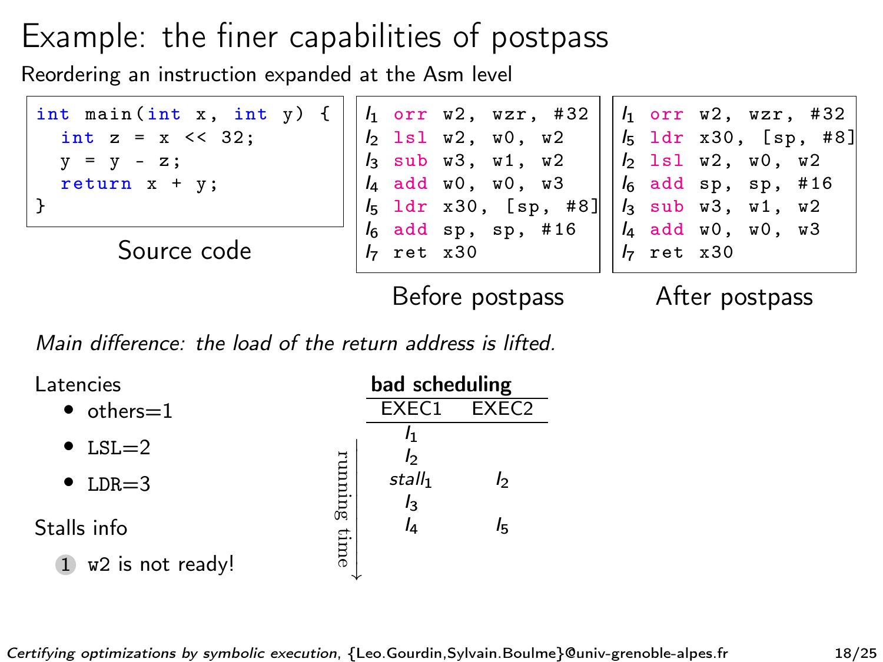# Example: the finer capabilities of postpass

Reordering an instruction expanded at the Asm level

```
int main(int x, int y) {
  int z = x << 32;
  y = y - z;
  return x + y;
}
```

Source code

```
I1 orr w2, wzr, #32
I2 lsl w2, w0, w2
I3 sub w3, w1, w2
I4 add w0, w0, w3
I5 ldr x30, [sp, #8]
I6 add sp, sp, #16
I7 ret x30
```

Before postpass

```
I1 orr w2, wzr, #32
I5 ldr x30, [sp, #8]
I2 lsl w2, w0, w2
I6 add sp, sp, #16
I3 sub w3, w1, w2
I4 add w0, w0, w3
I7 ret x30
```

After postpass

*Main difference: the load of the return address is lifted.*

Latencies

- others=1
- LSL=2
- LDR=3

Stalls info

1. w2 is not ready!

**bad scheduling** (running time ↓)

| EXEC1 | EXEC2 |
|---|---|
| $I_1$ | |
| $I_2$ | |
| *stall*$_1$ | $I_2$ |
| $I_3$ | |
| $I_4$ | $I_5$ |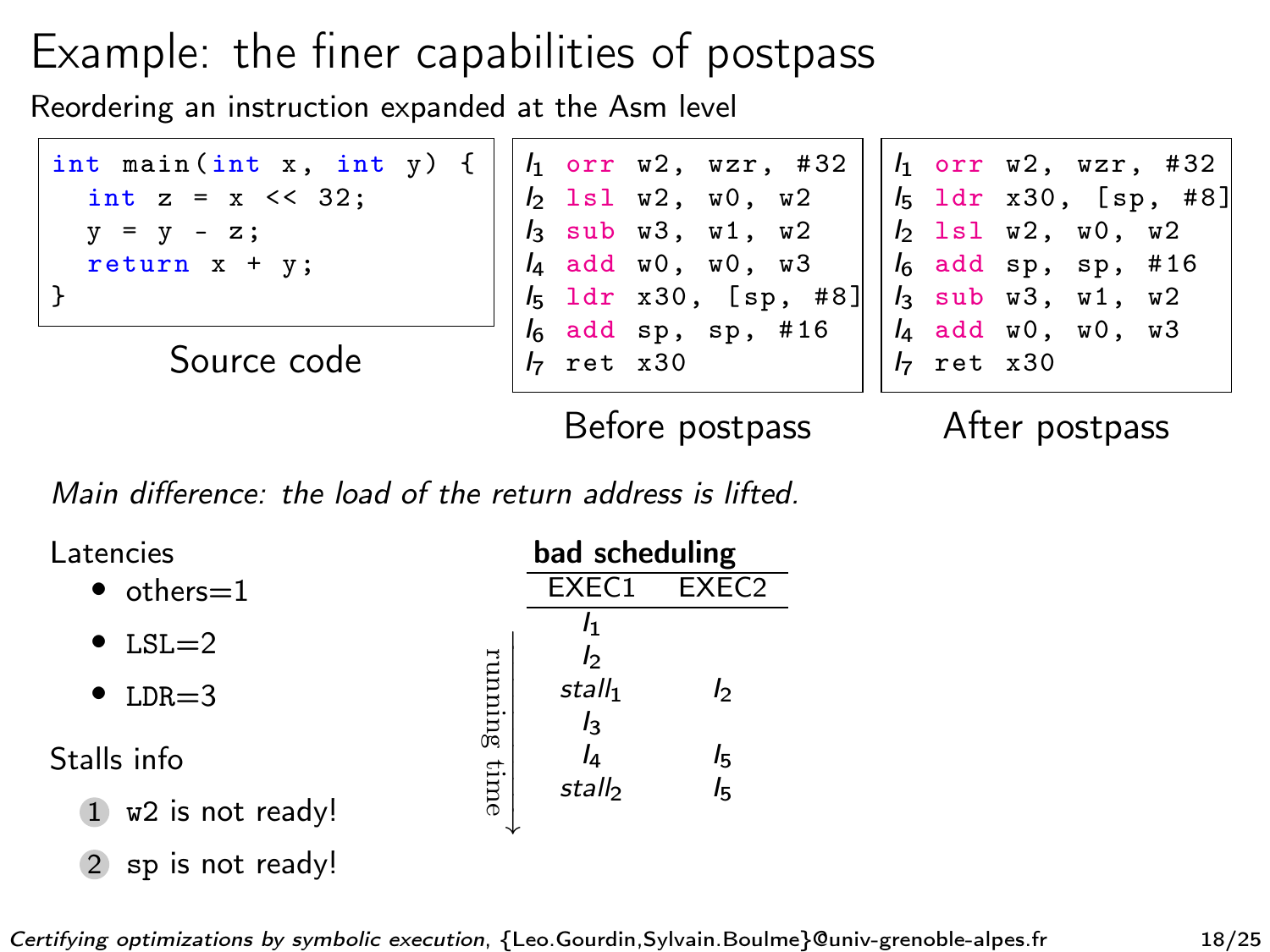# Example: the finer capabilities of postpass

Reordering an instruction expanded at the Asm level

```c
int main(int x, int y) {
  int z = x << 32;
  y = y - z;
  return x + y;
}
```

Source code

```
I1 orr w2, wzr, #32
I2 lsl w2, w0, w2
I3 sub w3, w1, w2
I4 add w0, w0, w3
I5 ldr x30, [sp, #8]
I6 add sp, sp, #16
I7 ret x30
```

Before postpass

```
I1 orr w2, wzr, #32
I5 ldr x30, [sp, #8]
I2 lsl w2, w0, w2
I6 add sp, sp, #16
I3 sub w3, w1, w2
I4 add w0, w0, w3
I7 ret x30
```

After postpass

*Main difference: the load of the return address is lifted.*

Latencies

- others=1
- LSL=2
- LDR=3

Stalls info

1. w2 is not ready!
2. sp is not ready!

**bad scheduling** (running time ↓)

| EXEC1 | EXEC2 |
|---|---|
| $I_1$ | |
| $I_2$ | |
| $stall_1$ | $I_2$ |
| $I_3$ | |
| $I_4$ | $I_5$ |
| $stall_2$ | $I_5$ |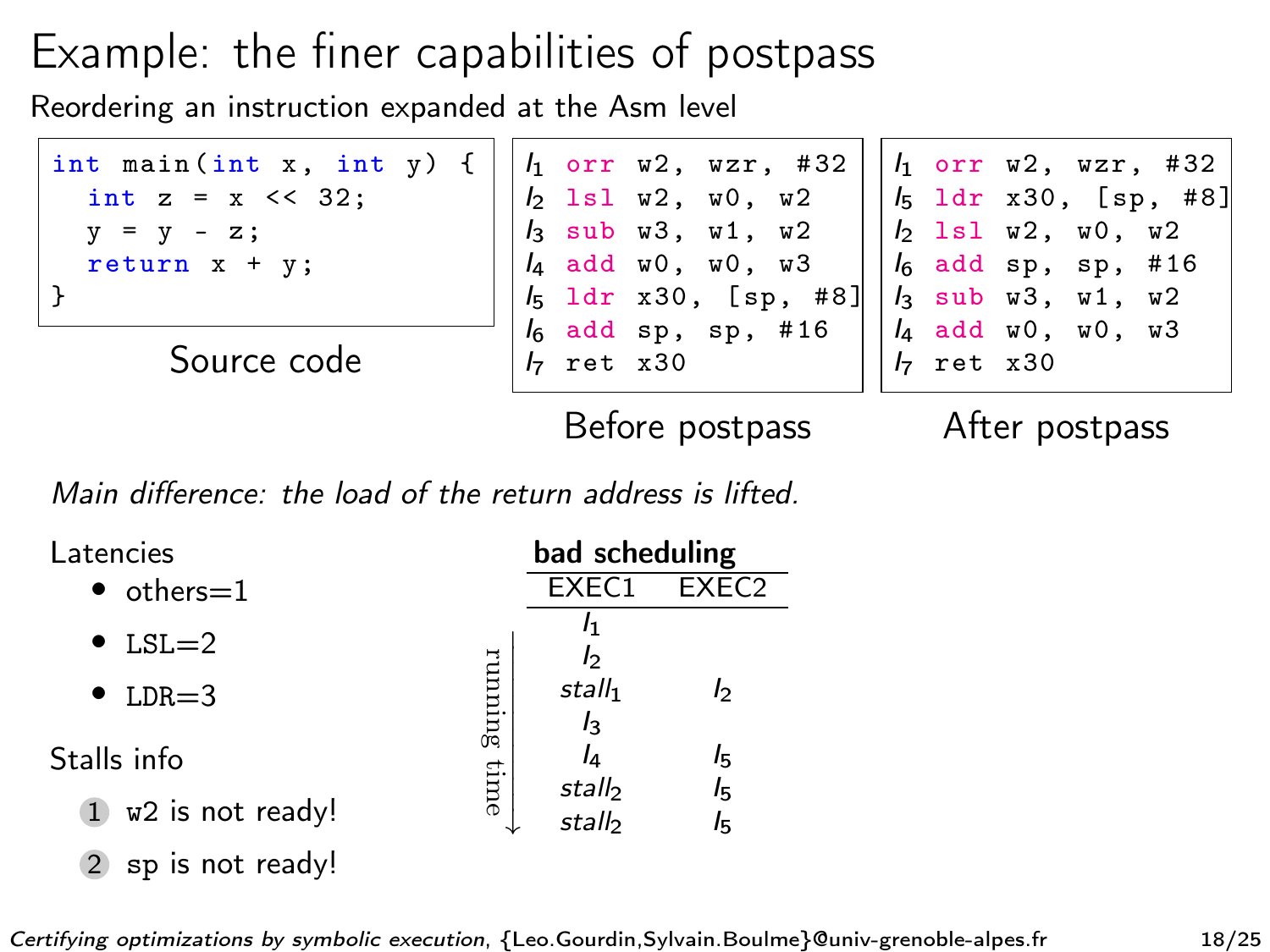# Example: the finer capabilities of postpass

Reordering an instruction expanded at the Asm level

```c
int main(int x, int y) {
  int z = x << 32;
  y = y - z;
  return x + y;
}
```

Source code

```
I1 orr w2, wzr, #32
I2 lsl w2, w0, w2
I3 sub w3, w1, w2
I4 add w0, w0, w3
I5 ldr x30, [sp, #8]
I6 add sp, sp, #16
I7 ret x30
```

Before postpass

```
I1 orr w2, wzr, #32
I5 ldr x30, [sp, #8]
I2 lsl w2, w0, w2
I6 add sp, sp, #16
I3 sub w3, w1, w2
I4 add w0, w0, w3
I7 ret x30
```

After postpass

*Main difference: the load of the return address is lifted.*

Latencies

- others=1
- LSL=2
- LDR=3

Stalls info

1. w2 is not ready!
2. sp is not ready!

**bad scheduling** (running time ↓)

| EXEC1 | EXEC2 |
|---|---|
| $I_1$ | |
| $I_2$ | |
| *stall*$_1$ | $I_2$ |
| $I_3$ | |
| $I_4$ | $I_5$ |
| *stall*$_2$ | $I_5$ |
| *stall*$_2$ | $I_5$ |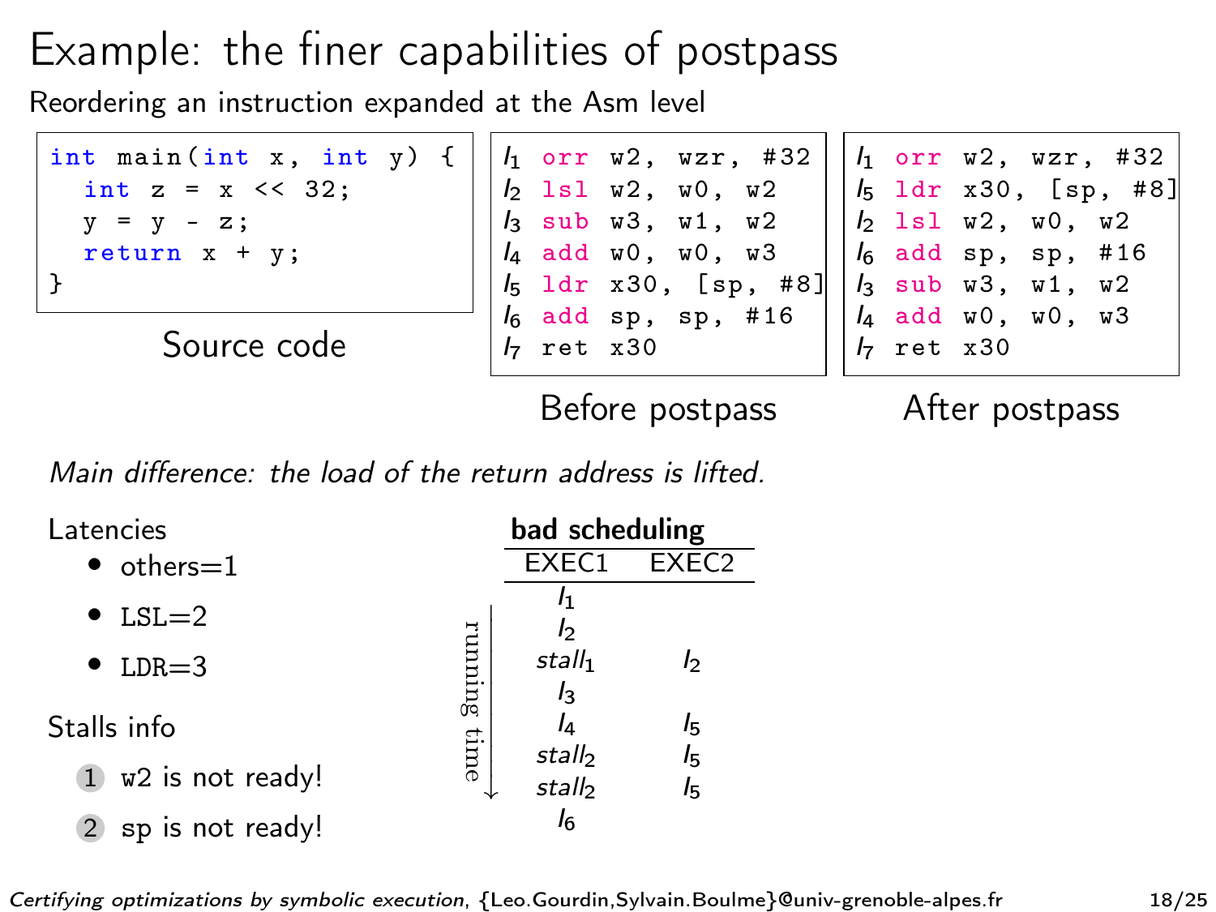# Example: the finer capabilities of postpass

Reordering an instruction expanded at the Asm level

```
int main(int x, int y) {
  int z = x << 32;
  y = y - z;
  return x + y;
}
```

Source code

```
I1 orr w2, wzr, #32
I2 lsl w2, w0, w2
I3 sub w3, w1, w2
I4 add w0, w0, w3
I5 ldr x30, [sp, #8]
I6 add sp, sp, #16
I7 ret x30
```

Before postpass

```
I1 orr w2, wzr, #32
I5 ldr x30, [sp, #8]
I2 lsl w2, w0, w2
I6 add sp, sp, #16
I3 sub w3, w1, w2
I4 add w0, w0, w3
I7 ret x30
```

After postpass

*Main difference: the load of the return address is lifted.*

Latencies

- others=1
- LSL=2
- LDR=3

Stalls info

1. w2 is not ready!
2. sp is not ready!

**bad scheduling** (running time ↓)

| EXEC1 | EXEC2 |
|---|---|
| $I_1$ | |
| $I_2$ | |
| $stall_1$ | $I_2$ |
| $I_3$ | |
| $I_4$ | $I_5$ |
| $stall_2$ | $I_5$ |
| $stall_2$ | $I_5$ |
| $I_6$ | |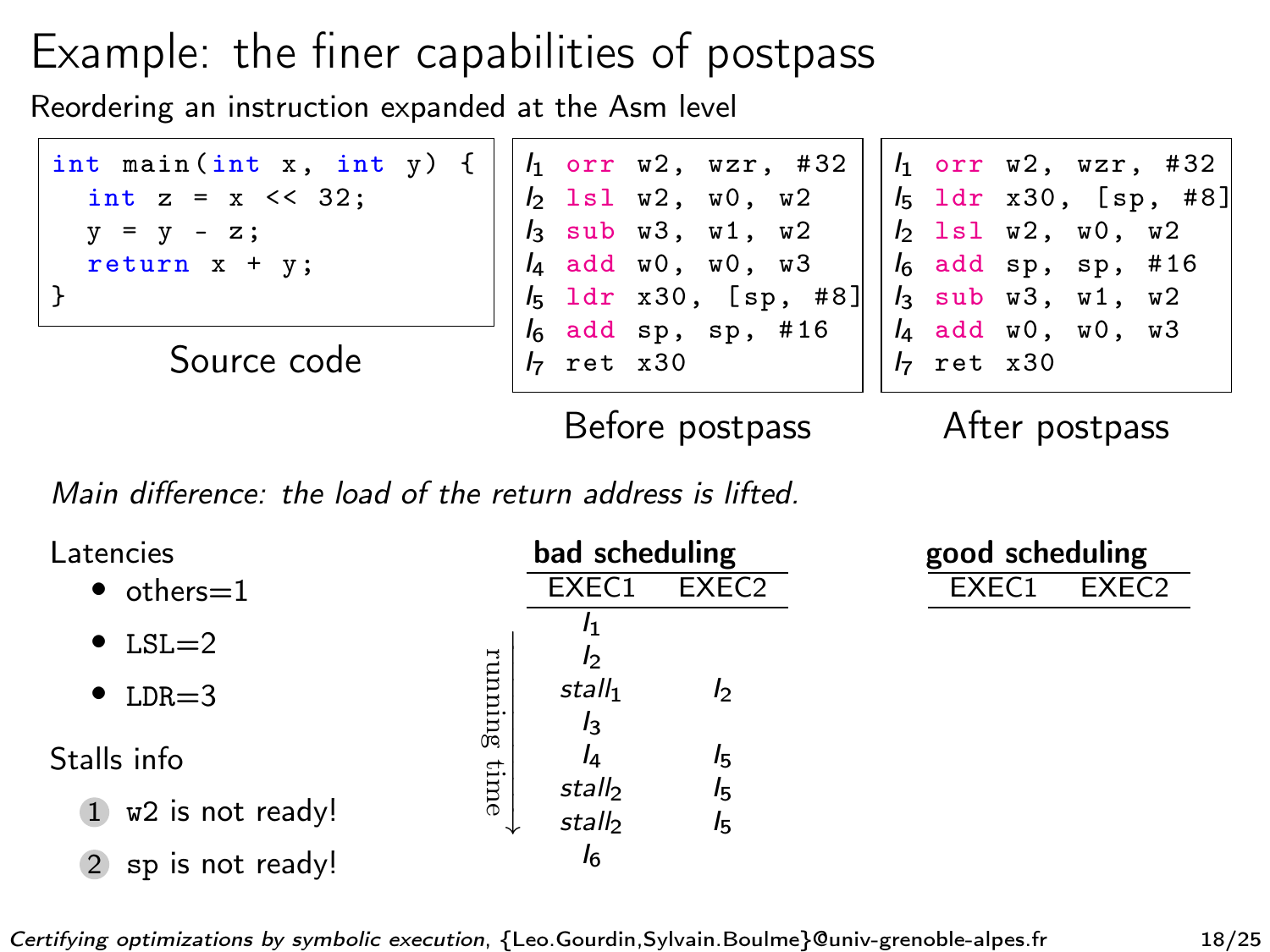# Example: the finer capabilities of postpass

Reordering an instruction expanded at the Asm level

```c
int main(int x, int y) {
  int z = x << 32;
  y = y - z;
  return x + y;
}
```

Source code

```
I1 orr w2, wzr, #32
I2 lsl w2, w0, w2
I3 sub w3, w1, w2
I4 add w0, w0, w3
I5 ldr x30, [sp, #8]
I6 add sp, sp, #16
I7 ret x30
```

Before postpass

```
I1 orr w2, wzr, #32
I5 ldr x30, [sp, #8]
I2 lsl w2, w0, w2
I6 add sp, sp, #16
I3 sub w3, w1, w2
I4 add w0, w0, w3
I7 ret x30
```

After postpass

*Main difference: the load of the return address is lifted.*

Latencies

- others=1
- LSL=2
- LDR=3

Stalls info

1. w2 is not ready!
2. sp is not ready!

**bad scheduling** (running time ↓)

| EXEC1 | EXEC2 |
|---|---|
| $I_1$ | |
| $I_2$ | |
| $stall_1$ | $I_2$ |
| $I_3$ | |
| $I_4$ | $I_5$ |
| $stall_2$ | $I_5$ |
| $stall_2$ | $I_5$ |
| $I_6$ | |

**good scheduling**

| EXEC1 | EXEC2 |
|---|---|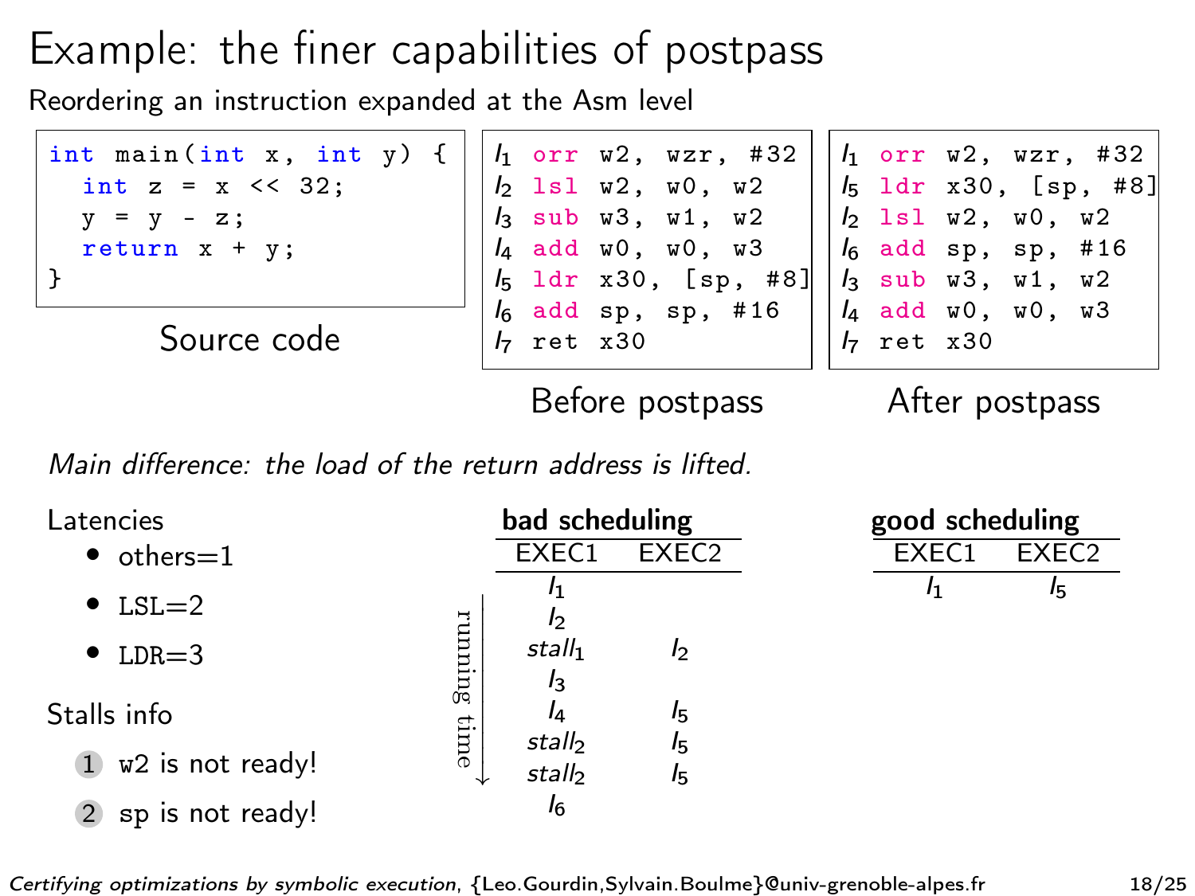# Example: the finer capabilities of postpass

Reordering an instruction expanded at the Asm level

```
int main(int x, int y) {
  int z = x << 32;
  y = y - z;
  return x + y;
}
```

Source code

```
I1 orr w2, wzr, #32
I2 lsl w2, w0, w2
I3 sub w3, w1, w2
I4 add w0, w0, w3
I5 ldr x30, [sp, #8]
I6 add sp, sp, #16
I7 ret x30
```

Before postpass

```
I1 orr w2, wzr, #32
I5 ldr x30, [sp, #8]
I2 lsl w2, w0, w2
I6 add sp, sp, #16
I3 sub w3, w1, w2
I4 add w0, w0, w3
I7 ret x30
```

After postpass

*Main difference: the load of the return address is lifted.*

Latencies

- others=1
- LSL=2
- LDR=3

Stalls info

1. w2 is not ready!
2. sp is not ready!

**bad scheduling** (running time ↓)

| EXEC1 | EXEC2 |
|---|---|
| $I_1$ | |
| $I_2$ | |
| $stall_1$ | $I_2$ |
| $I_3$ | |
| $I_4$ | $I_5$ |
| $stall_2$ | $I_5$ |
| $stall_2$ | $I_5$ |
| $I_6$ | |

**good scheduling**

| EXEC1 | EXEC2 |
|---|---|
| $I_1$ | $I_5$ |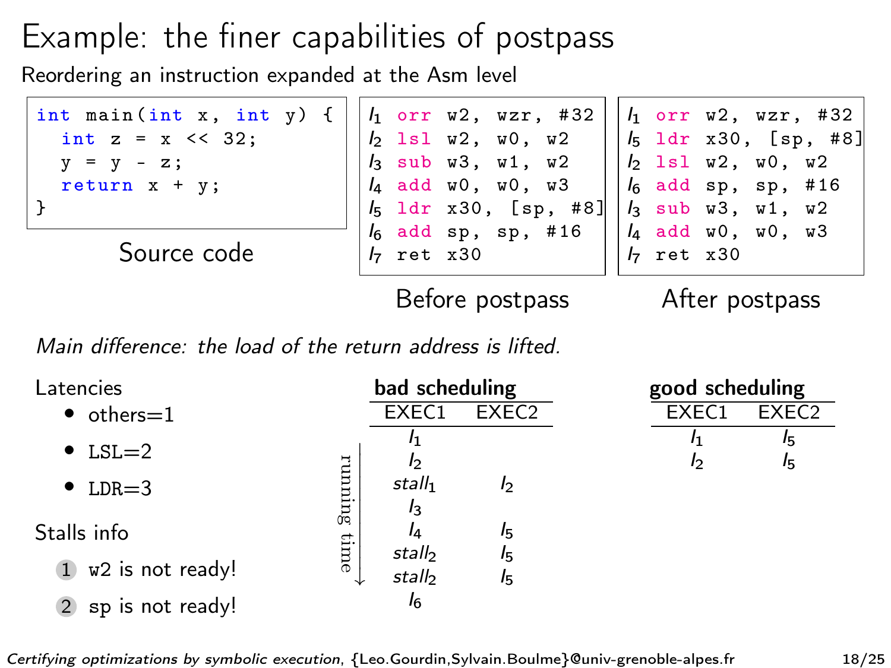# Example: the finer capabilities of postpass

Reordering an instruction expanded at the Asm level

```
int main(int x, int y) {
  int z = x << 32;
  y = y - z;
  return x + y;
}
```

Source code

```
I1 orr w2, wzr, #32
I2 lsl w2, w0, w2
I3 sub w3, w1, w2
I4 add w0, w0, w3
I5 ldr x30, [sp, #8]
I6 add sp, sp, #16
I7 ret x30
```

Before postpass

```
I1 orr w2, wzr, #32
I5 ldr x30, [sp, #8]
I2 lsl w2, w0, w2
I6 add sp, sp, #16
I3 sub w3, w1, w2
I4 add w0, w0, w3
I7 ret x30
```

After postpass

*Main difference: the load of the return address is lifted.*

Latencies

- others=1
- LSL=2
- LDR=3

Stalls info

1. w2 is not ready!
2. sp is not ready!

**bad scheduling** (running time ↓)

| EXEC1 | EXEC2 |
|---|---|
| $I_1$ | |
| $I_2$ | |
| $stall_1$ | $I_2$ |
| $I_3$ | |
| $I_4$ | $I_5$ |
| $stall_2$ | $I_5$ |
| $stall_2$ | $I_5$ |
| $I_6$ | |

**good scheduling**

| EXEC1 | EXEC2 |
|---|---|
| $I_1$ | $I_5$ |
| $I_2$ | $I_5$ |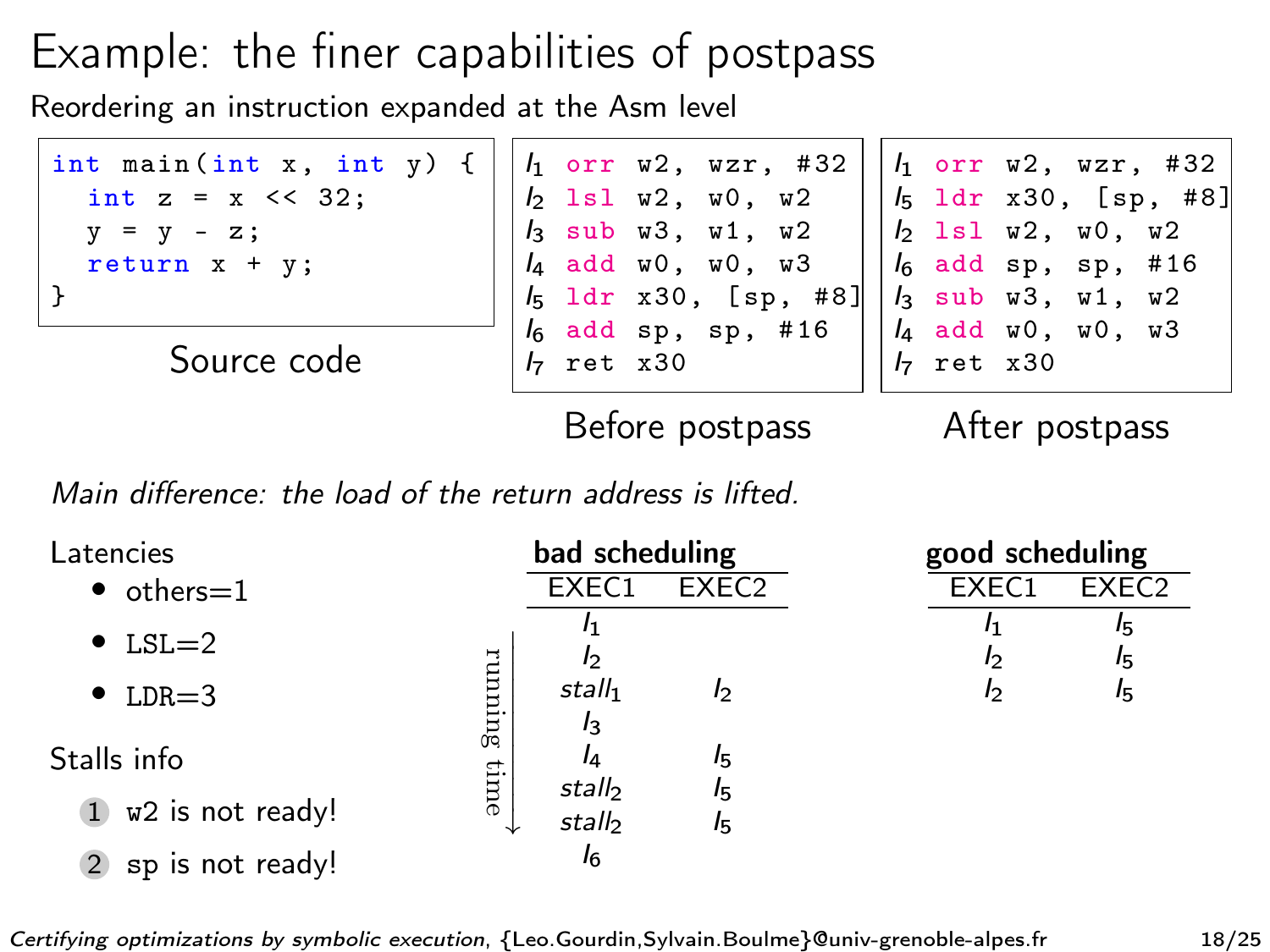# Example: the finer capabilities of postpass

Reordering an instruction expanded at the Asm level

```c
int main(int x, int y) {
  int z = x << 32;
  y = y - z;
  return x + y;
}
```

Source code

```
I1 orr w2, wzr, #32
I2 lsl w2, w0, w2
I3 sub w3, w1, w2
I4 add w0, w0, w3
I5 ldr x30, [sp, #8]
I6 add sp, sp, #16
I7 ret x30
```

Before postpass

```
I1 orr w2, wzr, #32
I5 ldr x30, [sp, #8]
I2 lsl w2, w0, w2
I6 add sp, sp, #16
I3 sub w3, w1, w2
I4 add w0, w0, w3
I7 ret x30
```

After postpass

*Main difference: the load of the return address is lifted.*

Latencies

- others=1
- LSL=2
- LDR=3

Stalls info

1. w2 is not ready!
2. sp is not ready!

**bad scheduling** (running time ↓)

| EXEC1 | EXEC2 |
|---|---|
| $I_1$ | |
| $I_2$ | |
| $stall_1$ | $I_2$ |
| $I_3$ | |
| $I_4$ | $I_5$ |
| $stall_2$ | $I_5$ |
| $stall_2$ | $I_5$ |
| $I_6$ | |

**good scheduling**

| EXEC1 | EXEC2 |
|---|---|
| $I_1$ | $I_5$ |
| $I_2$ | $I_5$ |
| $I_2$ | $I_5$ |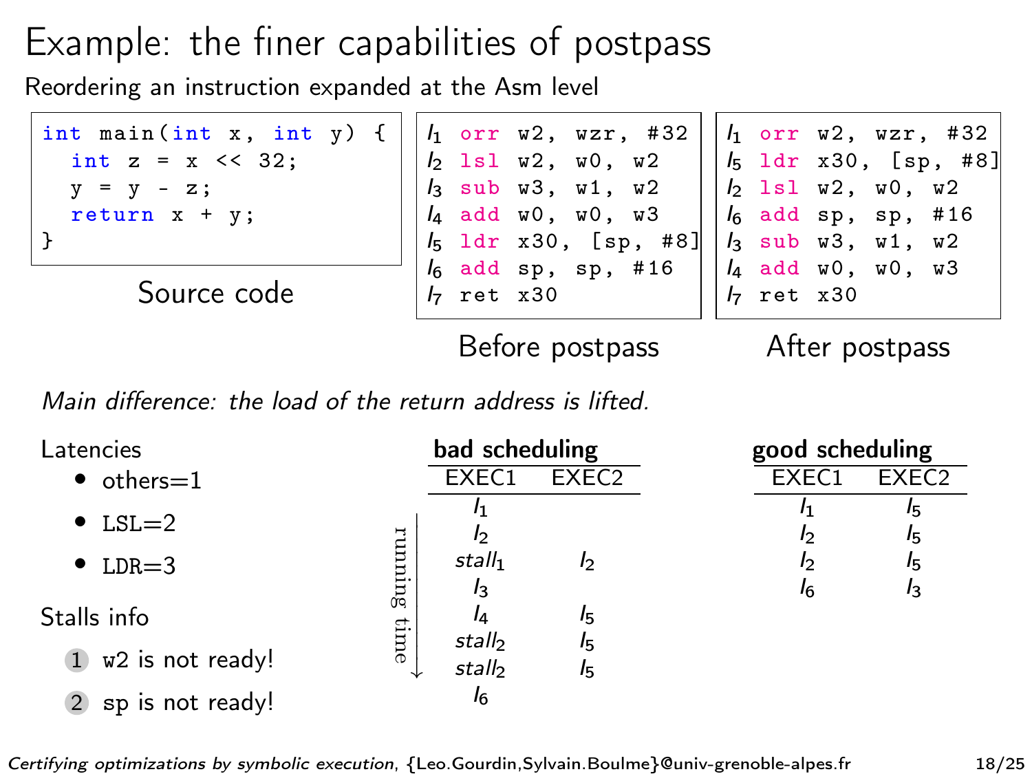# Example: the finer capabilities of postpass

Reordering an instruction expanded at the Asm level

```
int main(int x, int y) {
  int z = x << 32;
  y = y - z;
  return x + y;
}
```

Source code

```
I1 orr w2, wzr, #32
I2 lsl w2, w0, w2
I3 sub w3, w1, w2
I4 add w0, w0, w3
I5 ldr x30, [sp, #8]
I6 add sp, sp, #16
I7 ret x30
```

Before postpass

```
I1 orr w2, wzr, #32
I5 ldr x30, [sp, #8]
I2 lsl w2, w0, w2
I6 add sp, sp, #16
I3 sub w3, w1, w2
I4 add w0, w0, w3
I7 ret x30
```

After postpass

*Main difference: the load of the return address is lifted.*

Latencies

- others=1
- LSL=2
- LDR=3

Stalls info

1. w2 is not ready!
2. sp is not ready!

**bad scheduling** (running time ↓)

| EXEC1 | EXEC2 |
|---|---|
| $I_1$ | |
| $I_2$ | |
| $stall_1$ | $I_2$ |
| $I_3$ | |
| $I_4$ | $I_5$ |
| $stall_2$ | $I_5$ |
| $stall_2$ | $I_5$ |
| $I_6$ | |

**good scheduling**

| EXEC1 | EXEC2 |
|---|---|
| $I_1$ | $I_5$ |
| $I_2$ | $I_5$ |
| $I_2$ | $I_5$ |
| $I_6$ | $I_3$ |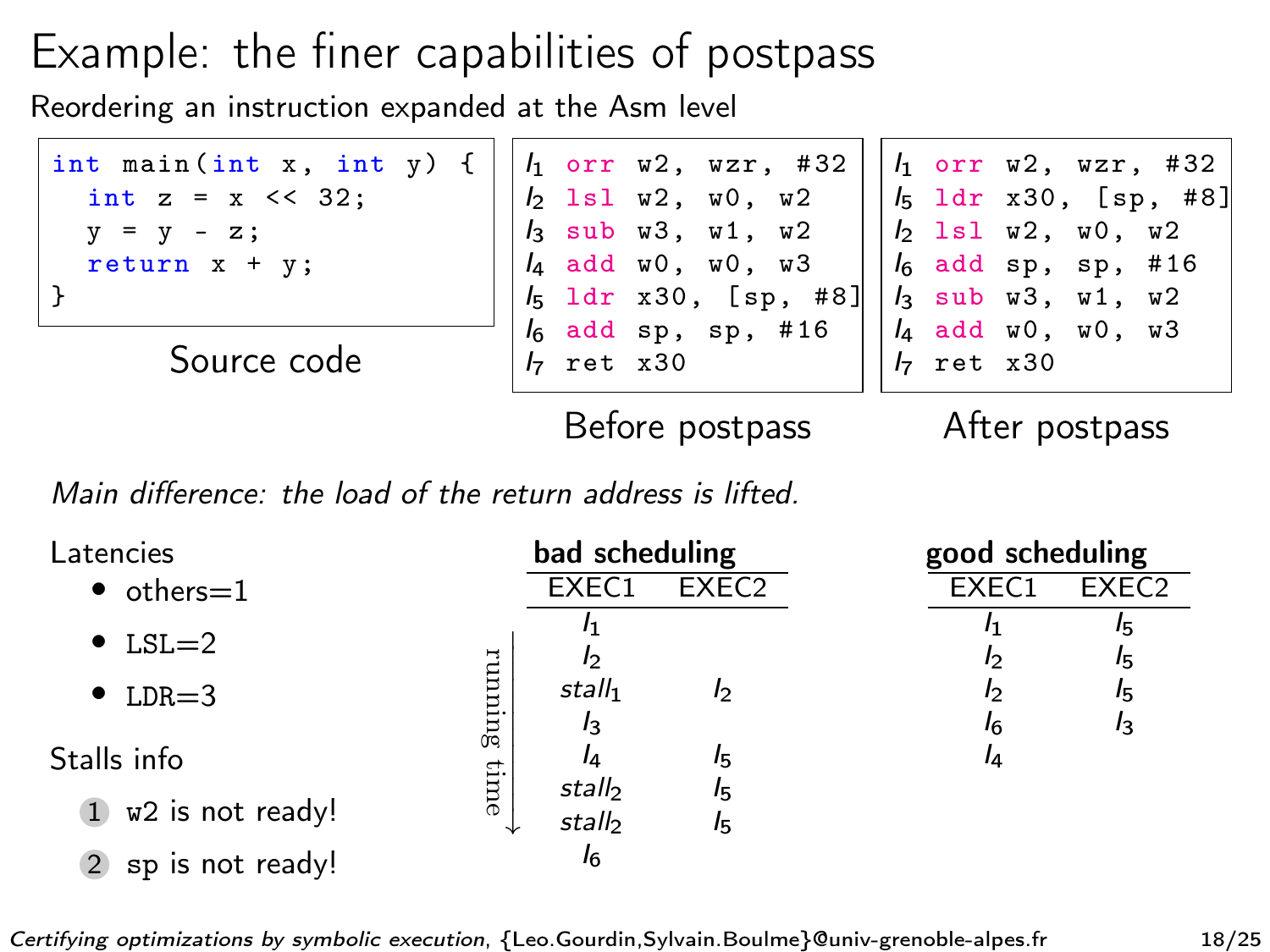# Example: the finer capabilities of postpass

Reordering an instruction expanded at the Asm level

```
int main(int x, int y) {
  int z = x << 32;
  y = y - z;
  return x + y;
}
```

Source code

```
I1 orr w2, wzr, #32
I2 lsl w2, w0, w2
I3 sub w3, w1, w2
I4 add w0, w0, w3
I5 ldr x30, [sp, #8]
I6 add sp, sp, #16
I7 ret x30
```

Before postpass

```
I1 orr w2, wzr, #32
I5 ldr x30, [sp, #8]
I2 lsl w2, w0, w2
I6 add sp, sp, #16
I3 sub w3, w1, w2
I4 add w0, w0, w3
I7 ret x30
```

After postpass

*Main difference: the load of the return address is lifted.*

Latencies

- others=1
- LSL=2
- LDR=3

Stalls info

1. w2 is not ready!
2. sp is not ready!

**bad scheduling** (running time ↓)

| EXEC1 | EXEC2 |
|---|---|
| $I_1$ | |
| $I_2$ | |
| $stall_1$ | $I_2$ |
| $I_3$ | |
| $I_4$ | $I_5$ |
| $stall_2$ | $I_5$ |
| $stall_2$ | $I_5$ |
| $I_6$ | |

**good scheduling**

| EXEC1 | EXEC2 |
|---|---|
| $I_1$ | $I_5$ |
| $I_2$ | $I_5$ |
| $I_2$ | $I_5$ |
| $I_6$ | $I_3$ |
| $I_4$ | |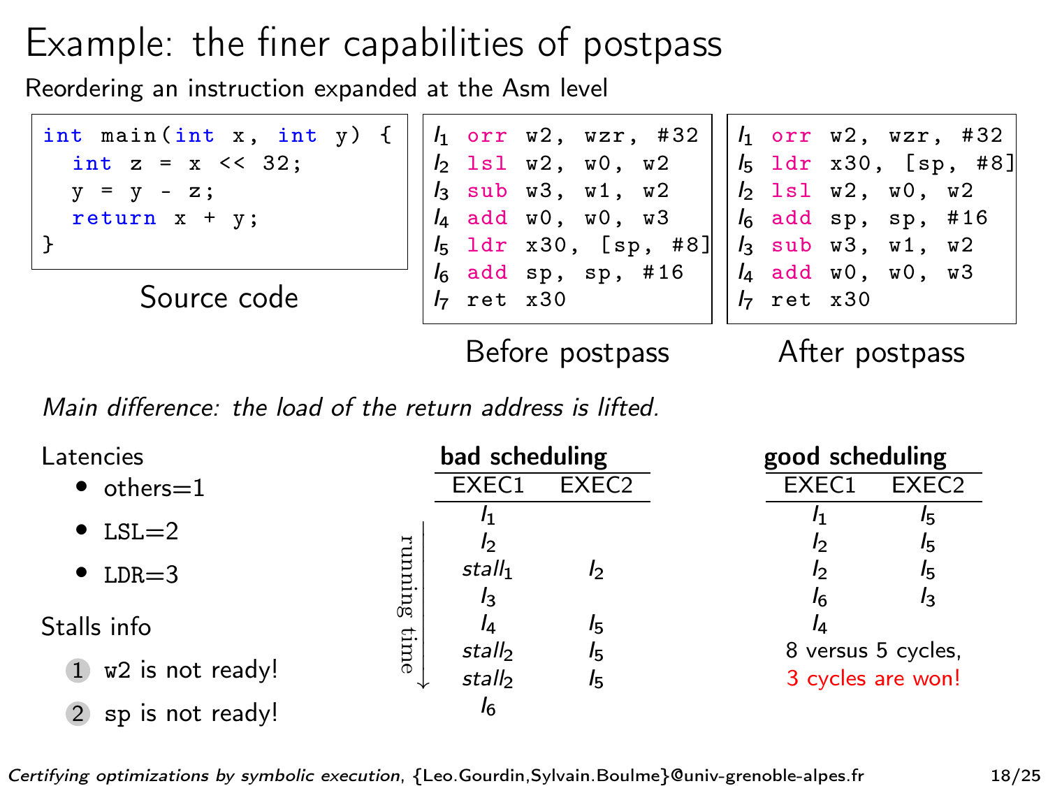# Example: the finer capabilities of postpass

Reordering an instruction expanded at the Asm level

```c
int main(int x, int y) {
  int z = x << 32;
  y = y - z;
  return x + y;
}
```

Source code

```
I1 orr w2, wzr, #32
I2 lsl w2, w0, w2
I3 sub w3, w1, w2
I4 add w0, w0, w3
I5 ldr x30, [sp, #8]
I6 add sp, sp, #16
I7 ret x30
```

Before postpass

```
I1 orr w2, wzr, #32
I5 ldr x30, [sp, #8]
I2 lsl w2, w0, w2
I6 add sp, sp, #16
I3 sub w3, w1, w2
I4 add w0, w0, w3
I7 ret x30
```

After postpass

*Main difference: the load of the return address is lifted.*

Latencies

- others=1
- LSL=2
- LDR=3

Stalls info

1. w2 is not ready!
2. sp is not ready!

**bad scheduling** (running time ↓)

| EXEC1 | EXEC2 |
|---|---|
| $I_1$ | |
| $I_2$ | |
| $stall_1$ | $I_2$ |
| $I_3$ | |
| $I_4$ | $I_5$ |
| $stall_2$ | $I_5$ |
| $stall_2$ | $I_5$ |
| $I_6$ | |

**good scheduling**

| EXEC1 | EXEC2 |
|---|---|
| $I_1$ | $I_5$ |
| $I_2$ | $I_5$ |
| $I_2$ | $I_5$ |
| $I_6$ | $I_3$ |
| $I_4$ | |

8 versus 5 cycles,
3 cycles are won!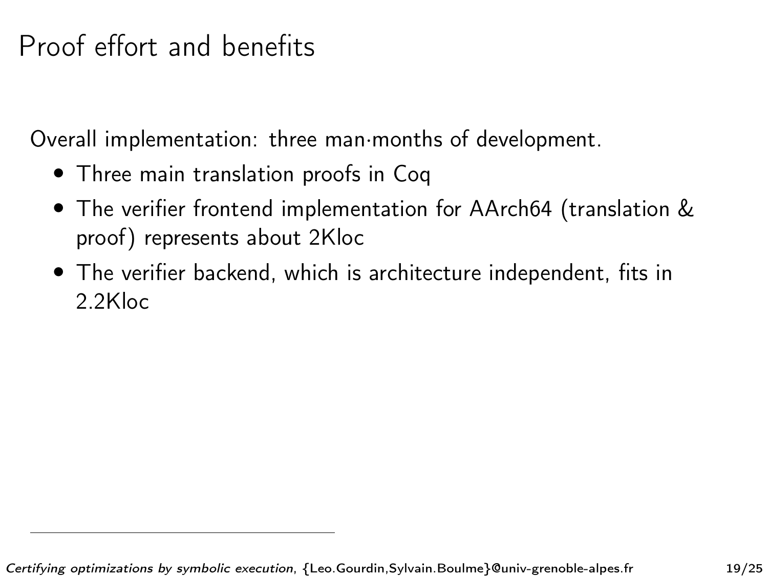# Proof effort and benefits

Overall implementation: three man·months of development.

- Three main translation proofs in Coq
- The verifier frontend implementation for AArch64 (translation & proof) represents about 2Kloc
- The verifier backend, which is architecture independent, fits in 2.2Kloc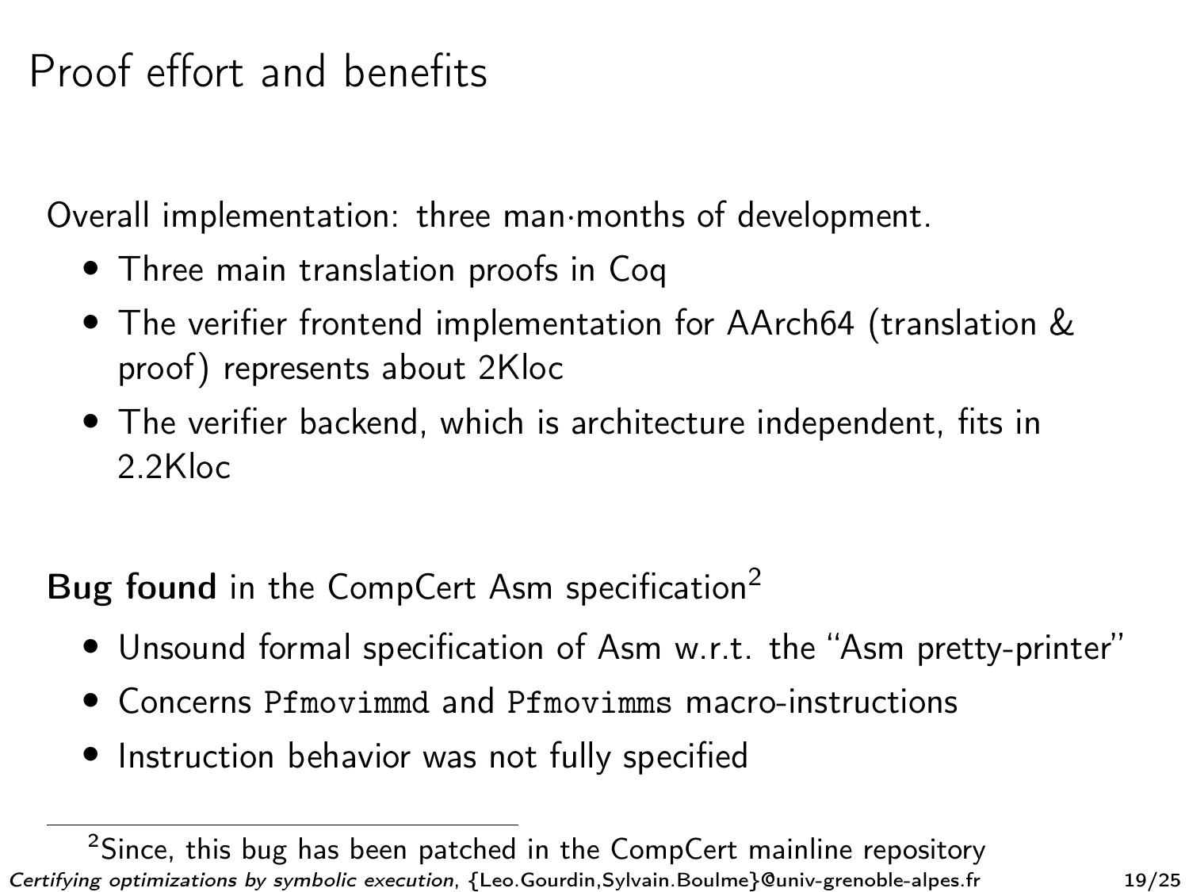# Proof effort and benefits

Overall implementation: three man·months of development.

- Three main translation proofs in Coq
- The verifier frontend implementation for AArch64 (translation & proof) represents about 2Kloc
- The verifier backend, which is architecture independent, fits in 2.2Kloc

**Bug found** in the CompCert Asm specification[2]

- Unsound formal specification of Asm w.r.t. the "Asm pretty-printer"
- Concerns `Pfmovimmd` and `Pfmovimms` macro-instructions
- Instruction behavior was not fully specified

[2] Since, this bug has been patched in the CompCert mainline repository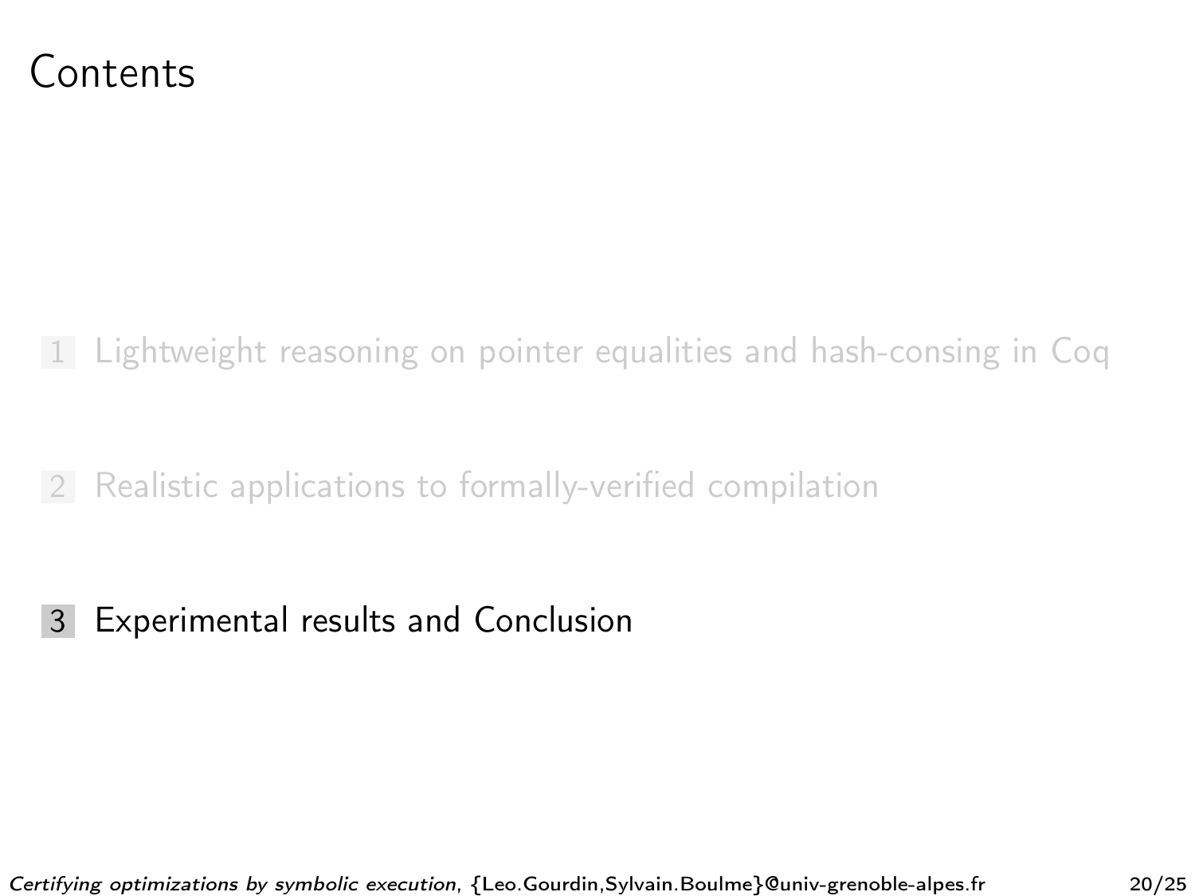# Contents

1. Lightweight reasoning on pointer equalities and hash-consing in Coq
2. Realistic applications to formally-verified compilation
3. Experimental results and Conclusion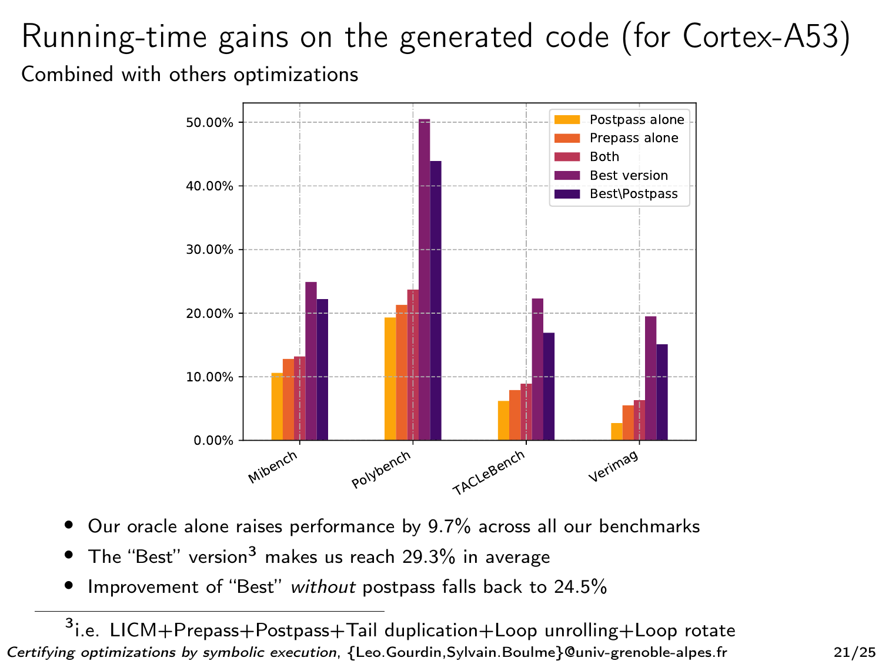# Running-time gains on the generated code (for Cortex-A53)

## Combined with others optimizations

- Our oracle alone raises performance by 9.7% across all our benchmarks
- The "Best" version[3] makes us reach 29.3% in average
- Improvement of "Best" *without* postpass falls back to 24.5%

[3] i.e. LICM+Prepass+Postpass+Tail duplication+Loop unrolling+Loop rotate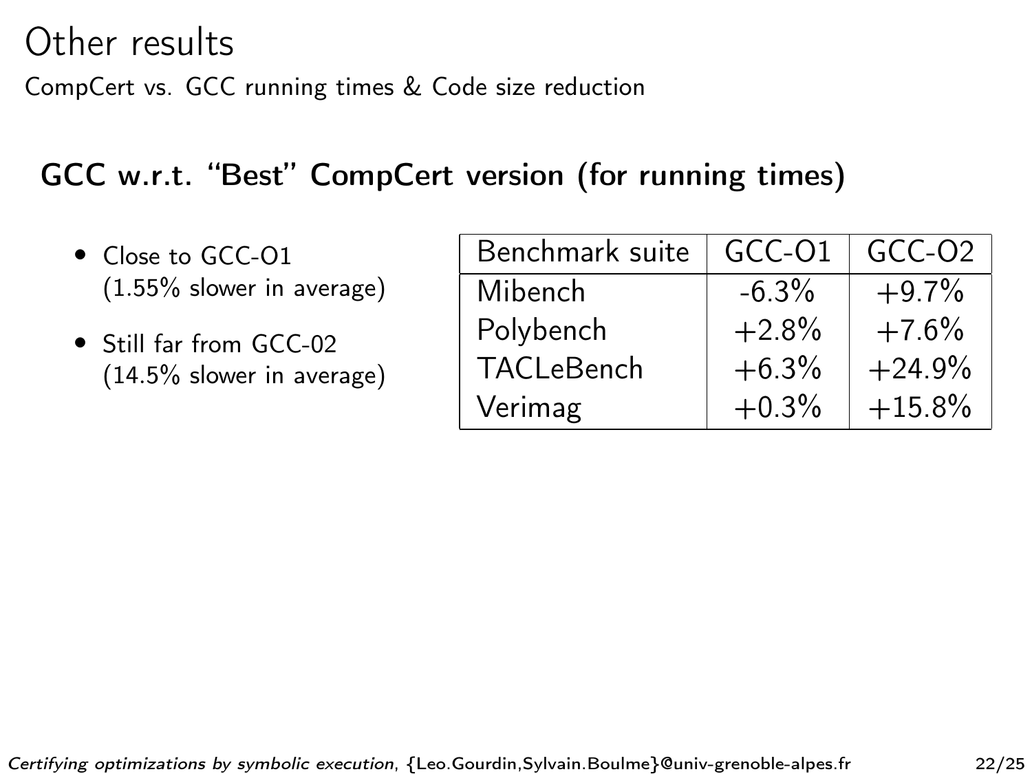# Other results

CompCert vs. GCC running times & Code size reduction

## GCC w.r.t. "Best" CompCert version (for running times)

- Close to GCC-O1 (1.55% slower in average)
- Still far from GCC-02 (14.5% slower in average)

| Benchmark suite | GCC-O1 | GCC-O2 |
|---|---|---|
| Mibench | -6.3% | +9.7% |
| Polybench | +2.8% | +7.6% |
| TACLeBench | +6.3% | +24.9% |
| Verimag | +0.3% | +15.8% |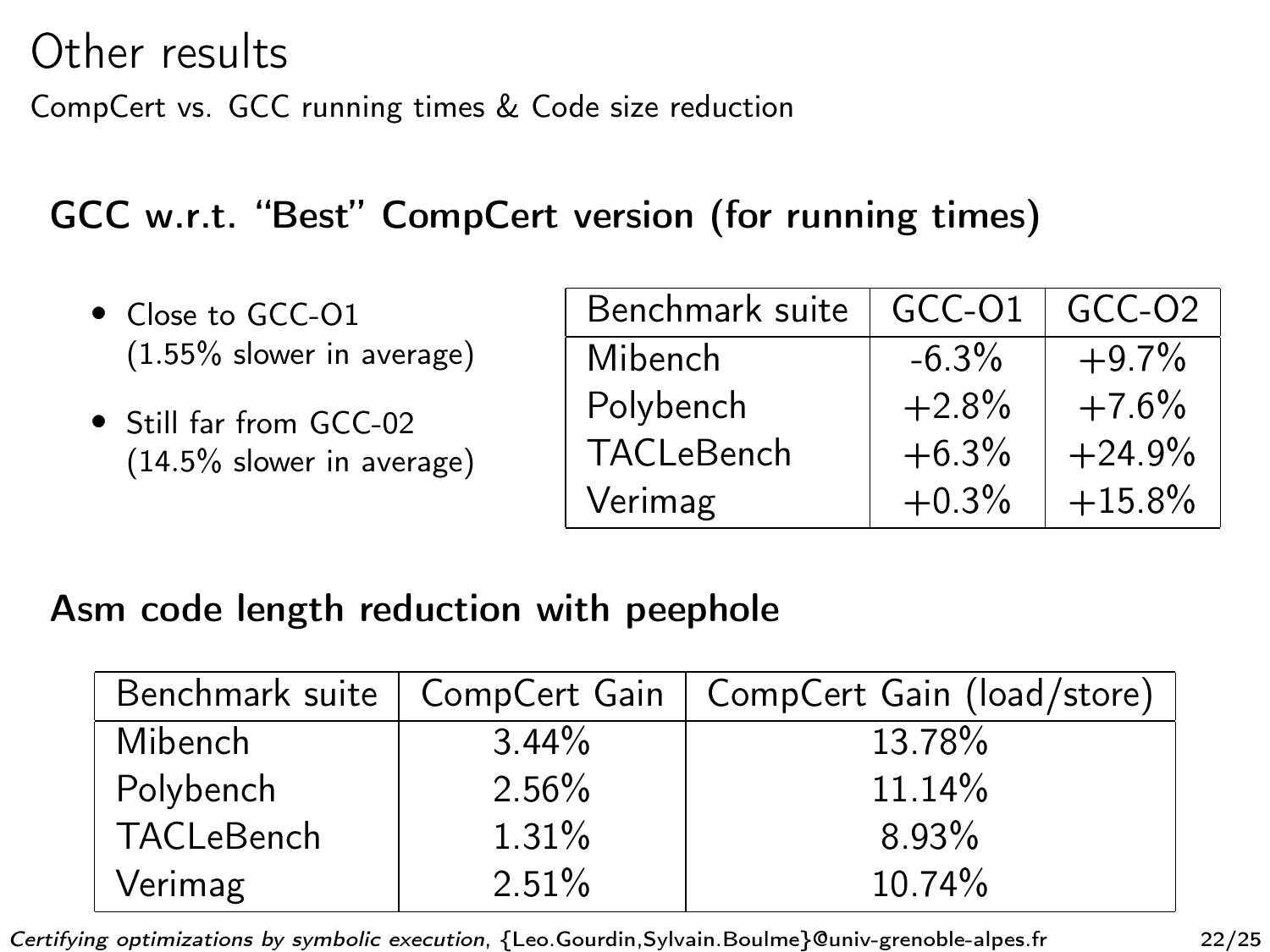# Other results

CompCert vs. GCC running times & Code size reduction

## GCC w.r.t. "Best" CompCert version (for running times)

- Close to GCC-O1 (1.55% slower in average)
- Still far from GCC-02 (14.5% slower in average)

| Benchmark suite | GCC-O1 | GCC-O2 |
|---|---|---|
| Mibench | -6.3% | +9.7% |
| Polybench | +2.8% | +7.6% |
| TACLeBench | +6.3% | +24.9% |
| Verimag | +0.3% | +15.8% |

## Asm code length reduction with peephole

| Benchmark suite | CompCert Gain | CompCert Gain (load/store) |
|---|---|---|
| Mibench | 3.44% | 13.78% |
| Polybench | 2.56% | 11.14% |
| TACLeBench | 1.31% | 8.93% |
| Verimag | 2.51% | 10.74% |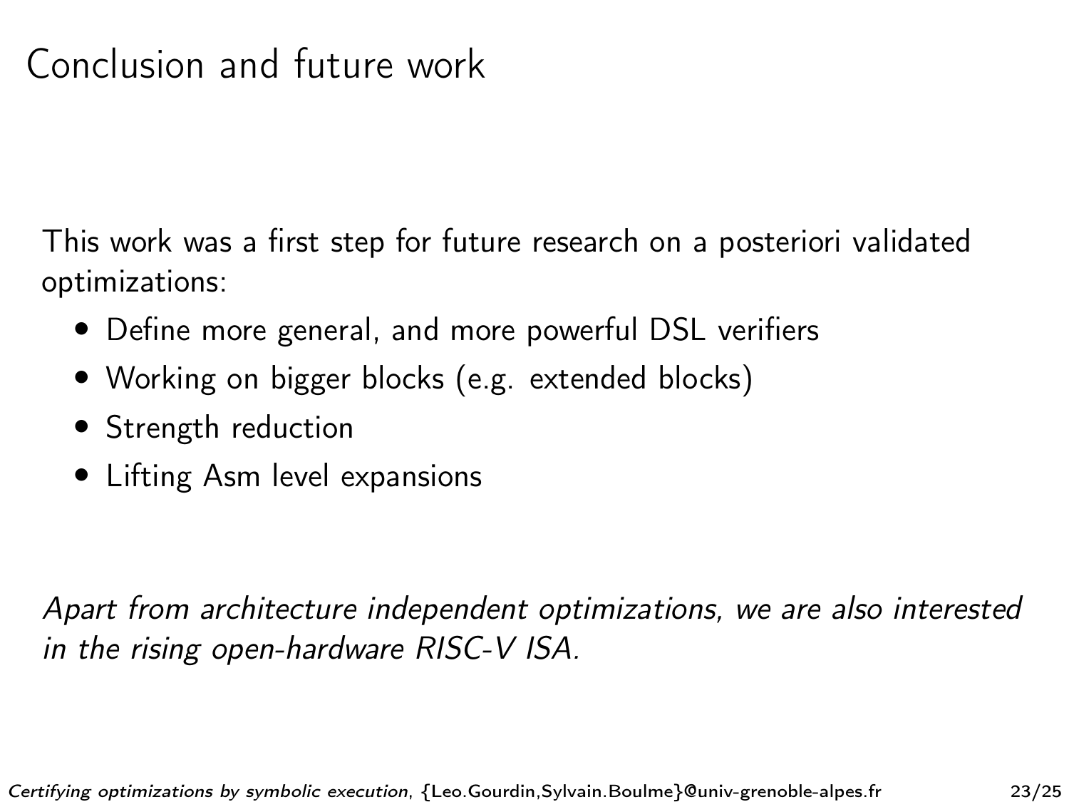# Conclusion and future work

This work was a first step for future research on a posteriori validated optimizations:

- Define more general, and more powerful DSL verifiers
- Working on bigger blocks (e.g. extended blocks)
- Strength reduction
- Lifting Asm level expansions

*Apart from architecture independent optimizations, we are also interested in the rising open-hardware RISC-V ISA.*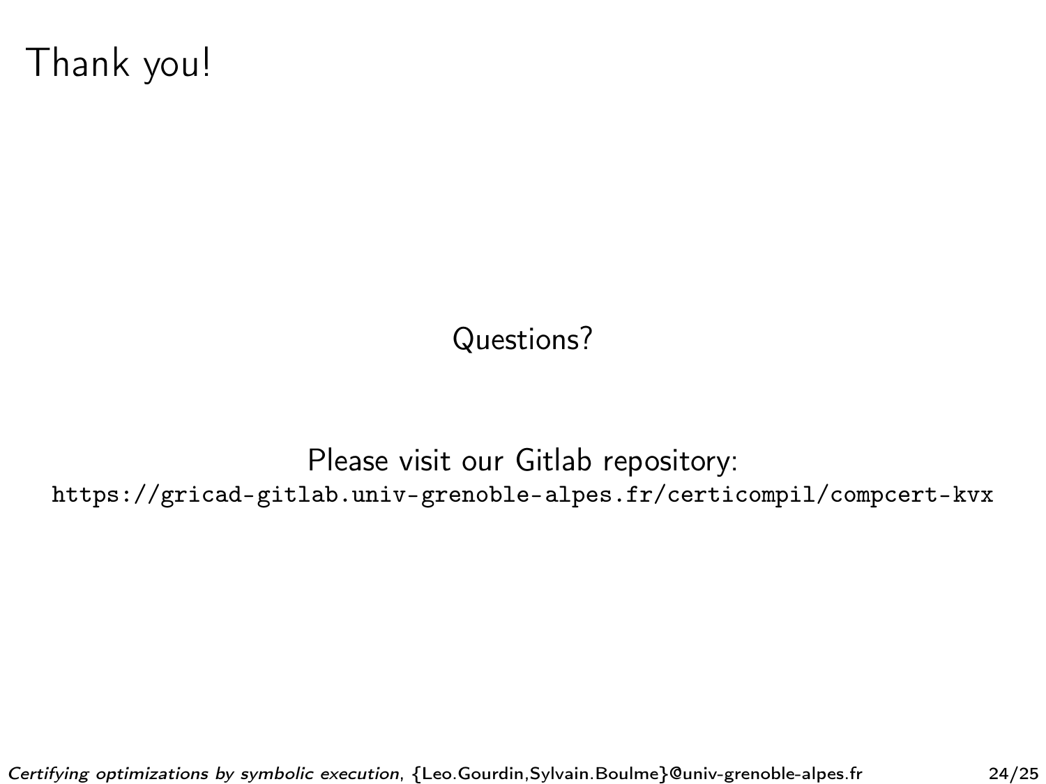# Thank you!

Questions?

Please visit our Gitlab repository:
`https://gricad-gitlab.univ-grenoble-alpes.fr/certicompil/compcert-kvx`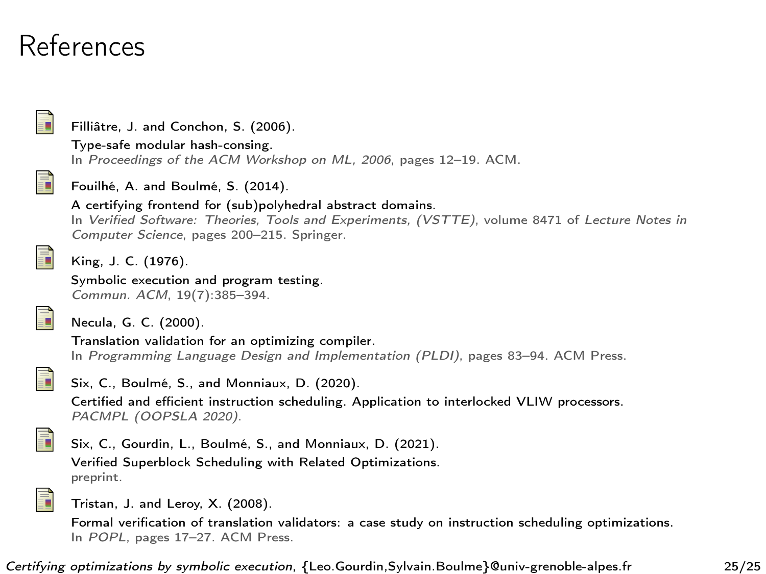# References

Filliâtre, J. and Conchon, S. (2006).
Type-safe modular hash-consing.
In *Proceedings of the ACM Workshop on ML, 2006*, pages 12–19. ACM.

Fouilhé, A. and Boulmé, S. (2014).
A certifying frontend for (sub)polyhedral abstract domains.
In *Verified Software: Theories, Tools and Experiments, (VSTTE)*, volume 8471 of *Lecture Notes in Computer Science*, pages 200–215. Springer.

King, J. C. (1976).
Symbolic execution and program testing.
*Commun. ACM*, 19(7):385–394.

Necula, G. C. (2000).
Translation validation for an optimizing compiler.
In *Programming Language Design and Implementation (PLDI)*, pages 83–94. ACM Press.

Six, C., Boulmé, S., and Monniaux, D. (2020).
Certified and efficient instruction scheduling. Application to interlocked VLIW processors.
*PACMPL (OOPSLA 2020)*.

Six, C., Gourdin, L., Boulmé, S., and Monniaux, D. (2021).
Verified Superblock Scheduling with Related Optimizations.
preprint.

Tristan, J. and Leroy, X. (2008).
Formal verification of translation validators: a case study on instruction scheduling optimizations.
In *POPL*, pages 17–27. ACM Press.